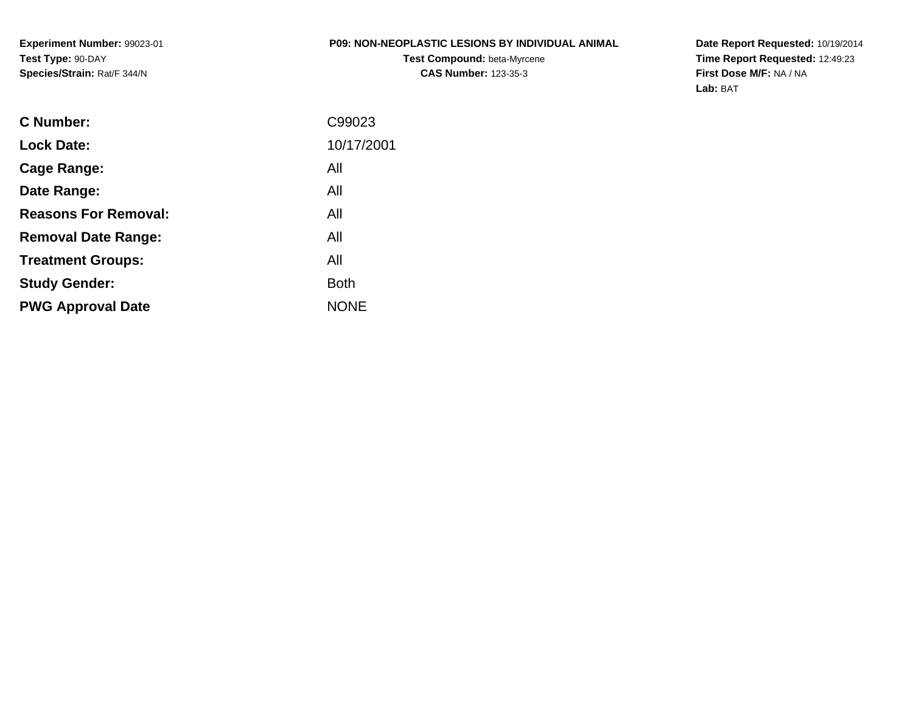**Experiment Number:** 99023-01
**Test Type:** 90-DAY
**Species/Strain:** Rat/F 344/N

**P09: NON-NEOPLASTIC LESIONS BY INDIVIDUAL ANIMAL**
**Test Compound:** beta-Myrcene
**CAS Number:** 123-35-3

**Date Report Requested:** 10/19/2014
**Time Report Requested:** 12:49:23
**First Dose M/F:** NA / NA
**Lab:** BAT

| | |
|---|---|
| **C Number:** | C99023 |
| **Lock Date:** | 10/17/2001 |
| **Cage Range:** | All |
| **Date Range:** | All |
| **Reasons For Removal:** | All |
| **Removal Date Range:** | All |
| **Treatment Groups:** | All |
| **Study Gender:** | Both |
| **PWG Approval Date** | NONE |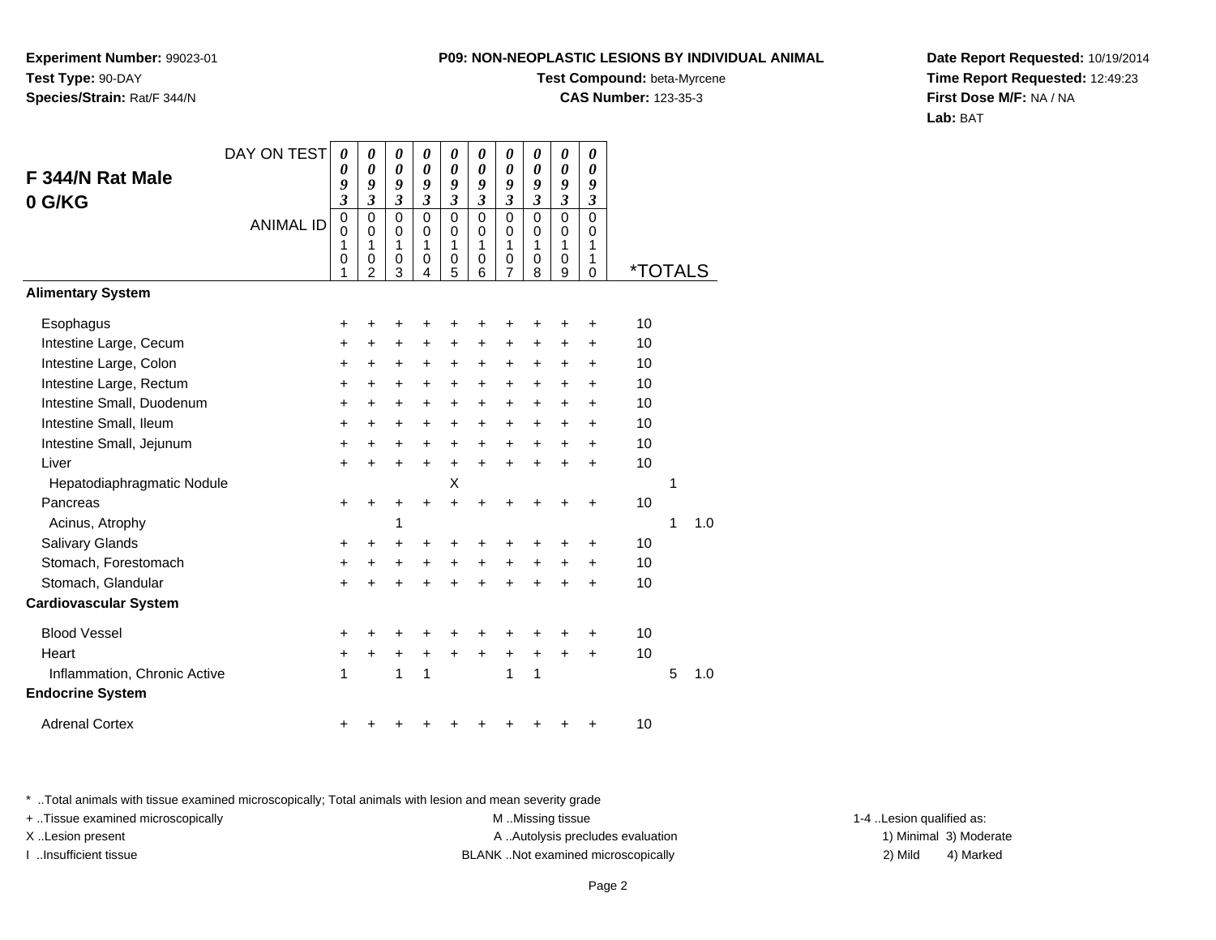**Experiment Number:** 99023-01
**Test Type:** 90-DAY
**Species/Strain:** Rat/F 344/N

**P09: NON-NEOPLASTIC LESIONS BY INDIVIDUAL ANIMAL**
**Test Compound:** beta-Myrcene
**CAS Number:** 123-35-3

**Date Report Requested:** 10/19/2014
**Time Report Requested:** 12:49:23
**First Dose M/F:** NA / NA
**Lab:** BAT

## F 344/N Rat Male
## 0 G/KG

| DAY ON TEST | 0093 | 0093 | 0093 | 0093 | 0093 | 0093 | 0093 | 0093 | 0093 | 0093 | | | |
|---|---|---|---|---|---|---|---|---|---|---|---|---|---|
| ANIMAL ID | 00101 | 00102 | 00103 | 00104 | 00105 | 00106 | 00107 | 00108 | 00109 | 00110 | *TOTALS | | |
| **Alimentary System** | | | | | | | | | | | | | |
| Esophagus | + | + | + | + | + | + | + | + | + | + | 10 | | |
| Intestine Large, Cecum | + | + | + | + | + | + | + | + | + | + | 10 | | |
| Intestine Large, Colon | + | + | + | + | + | + | + | + | + | + | 10 | | |
| Intestine Large, Rectum | + | + | + | + | + | + | + | + | + | + | 10 | | |
| Intestine Small, Duodenum | + | + | + | + | + | + | + | + | + | + | 10 | | |
| Intestine Small, Ileum | + | + | + | + | + | + | + | + | + | + | 10 | | |
| Intestine Small, Jejunum | + | + | + | + | + | + | + | + | + | + | 10 | | |
| Liver | + | + | + | + | + | + | + | + | + | + | 10 | | |
| Hepatodiaphragmatic Nodule | | | | | X | | | | | | | 1 | |
| Pancreas | + | + | + | + | + | + | + | + | + | + | 10 | | |
| Acinus, Atrophy | | | 1 | | | | | | | | | 1 | 1.0 |
| Salivary Glands | + | + | + | + | + | + | + | + | + | + | 10 | | |
| Stomach, Forestomach | + | + | + | + | + | + | + | + | + | + | 10 | | |
| Stomach, Glandular | + | + | + | + | + | + | + | + | + | + | 10 | | |
| **Cardiovascular System** | | | | | | | | | | | | | |
| Blood Vessel | + | + | + | + | + | + | + | + | + | + | 10 | | |
| Heart | + | + | + | + | + | + | + | + | + | + | 10 | | |
| Inflammation, Chronic Active | 1 | | 1 | 1 | | | 1 | 1 | | | | 5 | 1.0 |
| **Endocrine System** | | | | | | | | | | | | | |
| Adrenal Cortex | + | + | + | + | + | + | + | + | + | + | 10 | | |

\* ..Total animals with tissue examined microscopically; Total animals with lesion and mean severity grade
+ ..Tissue examined microscopically
X ..Lesion present
I ..Insufficient tissue

M ..Missing tissue
A ..Autolysis precludes evaluation
BLANK ..Not examined microscopically

1-4 ..Lesion qualified as:
1) Minimal 3) Moderate
2) Mild 4) Marked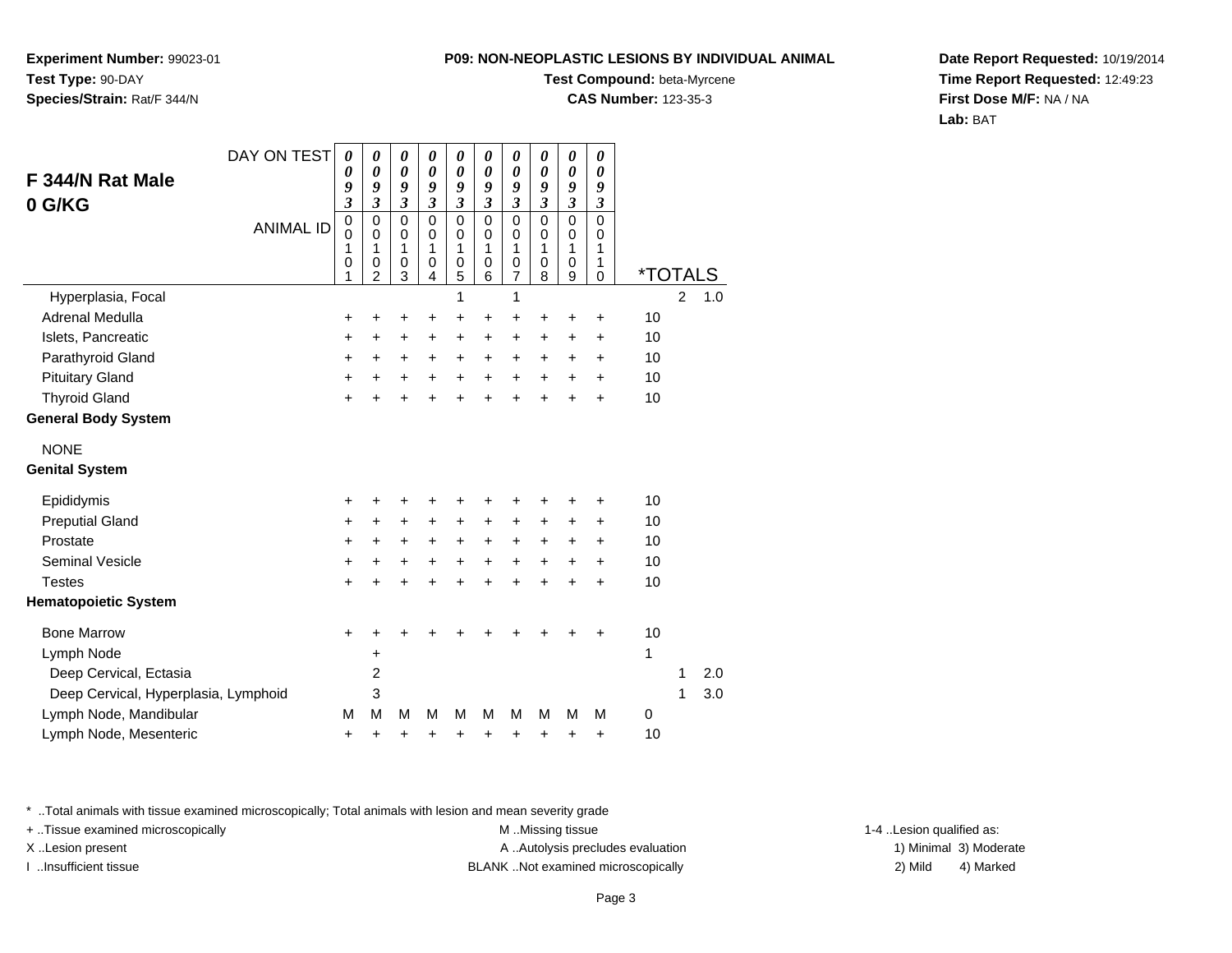**Experiment Number:** 99023-01
**Test Type:** 90-DAY
**Species/Strain:** Rat/F 344/N

**P09: NON-NEOPLASTIC LESIONS BY INDIVIDUAL ANIMAL**
**Test Compound:** beta-Myrcene
**CAS Number:** 123-35-3

**Date Report Requested:** 10/19/2014
**Time Report Requested:** 12:49:23
**First Dose M/F:** NA / NA
**Lab:** BAT

## F 344/N Rat Male
## 0 G/KG

| DAY ON TEST | 0093 | 0093 | 0093 | 0093 | 0093 | 0093 | 0093 | 0093 | 0093 | 0093 | | | |
|---|---|---|---|---|---|---|---|---|---|---|---|---|---|
| ANIMAL ID | 00101 | 00102 | 00103 | 00104 | 00105 | 00106 | 00107 | 00108 | 00109 | 00110 | *TOTALS | | |
| Hyperplasia, Focal | | | | | 1 | | 1 | | | | | 2 | 1.0 |
| Adrenal Medulla | + | + | + | + | + | + | + | + | + | + | 10 | | |
| Islets, Pancreatic | + | + | + | + | + | + | + | + | + | + | 10 | | |
| Parathyroid Gland | + | + | + | + | + | + | + | + | + | + | 10 | | |
| Pituitary Gland | + | + | + | + | + | + | + | + | + | + | 10 | | |
| Thyroid Gland | + | + | + | + | + | + | + | + | + | + | 10 | | |
| **General Body System** | | | | | | | | | | | | | |
| NONE | | | | | | | | | | | | | |
| **Genital System** | | | | | | | | | | | | | |
| Epididymis | + | + | + | + | + | + | + | + | + | + | 10 | | |
| Preputial Gland | + | + | + | + | + | + | + | + | + | + | 10 | | |
| Prostate | + | + | + | + | + | + | + | + | + | + | 10 | | |
| Seminal Vesicle | + | + | + | + | + | + | + | + | + | + | 10 | | |
| Testes | + | + | + | + | + | + | + | + | + | + | 10 | | |
| **Hematopoietic System** | | | | | | | | | | | | | |
| Bone Marrow | + | + | + | + | + | + | + | + | + | + | 10 | | |
| Lymph Node | | + | | | | | | | | | 1 | | |
| Deep Cervical, Ectasia | | 2 | | | | | | | | | | 1 | 2.0 |
| Deep Cervical, Hyperplasia, Lymphoid | | 3 | | | | | | | | | | 1 | 3.0 |
| Lymph Node, Mandibular | M | M | M | M | M | M | M | M | M | M | 0 | | |
| Lymph Node, Mesenteric | + | + | + | + | + | + | + | + | + | + | 10 | | |

\* ..Total animals with tissue examined microscopically; Total animals with lesion and mean severity grade
+ ..Tissue examined microscopically
X ..Lesion present
I ..Insufficient tissue
M ..Missing tissue
A ..Autolysis precludes evaluation
BLANK ..Not examined microscopically
1-4 ..Lesion qualified as:
1) Minimal 2) Mild 3) Moderate 4) Marked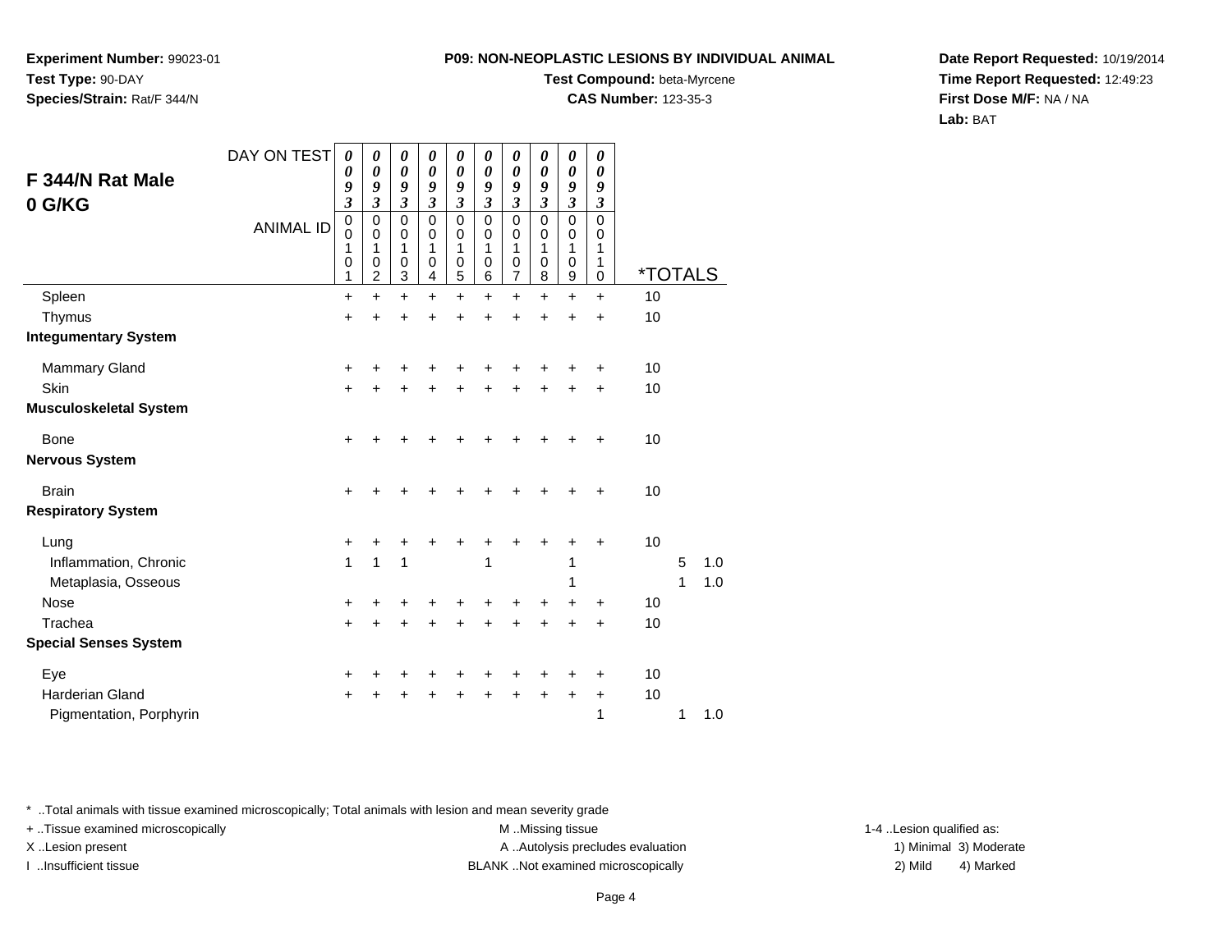**Experiment Number:** 99023-01
**Test Type:** 90-DAY
**Species/Strain:** Rat/F 344/N

**P09: NON-NEOPLASTIC LESIONS BY INDIVIDUAL ANIMAL**
**Test Compound:** beta-Myrcene
**CAS Number:** 123-35-3

**Date Report Requested:** 10/19/2014
**Time Report Requested:** 12:49:23
**First Dose M/F:** NA / NA
**Lab:** BAT

## F 344/N Rat Male
## 0 G/KG

| DAY ON TEST | 0093 | 0093 | 0093 | 0093 | 0093 | 0093 | 0093 | 0093 | 0093 | 0093 | | | |
|---|---|---|---|---|---|---|---|---|---|---|---|---|---|
| ANIMAL ID | 00101 | 00102 | 00103 | 00104 | 00105 | 00106 | 00107 | 00108 | 00109 | 00110 | *TOTALS | | |
| Spleen | + | + | + | + | + | + | + | + | + | + | 10 | | |
| Thymus | + | + | + | + | + | + | + | + | + | + | 10 | | |
| **Integumentary System** | | | | | | | | | | | | | |
| Mammary Gland | + | + | + | + | + | + | + | + | + | + | 10 | | |
| Skin | + | + | + | + | + | + | + | + | + | + | 10 | | |
| **Musculoskeletal System** | | | | | | | | | | | | | |
| Bone | + | + | + | + | + | + | + | + | + | + | 10 | | |
| **Nervous System** | | | | | | | | | | | | | |
| Brain | + | + | + | + | + | + | + | + | + | + | 10 | | |
| **Respiratory System** | | | | | | | | | | | | | |
| Lung | + | + | + | + | + | + | + | + | + | + | 10 | | |
| Inflammation, Chronic | 1 | 1 | 1 | | | 1 | | | 1 | | | 5 | 1.0 |
| Metaplasia, Osseous | | | | | | | | | 1 | | | 1 | 1.0 |
| Nose | + | + | + | + | + | + | + | + | + | + | 10 | | |
| Trachea | + | + | + | + | + | + | + | + | + | + | 10 | | |
| **Special Senses System** | | | | | | | | | | | | | |
| Eye | + | + | + | + | + | + | + | + | + | + | 10 | | |
| Harderian Gland | + | + | + | + | + | + | + | + | + | + | 10 | | |
| Pigmentation, Porphyrin | | | | | | | | | | 1 | | 1 | 1.0 |

\* ..Total animals with tissue examined microscopically; Total animals with lesion and mean severity grade
+ ..Tissue examined microscopically
X ..Lesion present
I ..Insufficient tissue

M ..Missing tissue
A ..Autolysis precludes evaluation
BLANK ..Not examined microscopically

1-4 ..Lesion qualified as:
1) Minimal 3) Moderate
2) Mild 4) Marked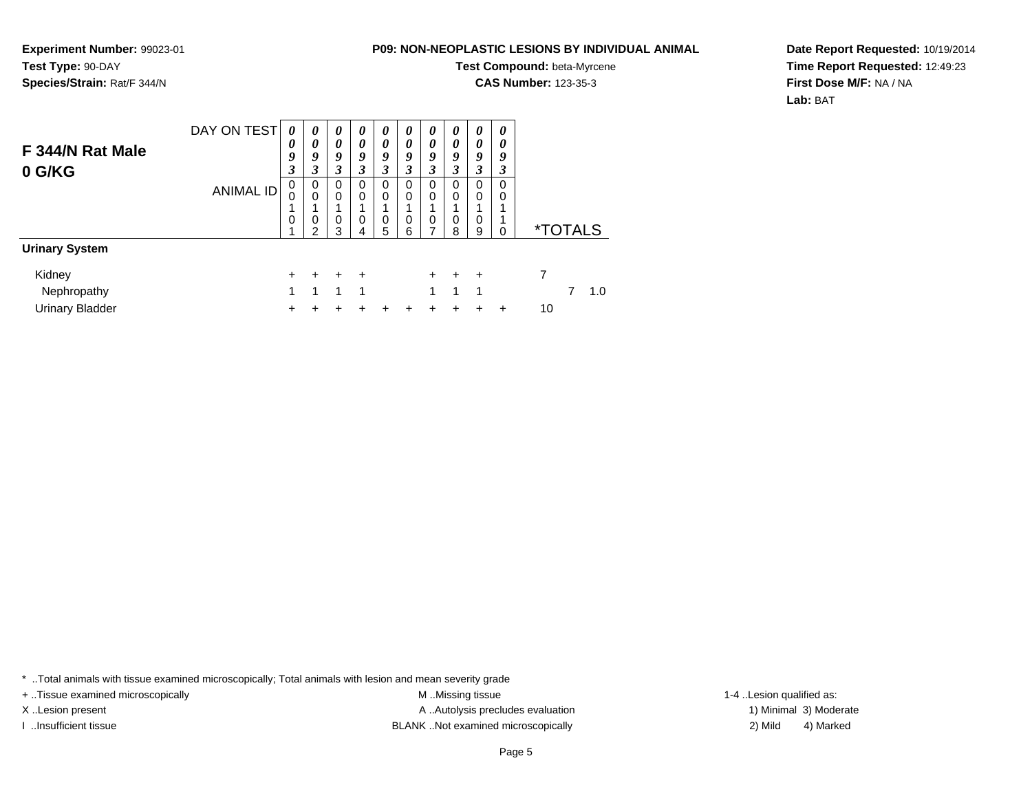**Experiment Number:** 99023-01
**Test Type:** 90-DAY
**Species/Strain:** Rat/F 344/N

**P09: NON-NEOPLASTIC LESIONS BY INDIVIDUAL ANIMAL**
**Test Compound:** beta-Myrcene
**CAS Number:** 123-35-3

**Date Report Requested:** 10/19/2014
**Time Report Requested:** 12:49:23
**First Dose M/F:** NA / NA
**Lab:** BAT

## F 344/N Rat Male
## 0 G/KG

| DAY ON TEST | 0093 | 0093 | 0093 | 0093 | 0093 | 0093 | 0093 | 0093 | 0093 | 0093 | | | |
|---|---|---|---|---|---|---|---|---|---|---|---|---|---|
| ANIMAL ID | 00101 | 00102 | 00103 | 00104 | 00105 | 00106 | 00107 | 00108 | 00109 | 00110 | *TOTALS | | |
| **Urinary System** | | | | | | | | | | | | | |
| Kidney | + | + | + | + | | | + | + | + | | 7 | | |
| Nephropathy | 1 | 1 | 1 | 1 | | | 1 | 1 | 1 | | | 7 | 1.0 |
| Urinary Bladder | + | + | + | + | + | + | + | + | + | + | 10 | | |

* ..Total animals with tissue examined microscopically; Total animals with lesion and mean severity grade
+ ..Tissue examined microscopically
X ..Lesion present
I ..Insufficient tissue
M ..Missing tissue
A ..Autolysis precludes evaluation
BLANK ..Not examined microscopically
1-4 ..Lesion qualified as:
1) Minimal 3) Moderate
2) Mild 4) Marked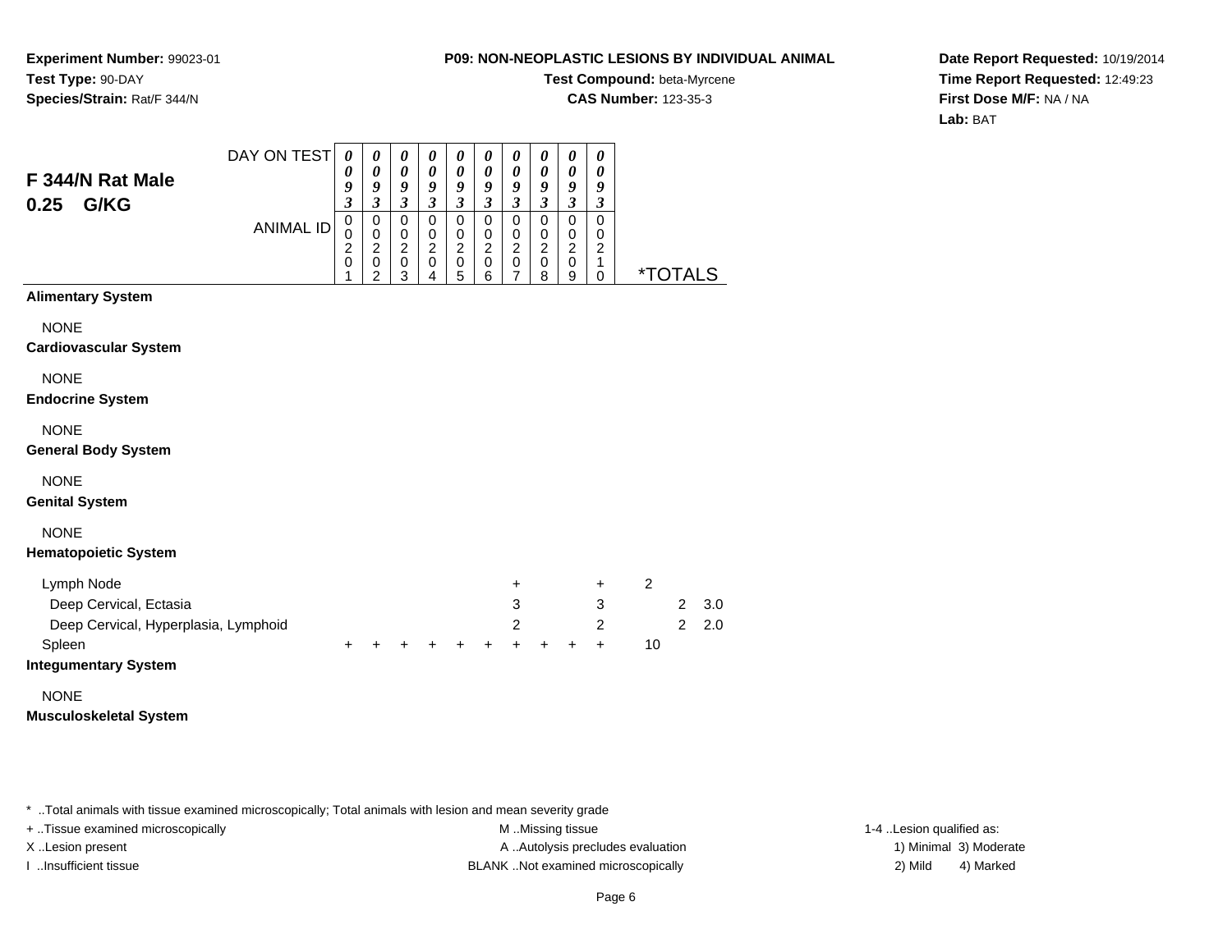**Experiment Number:** 99023-01
**Test Type:** 90-DAY
**Species/Strain:** Rat/F 344/N

**P09: NON-NEOPLASTIC LESIONS BY INDIVIDUAL ANIMAL**
**Test Compound:** beta-Myrcene
**CAS Number:** 123-35-3

**Date Report Requested:** 10/19/2014
**Time Report Requested:** 12:49:23
**First Dose M/F:** NA / NA
**Lab:** BAT

## F 344/N Rat Male
## 0.25 G/KG

| DAY ON TEST | 0093 | 0093 | 0093 | 0093 | 0093 | 0093 | 0093 | 0093 | 0093 | 0093 | | | |
|---|---|---|---|---|---|---|---|---|---|---|---|---|---|
| ANIMAL ID | 00201 | 00202 | 00203 | 00204 | 00205 | 00206 | 00207 | 00208 | 00209 | 00210 | *TOTALS | | |
| **Alimentary System** | | | | | | | | | | | | | |
| NONE | | | | | | | | | | | | | |
| **Cardiovascular System** | | | | | | | | | | | | | |
| NONE | | | | | | | | | | | | | |
| **Endocrine System** | | | | | | | | | | | | | |
| NONE | | | | | | | | | | | | | |
| **General Body System** | | | | | | | | | | | | | |
| NONE | | | | | | | | | | | | | |
| **Genital System** | | | | | | | | | | | | | |
| NONE | | | | | | | | | | | | | |
| **Hematopoietic System** | | | | | | | | | | | | | |
| Lymph Node | | | | | | | + | | | + | 2 | | |
| Deep Cervical, Ectasia | | | | | | | 3 | | | 3 | | 2 | 3.0 |
| Deep Cervical, Hyperplasia, Lymphoid | | | | | | | 2 | | | 2 | | 2 | 2.0 |
| Spleen | + | + | + | + | + | + | + | + | + | + | 10 | | |
| **Integumentary System** | | | | | | | | | | | | | |
| NONE | | | | | | | | | | | | | |
| **Musculoskeletal System** | | | | | | | | | | | | | |

* ..Total animals with tissue examined microscopically; Total animals with lesion and mean severity grade
+ ..Tissue examined microscopically
X ..Lesion present
I ..Insufficient tissue

M ..Missing tissue
A ..Autolysis precludes evaluation
BLANK ..Not examined microscopically

1-4 ..Lesion qualified as:
1) Minimal 3) Moderate
2) Mild 4) Marked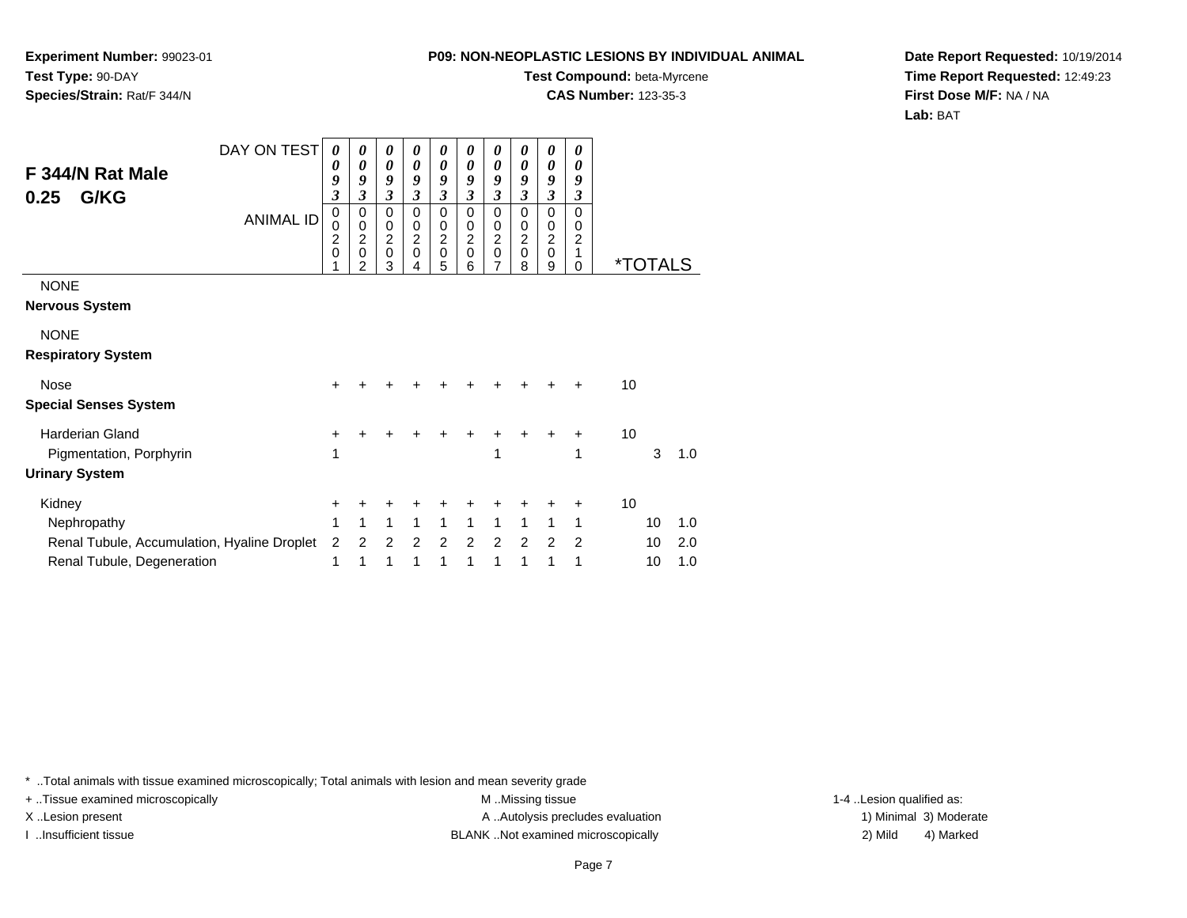**Experiment Number:** 99023-01
**Test Type:** 90-DAY
**Species/Strain:** Rat/F 344/N

**P09: NON-NEOPLASTIC LESIONS BY INDIVIDUAL ANIMAL**
**Test Compound:** beta-Myrcene
**CAS Number:** 123-35-3

**Date Report Requested:** 10/19/2014
**Time Report Requested:** 12:49:23
**First Dose M/F:** NA / NA
**Lab:** BAT

## F 344/N Rat Male
## 0.25 G/KG

| DAY ON TEST | 0093 | 0093 | 0093 | 0093 | 0093 | 0093 | 0093 | 0093 | 0093 | 0093 | *TOTALS | | |
|---|---|---|---|---|---|---|---|---|---|---|---|---|---|
| ANIMAL ID | 00201 | 00202 | 00203 | 00204 | 00205 | 00206 | 00207 | 00208 | 00209 | 00210 | | | |
| NONE | | | | | | | | | | | | | |
| **Nervous System** | | | | | | | | | | | | | |
| NONE | | | | | | | | | | | | | |
| **Respiratory System** | | | | | | | | | | | | | |
| Nose | + | + | + | + | + | + | + | + | + | + | 10 | | |
| **Special Senses System** | | | | | | | | | | | | | |
| Harderian Gland | + | + | + | + | + | + | + | + | + | + | 10 | | |
| Pigmentation, Porphyrin | 1 | | | | | | 1 | | | 1 | | 3 | 1.0 |
| **Urinary System** | | | | | | | | | | | | | |
| Kidney | + | + | + | + | + | + | + | + | + | + | 10 | | |
| Nephropathy | 1 | 1 | 1 | 1 | 1 | 1 | 1 | 1 | 1 | 1 | | 10 | 1.0 |
| Renal Tubule, Accumulation, Hyaline Droplet | 2 | 2 | 2 | 2 | 2 | 2 | 2 | 2 | 2 | 2 | | 10 | 2.0 |
| Renal Tubule, Degeneration | 1 | 1 | 1 | 1 | 1 | 1 | 1 | 1 | 1 | 1 | | 10 | 1.0 |

* ..Total animals with tissue examined microscopically; Total animals with lesion and mean severity grade
+ ..Tissue examined microscopically
X ..Lesion present
I ..Insufficient tissue

M ..Missing tissue
A ..Autolysis precludes evaluation
BLANK ..Not examined microscopically

1-4 ..Lesion qualified as:
1) Minimal 3) Moderate
2) Mild 4) Marked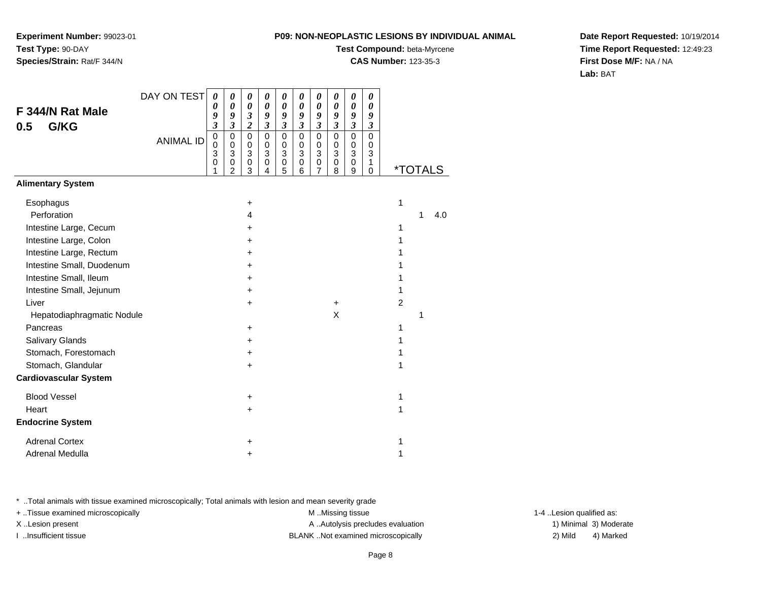**Experiment Number:** 99023-01
**Test Type:** 90-DAY
**Species/Strain:** Rat/F 344/N

**P09: NON-NEOPLASTIC LESIONS BY INDIVIDUAL ANIMAL**
**Test Compound:** beta-Myrcene
**CAS Number:** 123-35-3

**Date Report Requested:** 10/19/2014
**Time Report Requested:** 12:49:23
**First Dose M/F:** NA / NA
**Lab:** BAT

## F 344/N Rat Male
## 0.5 G/KG

| DAY ON TEST | 0093 | 0093 | 0032 | 0093 | 0093 | 0093 | 0093 | 0093 | 0093 | 0093 | | | |
|---|---|---|---|---|---|---|---|---|---|---|---|---|---|
| ANIMAL ID | 00301 | 00302 | 00303 | 00304 | 00305 | 00306 | 00307 | 00308 | 00309 | 00310 | *TOTALS | | |
| **Alimentary System** | | | | | | | | | | | | | |
| Esophagus | | | + | | | | | | | | 1 | | |
| Perforation | | | 4 | | | | | | | | | 1 | 4.0 |
| Intestine Large, Cecum | | | + | | | | | | | | 1 | | |
| Intestine Large, Colon | | | + | | | | | | | | 1 | | |
| Intestine Large, Rectum | | | + | | | | | | | | 1 | | |
| Intestine Small, Duodenum | | | + | | | | | | | | 1 | | |
| Intestine Small, Ileum | | | + | | | | | | | | 1 | | |
| Intestine Small, Jejunum | | | + | | | | | | | | 1 | | |
| Liver | | | + | | | | | + | | | 2 | | |
| Hepatodiaphragmatic Nodule | | | | | | | | X | | | | 1 | |
| Pancreas | | | + | | | | | | | | 1 | | |
| Salivary Glands | | | + | | | | | | | | 1 | | |
| Stomach, Forestomach | | | + | | | | | | | | 1 | | |
| Stomach, Glandular | | | + | | | | | | | | 1 | | |
| **Cardiovascular System** | | | | | | | | | | | | | |
| Blood Vessel | | | + | | | | | | | | 1 | | |
| Heart | | | + | | | | | | | | 1 | | |
| **Endocrine System** | | | | | | | | | | | | | |
| Adrenal Cortex | | | + | | | | | | | | 1 | | |
| Adrenal Medulla | | | + | | | | | | | | 1 | | |

* ..Total animals with tissue examined microscopically; Total animals with lesion and mean severity grade
+ ..Tissue examined microscopically
X ..Lesion present
I ..Insufficient tissue

M ..Missing tissue
A ..Autolysis precludes evaluation
BLANK ..Not examined microscopically

1-4 ..Lesion qualified as:
1) Minimal 3) Moderate
2) Mild 4) Marked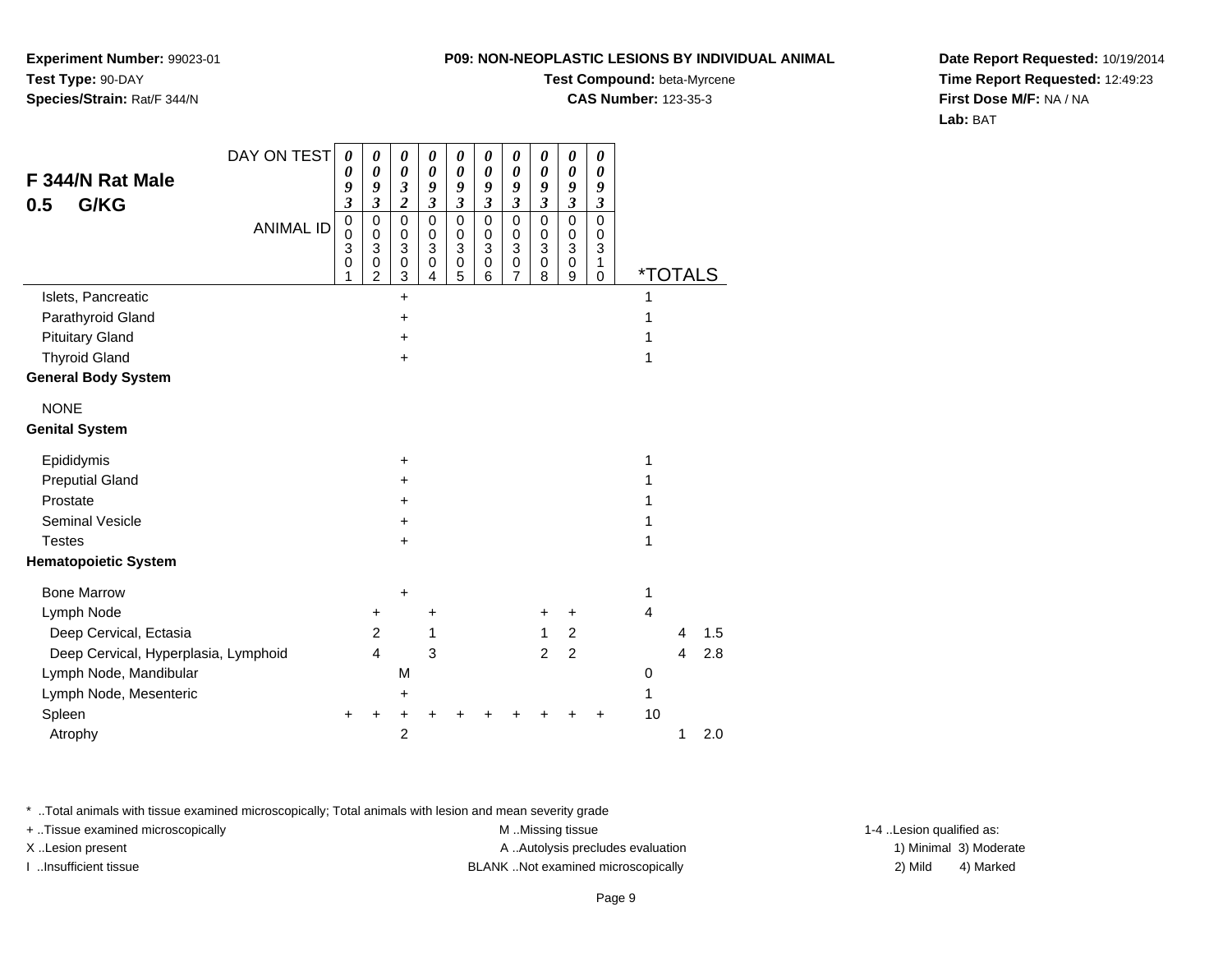**Experiment Number:** 99023-01
**Test Type:** 90-DAY
**Species/Strain:** Rat/F 344/N

**P09: NON-NEOPLASTIC LESIONS BY INDIVIDUAL ANIMAL**
**Test Compound:** beta-Myrcene
**CAS Number:** 123-35-3

**Date Report Requested:** 10/19/2014
**Time Report Requested:** 12:49:23
**First Dose M/F:** NA / NA
**Lab:** BAT

## F 344/N Rat Male
## 0.5 G/KG

| DAY ON TEST | 0093 | 0093 | 0032 | 0093 | 0093 | 0093 | 0093 | 0093 | 0093 | 0093 | | | |
|---|---|---|---|---|---|---|---|---|---|---|---|---|---|
| **ANIMAL ID** | 00301 | 00302 | 00303 | 00304 | 00305 | 00306 | 00307 | 00308 | 00309 | 00310 | ***TOTALS** | | |
| Islets, Pancreatic | | | + | | | | | | | | 1 | | |
| Parathyroid Gland | | | + | | | | | | | | 1 | | |
| Pituitary Gland | | | + | | | | | | | | 1 | | |
| Thyroid Gland | | | + | | | | | | | | 1 | | |
| **General Body System** | | | | | | | | | | | | | |
| NONE | | | | | | | | | | | | | |
| **Genital System** | | | | | | | | | | | | | |
| Epididymis | | | + | | | | | | | | 1 | | |
| Preputial Gland | | | + | | | | | | | | 1 | | |
| Prostate | | | + | | | | | | | | 1 | | |
| Seminal Vesicle | | | + | | | | | | | | 1 | | |
| Testes | | | + | | | | | | | | 1 | | |
| **Hematopoietic System** | | | | | | | | | | | | | |
| Bone Marrow | | | + | | | | | | | | 1 | | |
| Lymph Node | | + | | + | | | | + | + | | 4 | | |
| Deep Cervical, Ectasia | | 2 | | 1 | | | | 1 | 2 | | | 4 | 1.5 |
| Deep Cervical, Hyperplasia, Lymphoid | | 4 | | 3 | | | | 2 | 2 | | | 4 | 2.8 |
| Lymph Node, Mandibular | | | M | | | | | | | | 0 | | |
| Lymph Node, Mesenteric | | | + | | | | | | | | 1 | | |
| Spleen | + | + | + | + | + | + | + | + | + | + | 10 | | |
| Atrophy | | | 2 | | | | | | | | | 1 | 2.0 |

\* ..Total animals with tissue examined microscopically; Total animals with lesion and mean severity grade
+ ..Tissue examined microscopically
X ..Lesion present
I ..Insufficient tissue

M ..Missing tissue
A ..Autolysis precludes evaluation
BLANK ..Not examined microscopically

1-4 ..Lesion qualified as:
1) Minimal 3) Moderate
2) Mild 4) Marked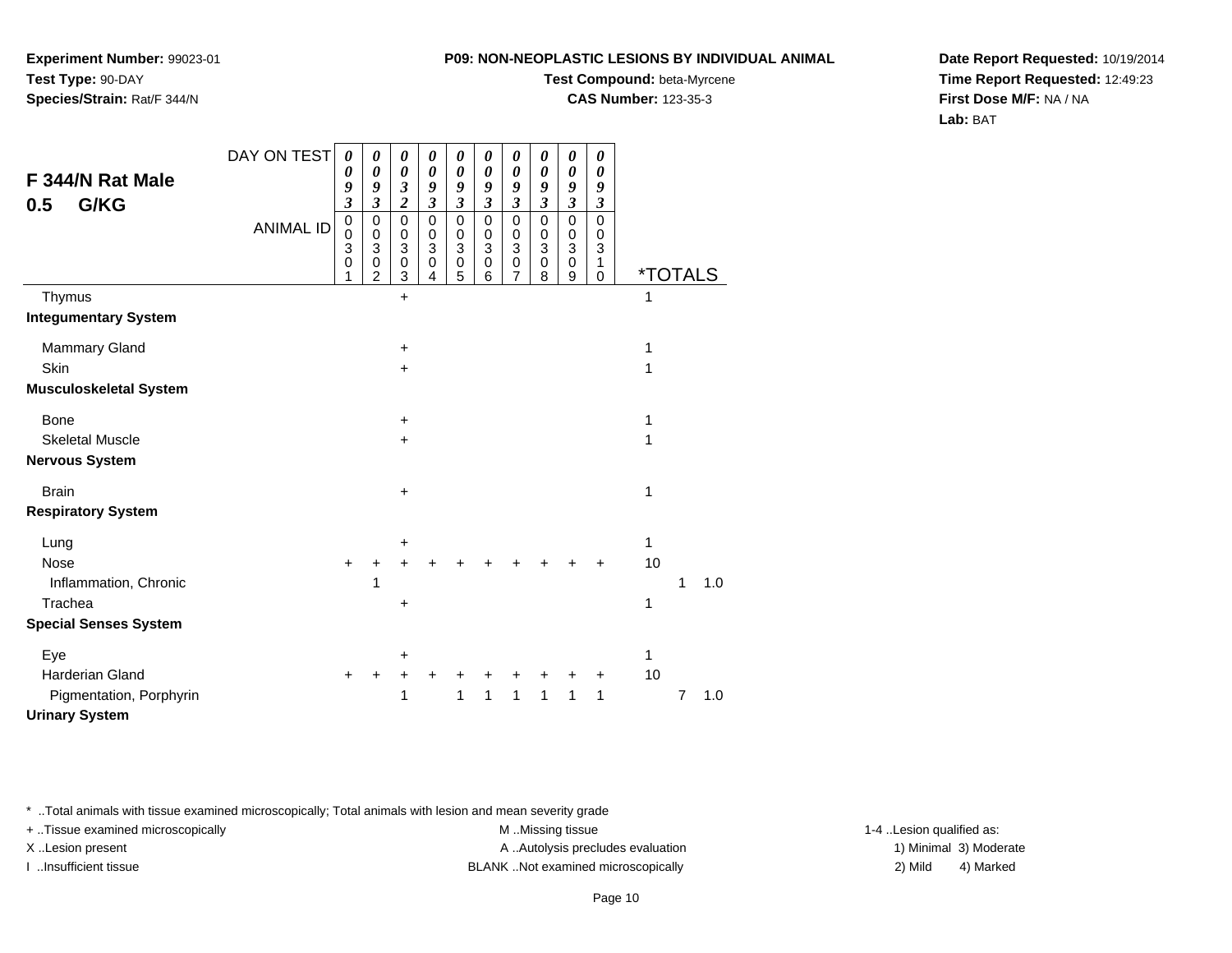**Experiment Number:** 99023-01
**Test Type:** 90-DAY
**Species/Strain:** Rat/F 344/N

**P09: NON-NEOPLASTIC LESIONS BY INDIVIDUAL ANIMAL**
**Test Compound:** beta-Myrcene
**CAS Number:** 123-35-3

**Date Report Requested:** 10/19/2014
**Time Report Requested:** 12:49:23
**First Dose M/F:** NA / NA
**Lab:** BAT

## F 344/N Rat Male 0.5 G/KG

| DAY ON TEST | 0093 | 0093 | 0032 | 0093 | 0093 | 0093 | 0093 | 0093 | 0093 | 0093 | | | |
|---|---|---|---|---|---|---|---|---|---|---|---|---|---|
| ANIMAL ID | 00301 | 00302 | 00303 | 00304 | 00305 | 00306 | 00307 | 00308 | 00309 | 00310 | *TOTALS | | |
| Thymus | | | + | | | | | | | | 1 | | |
| **Integumentary System** | | | | | | | | | | | | | |
| Mammary Gland | | | + | | | | | | | | 1 | | |
| Skin | | | + | | | | | | | | 1 | | |
| **Musculoskeletal System** | | | | | | | | | | | | | |
| Bone | | | + | | | | | | | | 1 | | |
| Skeletal Muscle | | | + | | | | | | | | 1 | | |
| **Nervous System** | | | | | | | | | | | | | |
| Brain | | | + | | | | | | | | 1 | | |
| **Respiratory System** | | | | | | | | | | | | | |
| Lung | | | + | | | | | | | | 1 | | |
| Nose | + | + | + | + | + | + | + | + | + | + | 10 | | |
| Inflammation, Chronic | | 1 | | | | | | | | | | 1 | 1.0 |
| Trachea | | | + | | | | | | | | 1 | | |
| **Special Senses System** | | | | | | | | | | | | | |
| Eye | | | + | | | | | | | | 1 | | |
| Harderian Gland | + | + | + | + | + | + | + | + | + | + | 10 | | |
| Pigmentation, Porphyrin | | | 1 | | 1 | 1 | 1 | 1 | 1 | 1 | | 7 | 1.0 |
| **Urinary System** | | | | | | | | | | | | | |

\* ..Total animals with tissue examined microscopically; Total animals with lesion and mean severity grade

+ ..Tissue examined microscopically
X ..Lesion present
I ..Insufficient tissue

M ..Missing tissue
A ..Autolysis precludes evaluation
BLANK ..Not examined microscopically

1-4 ..Lesion qualified as:
1) Minimal 3) Moderate
2) Mild 4) Marked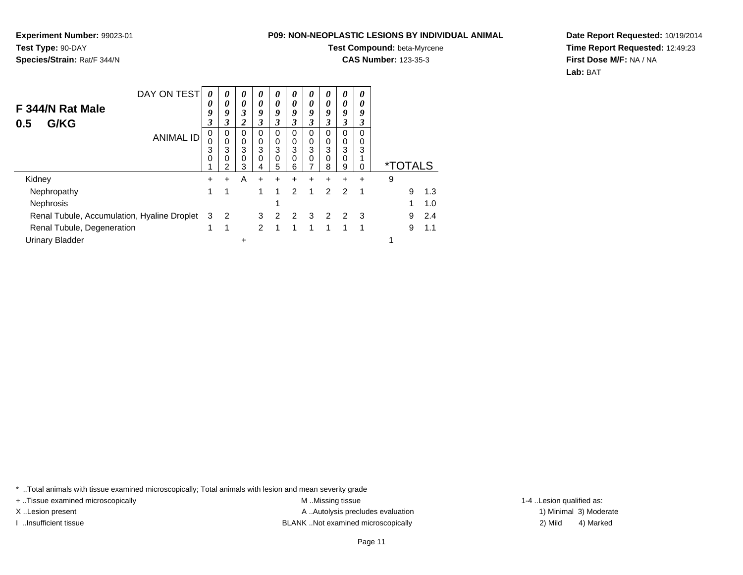**Experiment Number:** 99023-01
**Test Type:** 90-DAY
**Species/Strain:** Rat/F 344/N

**P09: NON-NEOPLASTIC LESIONS BY INDIVIDUAL ANIMAL**
**Test Compound:** beta-Myrcene
**CAS Number:** 123-35-3

**Date Report Requested:** 10/19/2014
**Time Report Requested:** 12:49:23
**First Dose M/F:** NA / NA
**Lab:** BAT

**F 344/N Rat Male**
**0.5 G/KG**

| DAY ON TEST | 0093 | 0093 | 0032 | 0093 | 0093 | 0093 | 0093 | 0093 | 0093 | 0093 | | | |
|---|---|---|---|---|---|---|---|---|---|---|---|---|---|
| ANIMAL ID | 00301 | 00302 | 00303 | 00304 | 00305 | 00306 | 00307 | 00308 | 00309 | 00310 | *TOTALS | | |
| Kidney | + | + | A | + | + | + | + | + | + | + | 9 | | |
| Nephropathy | 1 | 1 | | 1 | 1 | 2 | 1 | 2 | 2 | 1 | | 9 | 1.3 |
| Nephrosis | | | | | 1 | | | | | | | 1 | 1.0 |
| Renal Tubule, Accumulation, Hyaline Droplet | 3 | 2 | | 3 | 2 | 2 | 3 | 2 | 2 | 3 | | 9 | 2.4 |
| Renal Tubule, Degeneration | 1 | 1 | | 2 | 1 | 1 | 1 | 1 | 1 | 1 | | 9 | 1.1 |
| Urinary Bladder | | | + | | | | | | | | 1 | | |

* ..Total animals with tissue examined microscopically; Total animals with lesion and mean severity grade
+ ..Tissue examined microscopically
X ..Lesion present
I ..Insufficient tissue
M ..Missing tissue
A ..Autolysis precludes evaluation
BLANK ..Not examined microscopically
1-4 ..Lesion qualified as:
1) Minimal 3) Moderate
2) Mild 4) Marked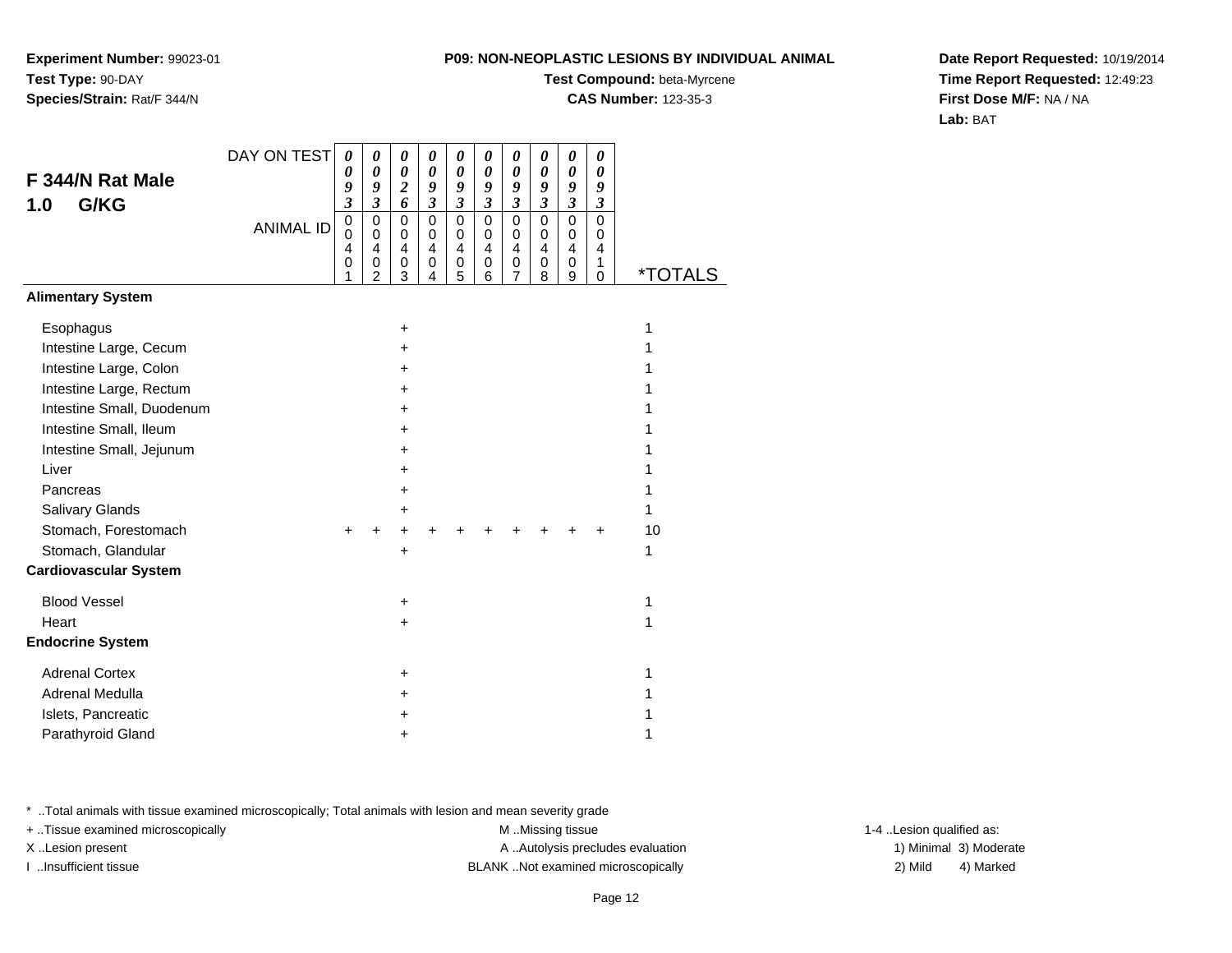**Experiment Number:** 99023-01
**Test Type:** 90-DAY
**Species/Strain:** Rat/F 344/N

**P09: NON-NEOPLASTIC LESIONS BY INDIVIDUAL ANIMAL**
**Test Compound:** beta-Myrcene
**CAS Number:** 123-35-3

**Date Report Requested:** 10/19/2014
**Time Report Requested:** 12:49:23
**First Dose M/F:** NA / NA
**Lab:** BAT

## F 344/N Rat Male 1.0 G/KG

| DAY ON TEST | 0093 | 0093 | 0026 | 0093 | 0093 | 0093 | 0093 | 0093 | 0093 | 0093 | |
|---|---|---|---|---|---|---|---|---|---|---|---|
| ANIMAL ID | 00401 | 00402 | 00403 | 00404 | 00405 | 00406 | 00407 | 00408 | 00409 | 00410 | *TOTALS |
| **Alimentary System** | | | | | | | | | | | |
| Esophagus | | | + | | | | | | | | 1 |
| Intestine Large, Cecum | | | + | | | | | | | | 1 |
| Intestine Large, Colon | | | + | | | | | | | | 1 |
| Intestine Large, Rectum | | | + | | | | | | | | 1 |
| Intestine Small, Duodenum | | | + | | | | | | | | 1 |
| Intestine Small, Ileum | | | + | | | | | | | | 1 |
| Intestine Small, Jejunum | | | + | | | | | | | | 1 |
| Liver | | | + | | | | | | | | 1 |
| Pancreas | | | + | | | | | | | | 1 |
| Salivary Glands | | | + | | | | | | | | 1 |
| Stomach, Forestomach | + | + | + | + | + | + | + | + | + | + | 10 |
| Stomach, Glandular | | | + | | | | | | | | 1 |
| **Cardiovascular System** | | | | | | | | | | | |
| Blood Vessel | | | + | | | | | | | | 1 |
| Heart | | | + | | | | | | | | 1 |
| **Endocrine System** | | | | | | | | | | | |
| Adrenal Cortex | | | + | | | | | | | | 1 |
| Adrenal Medulla | | | + | | | | | | | | 1 |
| Islets, Pancreatic | | | + | | | | | | | | 1 |
| Parathyroid Gland | | | + | | | | | | | | 1 |

* ..Total animals with tissue examined microscopically; Total animals with lesion and mean severity grade
+ ..Tissue examined microscopically
X ..Lesion present
I ..Insufficient tissue
M ..Missing tissue
A ..Autolysis precludes evaluation
BLANK ..Not examined microscopically
1-4 ..Lesion qualified as:
1) Minimal 2) Mild 3) Moderate 4) Marked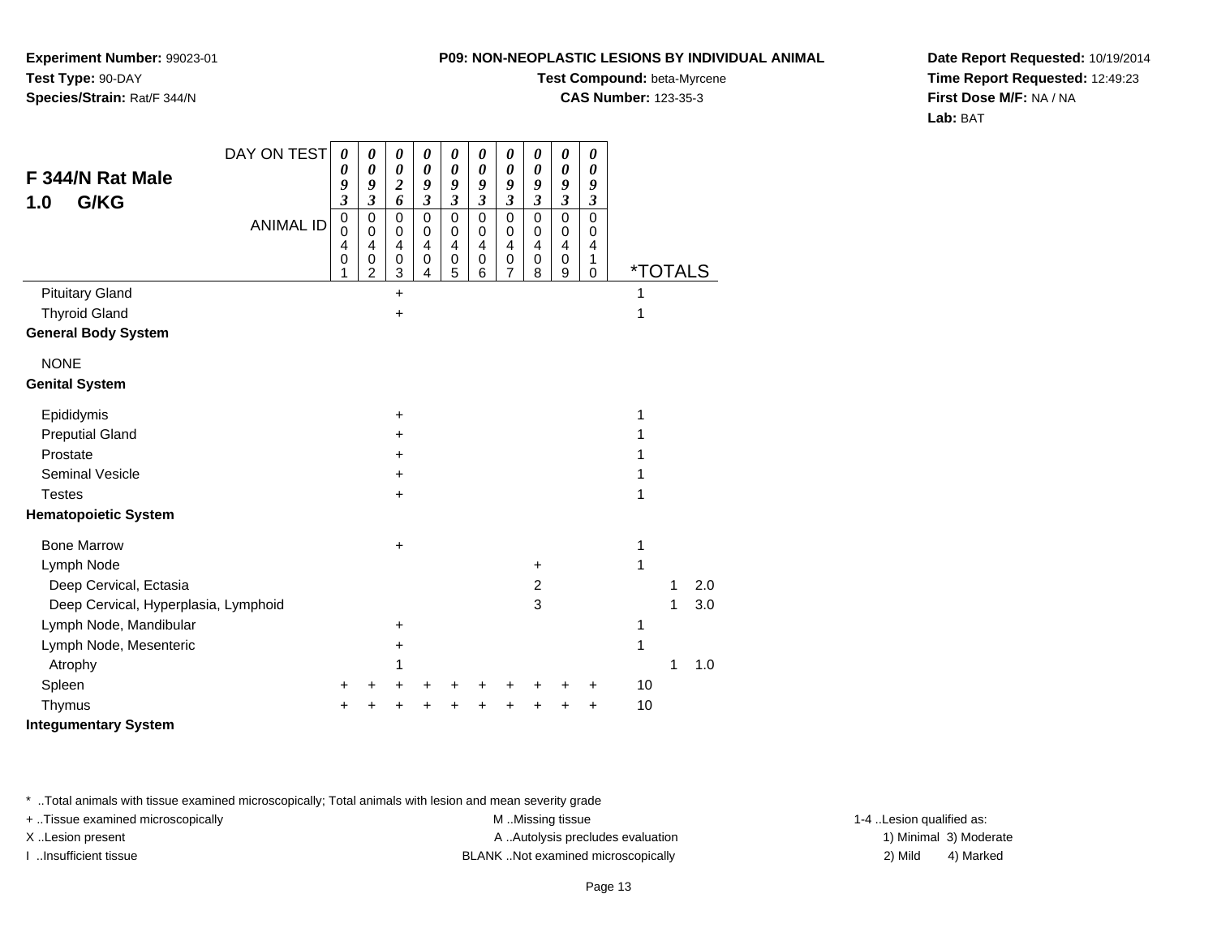**Experiment Number:** 99023-01
**Test Type:** 90-DAY
**Species/Strain:** Rat/F 344/N

**P09: NON-NEOPLASTIC LESIONS BY INDIVIDUAL ANIMAL**
**Test Compound:** beta-Myrcene
**CAS Number:** 123-35-3

**Date Report Requested:** 10/19/2014
**Time Report Requested:** 12:49:23
**First Dose M/F:** NA / NA
**Lab:** BAT

## F 344/N Rat Male
## 1.0 G/KG

| DAY ON TEST | 0093 | 0093 | 0026 | 0093 | 0093 | 0093 | 0093 | 0093 | 0093 | 0093 | | | |
|---|---|---|---|---|---|---|---|---|---|---|---|---|---|
| ANIMAL ID | 00401 | 00402 | 00403 | 00404 | 00405 | 00406 | 00407 | 00408 | 00409 | 00410 | *TOTALS | | |
| Pituitary Gland | | | + | | | | | | | | 1 | | |
| Thyroid Gland | | | + | | | | | | | | 1 | | |
| **General Body System** | | | | | | | | | | | | | |
| NONE | | | | | | | | | | | | | |
| **Genital System** | | | | | | | | | | | | | |
| Epididymis | | | + | | | | | | | | 1 | | |
| Preputial Gland | | | + | | | | | | | | 1 | | |
| Prostate | | | + | | | | | | | | 1 | | |
| Seminal Vesicle | | | + | | | | | | | | 1 | | |
| Testes | | | + | | | | | | | | 1 | | |
| **Hematopoietic System** | | | | | | | | | | | | | |
| Bone Marrow | | | + | | | | | | | | 1 | | |
| Lymph Node | | | | | | | | + | | | 1 | | |
| Deep Cervical, Ectasia | | | | | | | | 2 | | | | 1 | 2.0 |
| Deep Cervical, Hyperplasia, Lymphoid | | | | | | | | 3 | | | | 1 | 3.0 |
| Lymph Node, Mandibular | | | + | | | | | | | | 1 | | |
| Lymph Node, Mesenteric | | | + | | | | | | | | 1 | | |
| Atrophy | | | 1 | | | | | | | | | 1 | 1.0 |
| Spleen | + | + | + | + | + | + | + | + | + | + | 10 | | |
| Thymus | + | + | + | + | + | + | + | + | + | + | 10 | | |
| **Integumentary System** | | | | | | | | | | | | | |

* ..Total animals with tissue examined microscopically; Total animals with lesion and mean severity grade
+ ..Tissue examined microscopically
X ..Lesion present
I ..Insufficient tissue
M ..Missing tissue
A ..Autolysis precludes evaluation
BLANK ..Not examined microscopically
1-4 ..Lesion qualified as:
1) Minimal 3) Moderate
2) Mild 4) Marked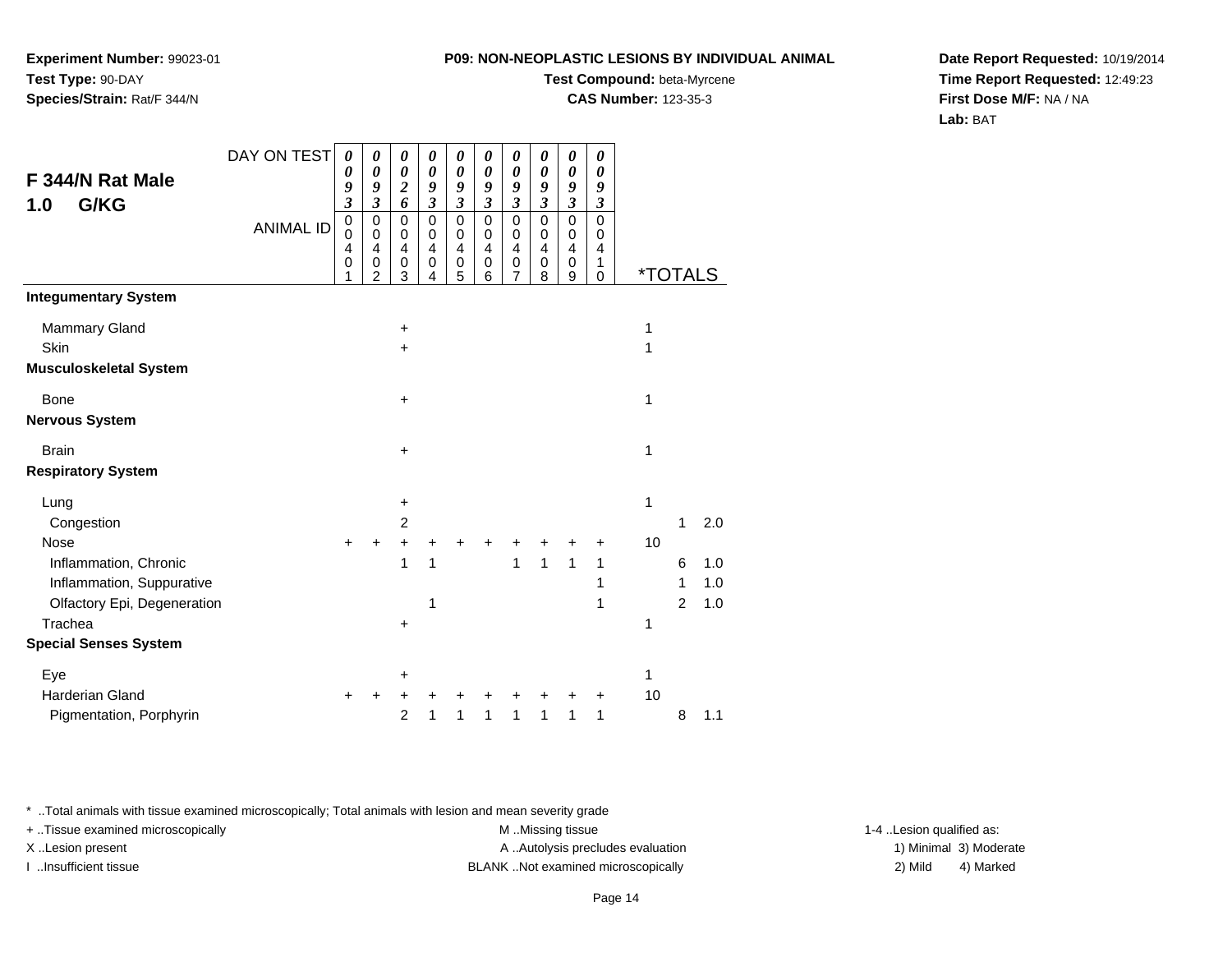**Experiment Number:** 99023-01
**Test Type:** 90-DAY
**Species/Strain:** Rat/F 344/N

**P09: NON-NEOPLASTIC LESIONS BY INDIVIDUAL ANIMAL**
**Test Compound:** beta-Myrcene
**CAS Number:** 123-35-3

**Date Report Requested:** 10/19/2014
**Time Report Requested:** 12:49:23
**First Dose M/F:** NA / NA
**Lab:** BAT

## F 344/N Rat Male
## 1.0 G/KG

| DAY ON TEST | 0093 | 0093 | 0026 | 0093 | 0093 | 0093 | 0093 | 0093 | 0093 | 0093 | | | |
|---|---|---|---|---|---|---|---|---|---|---|---|---|---|
| **ANIMAL ID** | 00401 | 00402 | 00403 | 00404 | 00405 | 00406 | 00407 | 00408 | 00409 | 00410 | ***TOTALS** | | |
| **Integumentary System** | | | | | | | | | | | | | |
| Mammary Gland | | | + | | | | | | | | 1 | | |
| Skin | | | + | | | | | | | | 1 | | |
| **Musculoskeletal System** | | | | | | | | | | | | | |
| Bone | | | + | | | | | | | | 1 | | |
| **Nervous System** | | | | | | | | | | | | | |
| Brain | | | + | | | | | | | | 1 | | |
| **Respiratory System** | | | | | | | | | | | | | |
| Lung | | | + | | | | | | | | 1 | | |
| Congestion | | | 2 | | | | | | | | | 1 | 2.0 |
| Nose | + | + | + | + | + | + | + | + | + | + | 10 | | |
| Inflammation, Chronic | | | 1 | 1 | | | 1 | 1 | 1 | 1 | | 6 | 1.0 |
| Inflammation, Suppurative | | | | | | | | | | 1 | | 1 | 1.0 |
| Olfactory Epi, Degeneration | | | | 1 | | | | | | 1 | | 2 | 1.0 |
| Trachea | | | + | | | | | | | | 1 | | |
| **Special Senses System** | | | | | | | | | | | | | |
| Eye | | | + | | | | | | | | 1 | | |
| Harderian Gland | + | + | + | + | + | + | + | + | + | + | 10 | | |
| Pigmentation, Porphyrin | | | 2 | 1 | 1 | 1 | 1 | 1 | 1 | 1 | | 8 | 1.1 |

* ..Total animals with tissue examined microscopically; Total animals with lesion and mean severity grade
+ ..Tissue examined microscopically
X ..Lesion present
I ..Insufficient tissue

M ..Missing tissue
A ..Autolysis precludes evaluation
BLANK ..Not examined microscopically

1-4 ..Lesion qualified as:
1) Minimal 3) Moderate
2) Mild 4) Marked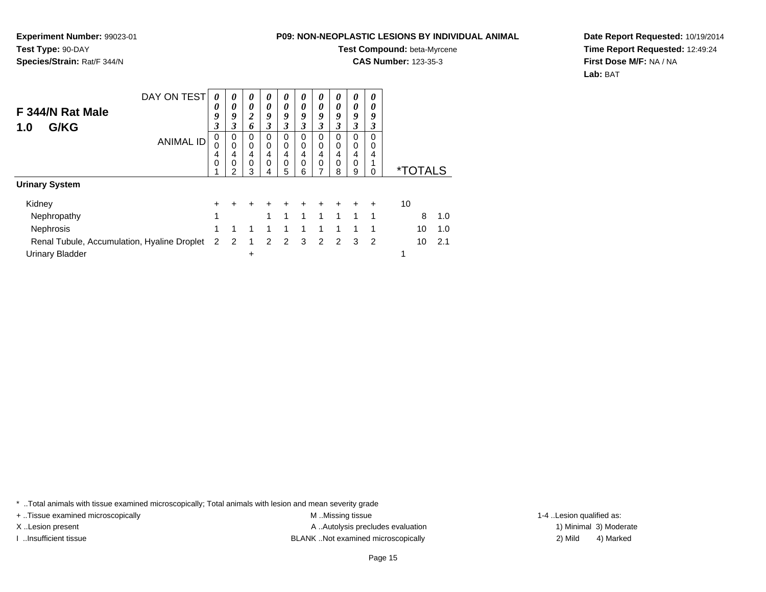**Experiment Number:** 99023-01
**Test Type:** 90-DAY
**Species/Strain:** Rat/F 344/N

**P09: NON-NEOPLASTIC LESIONS BY INDIVIDUAL ANIMAL**
**Test Compound:** beta-Myrcene
**CAS Number:** 123-35-3

**Date Report Requested:** 10/19/2014
**Time Report Requested:** 12:49:24
**First Dose M/F:** NA / NA
**Lab:** BAT

## F 344/N Rat Male
## 1.0 G/KG

| DAY ON TEST | 0093 | 0093 | 0026 | 0093 | 0093 | 0093 | 0093 | 0093 | 0093 | 0093 | | | |
|---|---|---|---|---|---|---|---|---|---|---|---|---|---|
| ANIMAL ID | 00401 | 00402 | 00403 | 00404 | 00405 | 00406 | 00407 | 00408 | 00409 | 00410 | *TOTALS | | |
| **Urinary System** | | | | | | | | | | | | | |
| Kidney | + | + | + | + | + | + | + | + | + | + | 10 | | |
| Nephropathy | 1 | | | 1 | 1 | 1 | 1 | 1 | 1 | 1 | | 8 | 1.0 |
| Nephrosis | 1 | 1 | 1 | 1 | 1 | 1 | 1 | 1 | 1 | 1 | | 10 | 1.0 |
| Renal Tubule, Accumulation, Hyaline Droplet | 2 | 2 | 1 | 2 | 2 | 3 | 2 | 2 | 3 | 2 | | 10 | 2.1 |
| Urinary Bladder | | | + | | | | | | | | 1 | | |

\* ..Total animals with tissue examined microscopically; Total animals with lesion and mean severity grade

+ ..Tissue examined microscopically
X ..Lesion present
I ..Insufficient tissue

M ..Missing tissue
A ..Autolysis precludes evaluation
BLANK ..Not examined microscopically

1-4 ..Lesion qualified as:
1) Minimal 3) Moderate
2) Mild 4) Marked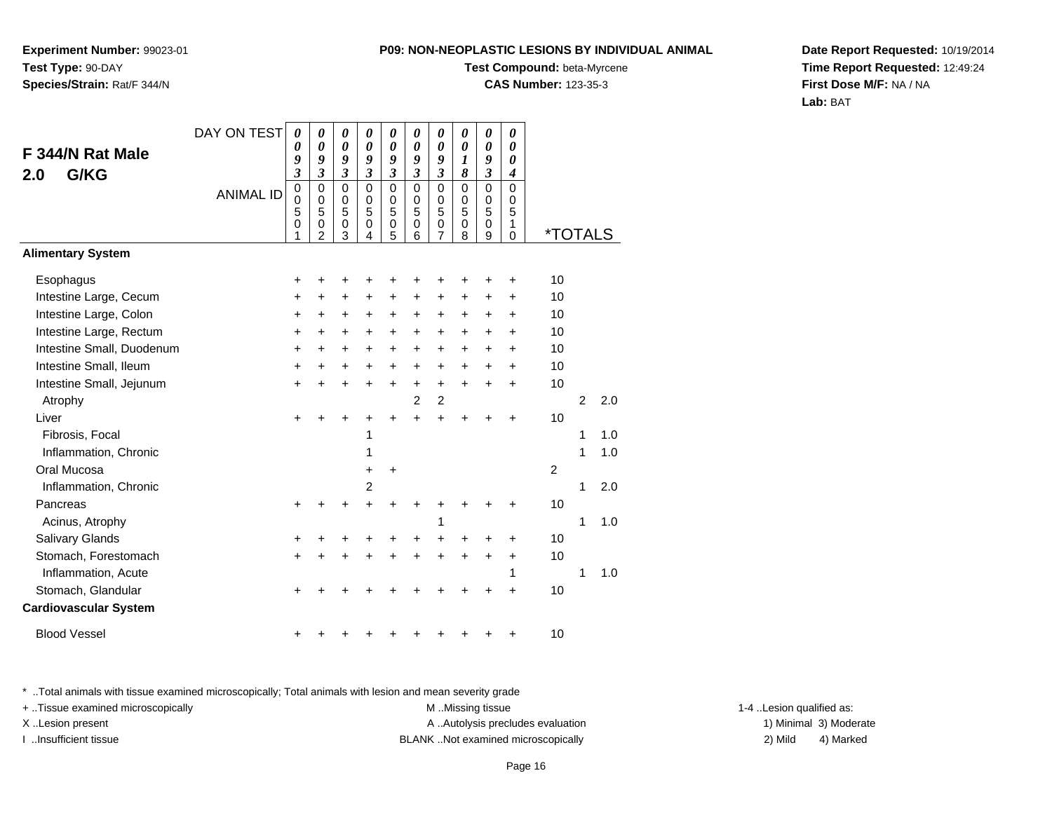**Experiment Number:** 99023-01
**Test Type:** 90-DAY
**Species/Strain:** Rat/F 344/N

**P09: NON-NEOPLASTIC LESIONS BY INDIVIDUAL ANIMAL**
**Test Compound:** beta-Myrcene
**CAS Number:** 123-35-3

**Date Report Requested:** 10/19/2014
**Time Report Requested:** 12:49:24
**First Dose M/F:** NA / NA
**Lab:** BAT

## F 344/N Rat Male
## 2.0 G/KG

| DAY ON TEST | 0093 | 0093 | 0093 | 0093 | 0093 | 0093 | 0093 | 0018 | 0093 | 0004 | | | |
|---|---|---|---|---|---|---|---|---|---|---|---|---|---|
| ANIMAL ID | 00501 | 00502 | 00503 | 00504 | 00505 | 00506 | 00507 | 00508 | 00509 | 00510 | *TOTALS | | |
| **Alimentary System** | | | | | | | | | | | | | |
| Esophagus | + | + | + | + | + | + | + | + | + | + | 10 | | |
| Intestine Large, Cecum | + | + | + | + | + | + | + | + | + | + | 10 | | |
| Intestine Large, Colon | + | + | + | + | + | + | + | + | + | + | 10 | | |
| Intestine Large, Rectum | + | + | + | + | + | + | + | + | + | + | 10 | | |
| Intestine Small, Duodenum | + | + | + | + | + | + | + | + | + | + | 10 | | |
| Intestine Small, Ileum | + | + | + | + | + | + | + | + | + | + | 10 | | |
| Intestine Small, Jejunum | + | + | + | + | + | + | + | + | + | + | 10 | | |
| Atrophy | | | | | | 2 | 2 | | | | | 2 | 2.0 |
| Liver | + | + | + | + | + | + | + | + | + | + | 10 | | |
| Fibrosis, Focal | | | | 1 | | | | | | | | 1 | 1.0 |
| Inflammation, Chronic | | | | 1 | | | | | | | | 1 | 1.0 |
| Oral Mucosa | | | | + | + | | | | | | 2 | | |
| Inflammation, Chronic | | | | 2 | | | | | | | | 1 | 2.0 |
| Pancreas | + | + | + | + | + | + | + | + | + | + | 10 | | |
| Acinus, Atrophy | | | | | | | 1 | | | | | 1 | 1.0 |
| Salivary Glands | + | + | + | + | + | + | + | + | + | + | 10 | | |
| Stomach, Forestomach | + | + | + | + | + | + | + | + | + | + | 10 | | |
| Inflammation, Acute | | | | | | | | | | 1 | | 1 | 1.0 |
| Stomach, Glandular | + | + | + | + | + | + | + | + | + | + | 10 | | |
| **Cardiovascular System** | | | | | | | | | | | | | |
| Blood Vessel | + | + | + | + | + | + | + | + | + | + | 10 | | |

\* ..Total animals with tissue examined microscopically; Total animals with lesion and mean severity grade
+ ..Tissue examined microscopically
X ..Lesion present
I ..Insufficient tissue

M ..Missing tissue
A ..Autolysis precludes evaluation
BLANK ..Not examined microscopically

1-4 ..Lesion qualified as:
1) Minimal 3) Moderate
2) Mild 4) Marked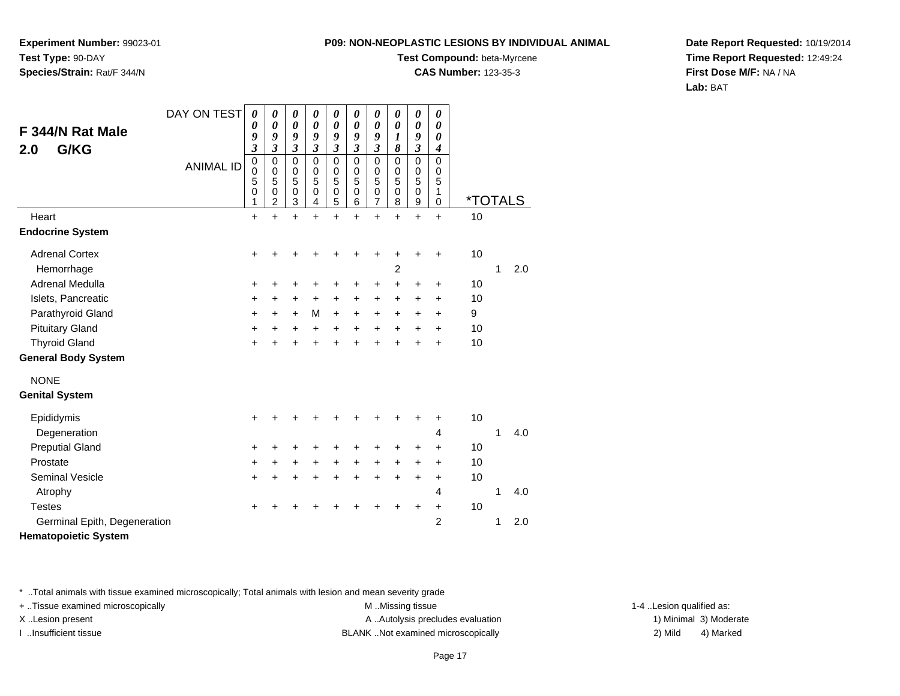**Experiment Number:** 99023-01
**Test Type:** 90-DAY
**Species/Strain:** Rat/F 344/N

**P09: NON-NEOPLASTIC LESIONS BY INDIVIDUAL ANIMAL**
**Test Compound:** beta-Myrcene
**CAS Number:** 123-35-3

**Date Report Requested:** 10/19/2014
**Time Report Requested:** 12:49:24
**First Dose M/F:** NA / NA
**Lab:** BAT

## F 344/N Rat Male
## 2.0 G/KG

| DAY ON TEST | 0093 | 0093 | 0093 | 0093 | 0093 | 0093 | 0093 | 0018 | 0093 | 0004 | | | |
|---|---|---|---|---|---|---|---|---|---|---|---|---|---|
| ANIMAL ID | 00501 | 00502 | 00503 | 00504 | 00505 | 00506 | 00507 | 00508 | 00509 | 00510 | *TOTALS | | |
| Heart | + | + | + | + | + | + | + | + | + | + | 10 | | |
| **Endocrine System** | | | | | | | | | | | | | |
| Adrenal Cortex | + | + | + | + | + | + | + | + | + | + | 10 | | |
| Hemorrhage | | | | | | | | 2 | | | | 1 | 2.0 |
| Adrenal Medulla | + | + | + | + | + | + | + | + | + | + | 10 | | |
| Islets, Pancreatic | + | + | + | + | + | + | + | + | + | + | 10 | | |
| Parathyroid Gland | + | + | + | M | + | + | + | + | + | + | 9 | | |
| Pituitary Gland | + | + | + | + | + | + | + | + | + | + | 10 | | |
| Thyroid Gland | + | + | + | + | + | + | + | + | + | + | 10 | | |
| **General Body System** | | | | | | | | | | | | | |
| NONE | | | | | | | | | | | | | |
| **Genital System** | | | | | | | | | | | | | |
| Epididymis | + | + | + | + | + | + | + | + | + | + | 10 | | |
| Degeneration | | | | | | | | | | 4 | | 1 | 4.0 |
| Preputial Gland | + | + | + | + | + | + | + | + | + | + | 10 | | |
| Prostate | + | + | + | + | + | + | + | + | + | + | 10 | | |
| Seminal Vesicle | + | + | + | + | + | + | + | + | + | + | 10 | | |
| Atrophy | | | | | | | | | | 4 | | 1 | 4.0 |
| Testes | + | + | + | + | + | + | + | + | + | + | 10 | | |
| Germinal Epith, Degeneration | | | | | | | | | | 2 | | 1 | 2.0 |
| **Hematopoietic System** | | | | | | | | | | | | | |

* ..Total animals with tissue examined microscopically; Total animals with lesion and mean severity grade
+ ..Tissue examined microscopically
X ..Lesion present
I ..Insufficient tissue
M ..Missing tissue
A ..Autolysis precludes evaluation
BLANK ..Not examined microscopically
1-4 ..Lesion qualified as:
1) Minimal 3) Moderate
2) Mild 4) Marked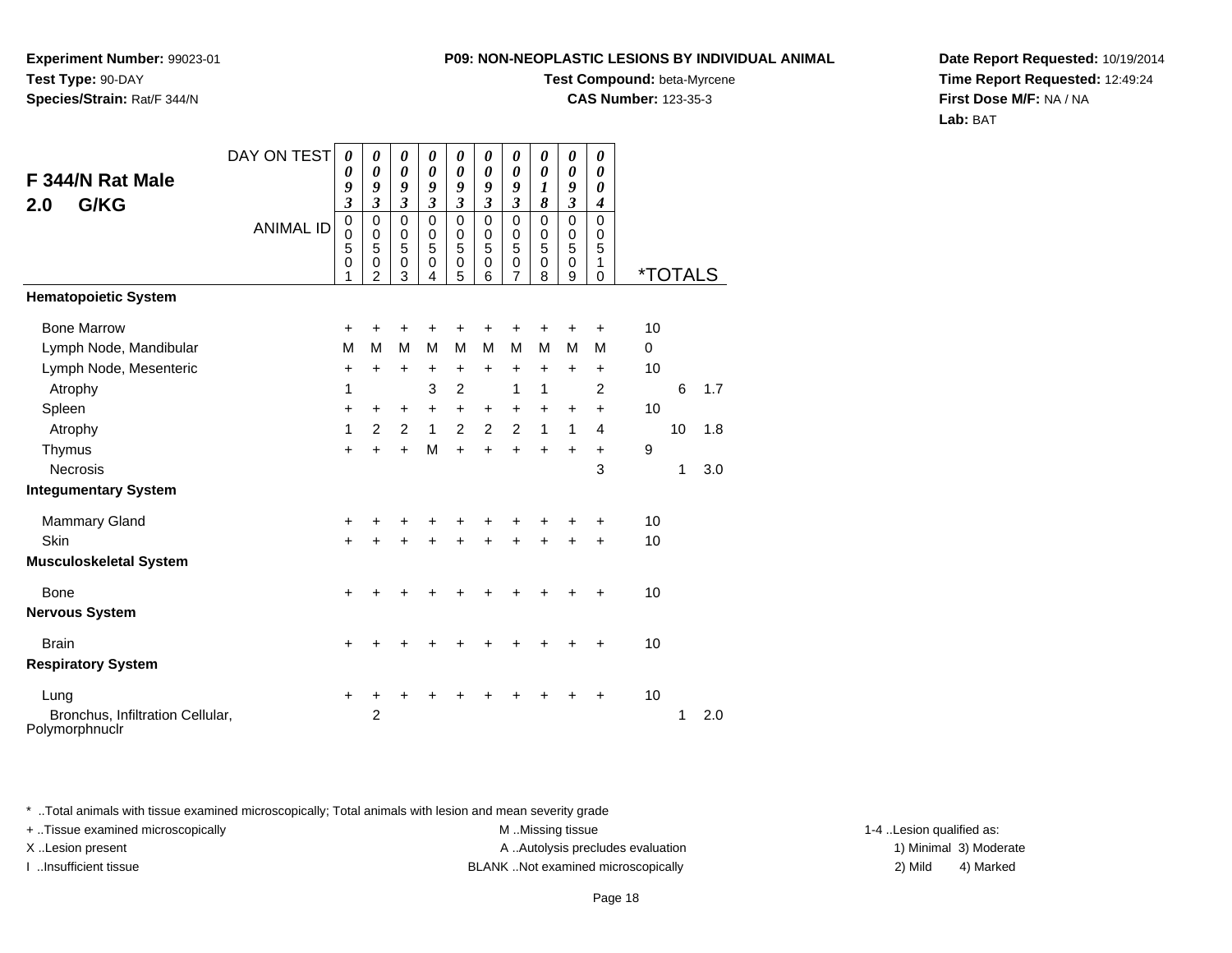**Experiment Number:** 99023-01
**Test Type:** 90-DAY
**Species/Strain:** Rat/F 344/N

**P09: NON-NEOPLASTIC LESIONS BY INDIVIDUAL ANIMAL**
**Test Compound:** beta-Myrcene
**CAS Number:** 123-35-3

**Date Report Requested:** 10/19/2014
**Time Report Requested:** 12:49:24
**First Dose M/F:** NA / NA
**Lab:** BAT

## F 344/N Rat Male 2.0 G/KG

| DAY ON TEST | 0093 | 0093 | 0093 | 0093 | 0093 | 0093 | 0093 | 0018 | 0093 | 0004 | *TOTALS | | |
|---|---|---|---|---|---|---|---|---|---|---|---|---|---|
| ANIMAL ID | 00501 | 00502 | 00503 | 00504 | 00505 | 00506 | 00507 | 00508 | 00509 | 00510 | | | |
| **Hematopoietic System** | | | | | | | | | | | | | |
| Bone Marrow | + | + | + | + | + | + | + | + | + | + | 10 | | |
| Lymph Node, Mandibular | M | M | M | M | M | M | M | M | M | M | 0 | | |
| Lymph Node, Mesenteric | + | + | + | + | + | + | + | + | + | + | 10 | | |
| Atrophy | 1 | | | 3 | 2 | | 1 | 1 | | 2 | | 6 | 1.7 |
| Spleen | + | + | + | + | + | + | + | + | + | + | 10 | | |
| Atrophy | 1 | 2 | 2 | 1 | 2 | 2 | 2 | 1 | 1 | 4 | | 10 | 1.8 |
| Thymus | + | + | + | M | + | + | + | + | + | + | 9 | | |
| Necrosis | | | | | | | | | | 3 | | 1 | 3.0 |
| **Integumentary System** | | | | | | | | | | | | | |
| Mammary Gland | + | + | + | + | + | + | + | + | + | + | 10 | | |
| Skin | + | + | + | + | + | + | + | + | + | + | 10 | | |
| **Musculoskeletal System** | | | | | | | | | | | | | |
| Bone | + | + | + | + | + | + | + | + | + | + | 10 | | |
| **Nervous System** | | | | | | | | | | | | | |
| Brain | + | + | + | + | + | + | + | + | + | + | 10 | | |
| **Respiratory System** | | | | | | | | | | | | | |
| Lung | + | + | + | + | + | + | + | + | + | + | 10 | | |
| Bronchus, Infiltration Cellular, Polymorphnuclr | | 2 | | | | | | | | | | 1 | 2.0 |

\* ..Total animals with tissue examined microscopically; Total animals with lesion and mean severity grade
+ ..Tissue examined microscopically
X ..Lesion present
I ..Insufficient tissue
M ..Missing tissue
A ..Autolysis precludes evaluation
BLANK ..Not examined microscopically
1-4 ..Lesion qualified as:
1) Minimal 3) Moderate
2) Mild 4) Marked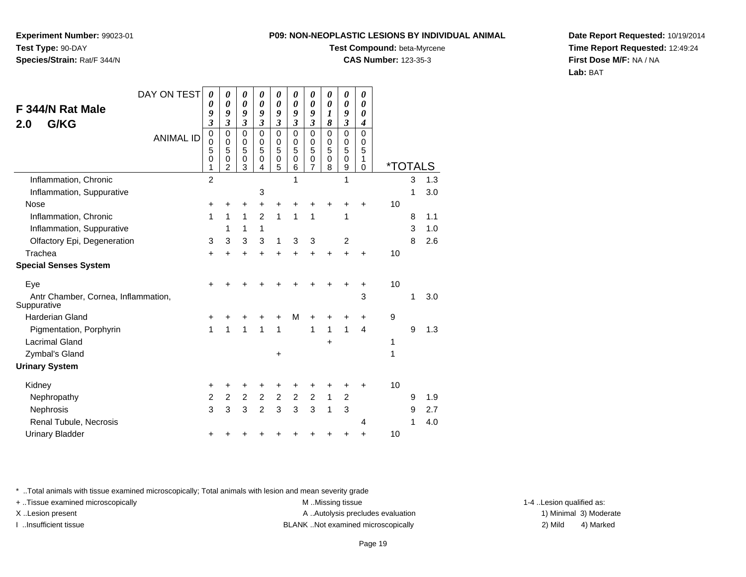**Experiment Number:** 99023-01
**Test Type:** 90-DAY
**Species/Strain:** Rat/F 344/N

**P09: NON-NEOPLASTIC LESIONS BY INDIVIDUAL ANIMAL**
**Test Compound:** beta-Myrcene
**CAS Number:** 123-35-3

**Date Report Requested:** 10/19/2014
**Time Report Requested:** 12:49:24
**First Dose M/F:** NA / NA
**Lab:** BAT

## F 344/N Rat Male
## 2.0 G/KG

| DAY ON TEST | 0093 | 0093 | 0093 | 0093 | 0093 | 0093 | 0093 | 0018 | 0093 | 0004 | | | |
|---|---|---|---|---|---|---|---|---|---|---|---|---|---|
| ANIMAL ID | 00501 | 00502 | 00503 | 00504 | 00505 | 00506 | 00507 | 00508 | 00509 | 00510 | *TOTALS | | |
| Inflammation, Chronic | 2 | | | | | 1 | | | 1 | | | 3 | 1.3 |
| Inflammation, Suppurative | | | | 3 | | | | | | | | 1 | 3.0 |
| Nose | + | + | + | + | + | + | + | + | + | + | 10 | | |
| Inflammation, Chronic | 1 | 1 | 1 | 2 | 1 | 1 | 1 | | 1 | | | 8 | 1.1 |
| Inflammation, Suppurative | | 1 | 1 | 1 | | | | | | | | 3 | 1.0 |
| Olfactory Epi, Degeneration | 3 | 3 | 3 | 3 | 1 | 3 | 3 | | 2 | | | 8 | 2.6 |
| Trachea | + | + | + | + | + | + | + | + | + | + | 10 | | |
| **Special Senses System** | | | | | | | | | | | | | |
| Eye | + | + | + | + | + | + | + | + | + | + | 10 | | |
| Antr Chamber, Cornea, Inflammation, Suppurative | | | | | | | | | | 3 | | 1 | 3.0 |
| Harderian Gland | + | + | + | + | + | M | + | + | + | + | 9 | | |
| Pigmentation, Porphyrin | 1 | 1 | 1 | 1 | 1 | | 1 | 1 | 1 | 4 | | 9 | 1.3 |
| Lacrimal Gland | | | | | | | | + | | | 1 | | |
| Zymbal's Gland | | | | | + | | | | | | 1 | | |
| **Urinary System** | | | | | | | | | | | | | |
| Kidney | + | + | + | + | + | + | + | + | + | + | 10 | | |
| Nephropathy | 2 | 2 | 2 | 2 | 2 | 2 | 2 | 1 | 2 | | | 9 | 1.9 |
| Nephrosis | 3 | 3 | 3 | 2 | 3 | 3 | 3 | 1 | 3 | | | 9 | 2.7 |
| Renal Tubule, Necrosis | | | | | | | | | | 4 | | 1 | 4.0 |
| Urinary Bladder | + | + | + | + | + | + | + | + | + | + | 10 | | |

\* ..Total animals with tissue examined microscopically; Total animals with lesion and mean severity grade
+ ..Tissue examined microscopically
X ..Lesion present
I ..Insufficient tissue
M ..Missing tissue
A ..Autolysis precludes evaluation
BLANK ..Not examined microscopically
1-4 ..Lesion qualified as:
1) Minimal 3) Moderate
2) Mild 4) Marked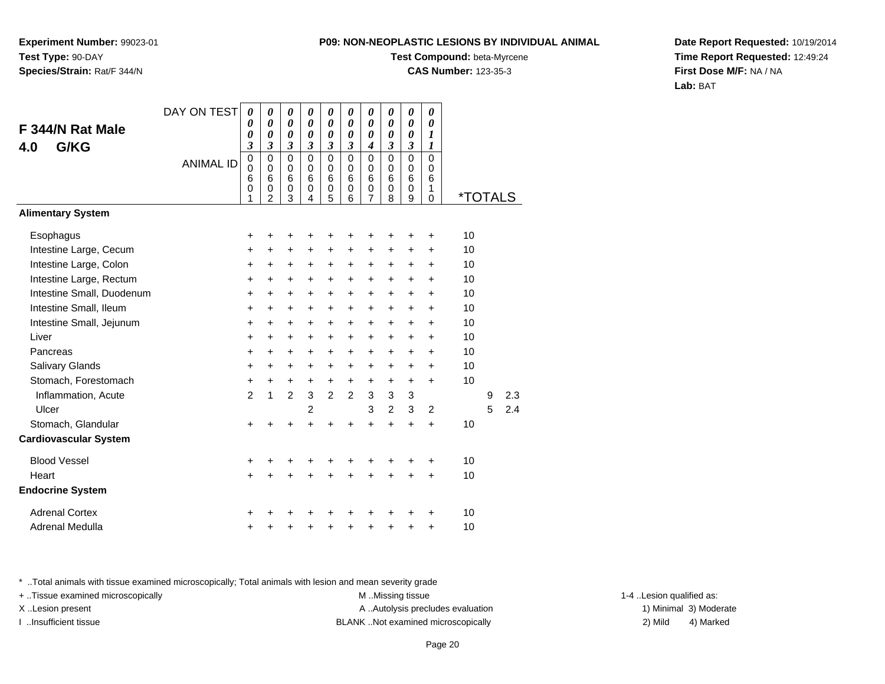**Experiment Number:** 99023-01
**Test Type:** 90-DAY
**Species/Strain:** Rat/F 344/N

**P09: NON-NEOPLASTIC LESIONS BY INDIVIDUAL ANIMAL**
**Test Compound:** beta-Myrcene
**CAS Number:** 123-35-3

**Date Report Requested:** 10/19/2014
**Time Report Requested:** 12:49:24
**First Dose M/F:** NA / NA
**Lab:** BAT

## F 344/N Rat Male
## 4.0 G/KG

| DAY ON TEST | 0003 | 0003 | 0003 | 0003 | 0003 | 0003 | 0004 | 0003 | 0003 | 0011 | | | |
|---|---|---|---|---|---|---|---|---|---|---|---|---|---|
| ANIMAL ID | 00601 | 00602 | 00603 | 00604 | 00605 | 00606 | 00607 | 00608 | 00609 | 00610 | *TOTALS | | |
| **Alimentary System** | | | | | | | | | | | | | |
| Esophagus | + | + | + | + | + | + | + | + | + | + | 10 | | |
| Intestine Large, Cecum | + | + | + | + | + | + | + | + | + | + | 10 | | |
| Intestine Large, Colon | + | + | + | + | + | + | + | + | + | + | 10 | | |
| Intestine Large, Rectum | + | + | + | + | + | + | + | + | + | + | 10 | | |
| Intestine Small, Duodenum | + | + | + | + | + | + | + | + | + | + | 10 | | |
| Intestine Small, Ileum | + | + | + | + | + | + | + | + | + | + | 10 | | |
| Intestine Small, Jejunum | + | + | + | + | + | + | + | + | + | + | 10 | | |
| Liver | + | + | + | + | + | + | + | + | + | + | 10 | | |
| Pancreas | + | + | + | + | + | + | + | + | + | + | 10 | | |
| Salivary Glands | + | + | + | + | + | + | + | + | + | + | 10 | | |
| Stomach, Forestomach | + | + | + | + | + | + | + | + | + | + | 10 | | |
| Inflammation, Acute | 2 | 1 | 2 | 3 | 2 | 2 | 3 | 3 | 3 | | | 9 | 2.3 |
| Ulcer | | | | 2 | | | 3 | 2 | 3 | 2 | | 5 | 2.4 |
| Stomach, Glandular | + | + | + | + | + | + | + | + | + | + | 10 | | |
| **Cardiovascular System** | | | | | | | | | | | | | |
| Blood Vessel | + | + | + | + | + | + | + | + | + | + | 10 | | |
| Heart | + | + | + | + | + | + | + | + | + | + | 10 | | |
| **Endocrine System** | | | | | | | | | | | | | |
| Adrenal Cortex | + | + | + | + | + | + | + | + | + | + | 10 | | |
| Adrenal Medulla | + | + | + | + | + | + | + | + | + | + | 10 | | |

* ..Total animals with tissue examined microscopically; Total animals with lesion and mean severity grade
+ ..Tissue examined microscopically
X ..Lesion present
I ..Insufficient tissue
M ..Missing tissue
A ..Autolysis precludes evaluation
BLANK ..Not examined microscopically
1-4 ..Lesion qualified as:
1) Minimal 2) Mild 3) Moderate 4) Marked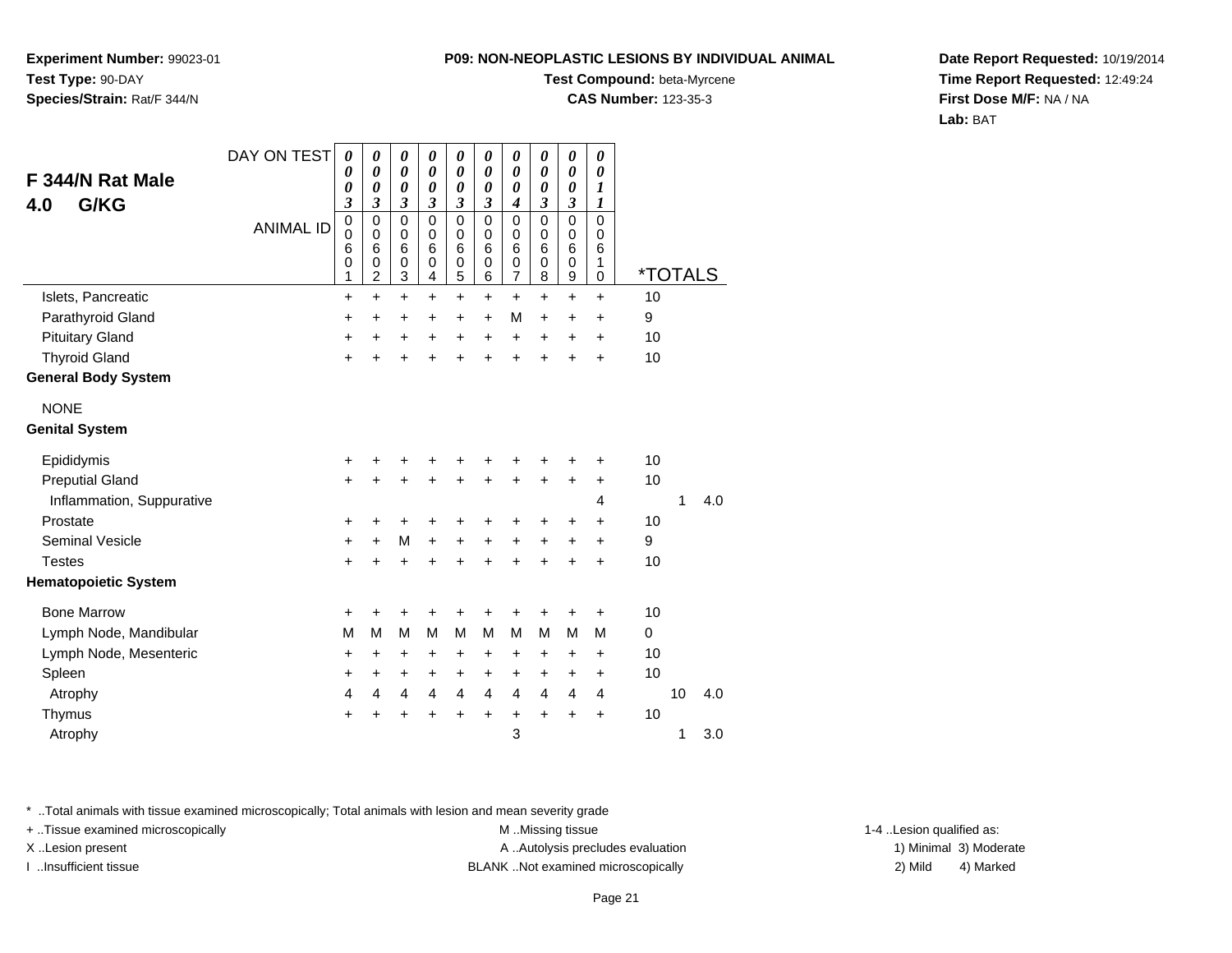**Experiment Number:** 99023-01
**Test Type:** 90-DAY
**Species/Strain:** Rat/F 344/N

**P09: NON-NEOPLASTIC LESIONS BY INDIVIDUAL ANIMAL**
**Test Compound:** beta-Myrcene
**CAS Number:** 123-35-3

**Date Report Requested:** 10/19/2014
**Time Report Requested:** 12:49:24
**First Dose M/F:** NA / NA
**Lab:** BAT

## F 344/N Rat Male
## 4.0 G/KG

| DAY ON TEST | 0003 | 0003 | 0003 | 0003 | 0003 | 0003 | 0004 | 0003 | 0003 | 0011 | *TOTALS | | |
|---|---|---|---|---|---|---|---|---|---|---|---|---|---|
| ANIMAL ID | 00601 | 00602 | 00603 | 00604 | 00605 | 00606 | 00607 | 00608 | 00609 | 00610 | | | |
| Islets, Pancreatic | + | + | + | + | + | + | + | + | + | + | 10 | | |
| Parathyroid Gland | + | + | + | + | + | + | M | + | + | + | 9 | | |
| Pituitary Gland | + | + | + | + | + | + | + | + | + | + | 10 | | |
| Thyroid Gland | + | + | + | + | + | + | + | + | + | + | 10 | | |
| **General Body System** | | | | | | | | | | | | | |
| NONE | | | | | | | | | | | | | |
| **Genital System** | | | | | | | | | | | | | |
| Epididymis | + | + | + | + | + | + | + | + | + | + | 10 | | |
| Preputial Gland | + | + | + | + | + | + | + | + | + | + | 10 | | |
| Inflammation, Suppurative | | | | | | | | | | 4 | | 1 | 4.0 |
| Prostate | + | + | + | + | + | + | + | + | + | + | 10 | | |
| Seminal Vesicle | + | + | M | + | + | + | + | + | + | + | 9 | | |
| Testes | + | + | + | + | + | + | + | + | + | + | 10 | | |
| **Hematopoietic System** | | | | | | | | | | | | | |
| Bone Marrow | + | + | + | + | + | + | + | + | + | + | 10 | | |
| Lymph Node, Mandibular | M | M | M | M | M | M | M | M | M | M | 0 | | |
| Lymph Node, Mesenteric | + | + | + | + | + | + | + | + | + | + | 10 | | |
| Spleen | + | + | + | + | + | + | + | + | + | + | 10 | | |
| Atrophy | 4 | 4 | 4 | 4 | 4 | 4 | 4 | 4 | 4 | 4 | | 10 | 4.0 |
| Thymus | + | + | + | + | + | + | + | + | + | + | 10 | | |
| Atrophy | | | | | | | 3 | | | | | 1 | 3.0 |

* ..Total animals with tissue examined microscopically; Total animals with lesion and mean severity grade
+ ..Tissue examined microscopically
X ..Lesion present
I ..Insufficient tissue
M ..Missing tissue
A ..Autolysis precludes evaluation
BLANK ..Not examined microscopically
1-4 ..Lesion qualified as:
1) Minimal 2) Mild 3) Moderate 4) Marked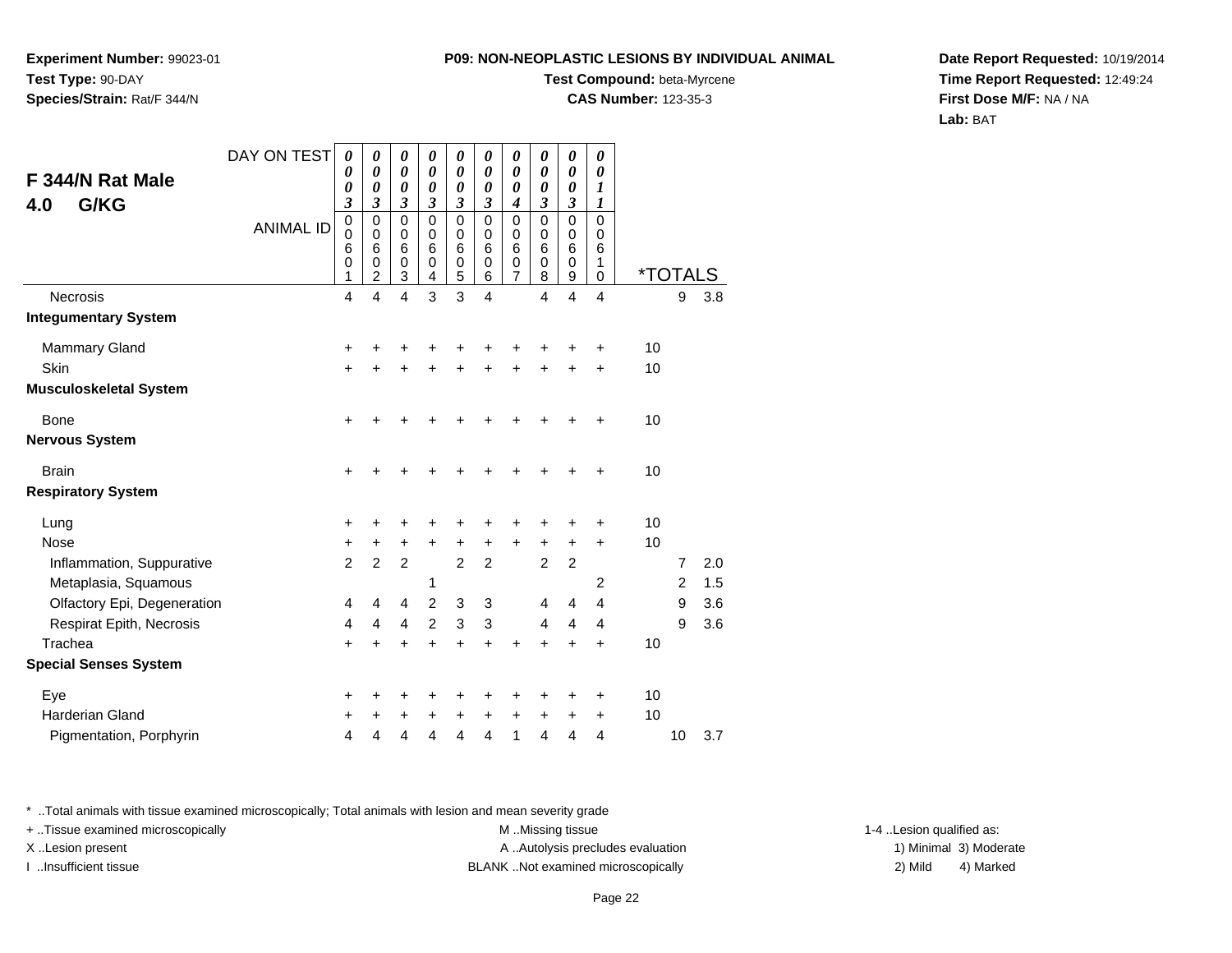**Experiment Number:** 99023-01
**Test Type:** 90-DAY
**Species/Strain:** Rat/F 344/N

**P09: NON-NEOPLASTIC LESIONS BY INDIVIDUAL ANIMAL**
**Test Compound:** beta-Myrcene
**CAS Number:** 123-35-3

**Date Report Requested:** 10/19/2014
**Time Report Requested:** 12:49:24
**First Dose M/F:** NA / NA
**Lab:** BAT

## F 344/N Rat Male 4.0 G/KG

| DAY ON TEST | 0003 | 0003 | 0003 | 0003 | 0003 | 0003 | 0004 | 0003 | 0003 | 0011 | | |
|---|---|---|---|---|---|---|---|---|---|---|---|---|
| ANIMAL ID | 00601 | 00602 | 00603 | 00604 | 00605 | 00606 | 00607 | 00608 | 00609 | 00610 | *TOTALS | |
| Necrosis | 4 | 4 | 4 | 3 | 3 | 4 | | 4 | 4 | 4 | 9 | 3.8 |
| **Integumentary System** | | | | | | | | | | | | |
| Mammary Gland | + | + | + | + | + | + | + | + | + | + | 10 | |
| Skin | + | + | + | + | + | + | + | + | + | + | 10 | |
| **Musculoskeletal System** | | | | | | | | | | | | |
| Bone | + | + | + | + | + | + | + | + | + | + | 10 | |
| **Nervous System** | | | | | | | | | | | | |
| Brain | + | + | + | + | + | + | + | + | + | + | 10 | |
| **Respiratory System** | | | | | | | | | | | | |
| Lung | + | + | + | + | + | + | + | + | + | + | 10 | |
| Nose | + | + | + | + | + | + | + | + | + | + | 10 | |
| Inflammation, Suppurative | 2 | 2 | 2 | | 2 | 2 | | 2 | 2 | | 7 | 2.0 |
| Metaplasia, Squamous | | | | 1 | | | | | | 2 | 2 | 1.5 |
| Olfactory Epi, Degeneration | 4 | 4 | 4 | 2 | 3 | 3 | | 4 | 4 | 4 | 9 | 3.6 |
| Respirat Epith, Necrosis | 4 | 4 | 4 | 2 | 3 | 3 | | 4 | 4 | 4 | 9 | 3.6 |
| Trachea | + | + | + | + | + | + | + | + | + | + | 10 | |
| **Special Senses System** | | | | | | | | | | | | |
| Eye | + | + | + | + | + | + | + | + | + | + | 10 | |
| Harderian Gland | + | + | + | + | + | + | + | + | + | + | 10 | |
| Pigmentation, Porphyrin | 4 | 4 | 4 | 4 | 4 | 4 | 1 | 4 | 4 | 4 | 10 | 3.7 |

* ..Total animals with tissue examined microscopically; Total animals with lesion and mean severity grade
+ ..Tissue examined microscopically
X ..Lesion present
I ..Insufficient tissue
M ..Missing tissue
A ..Autolysis precludes evaluation
BLANK ..Not examined microscopically
1-4 ..Lesion qualified as: 1) Minimal 2) Mild 3) Moderate 4) Marked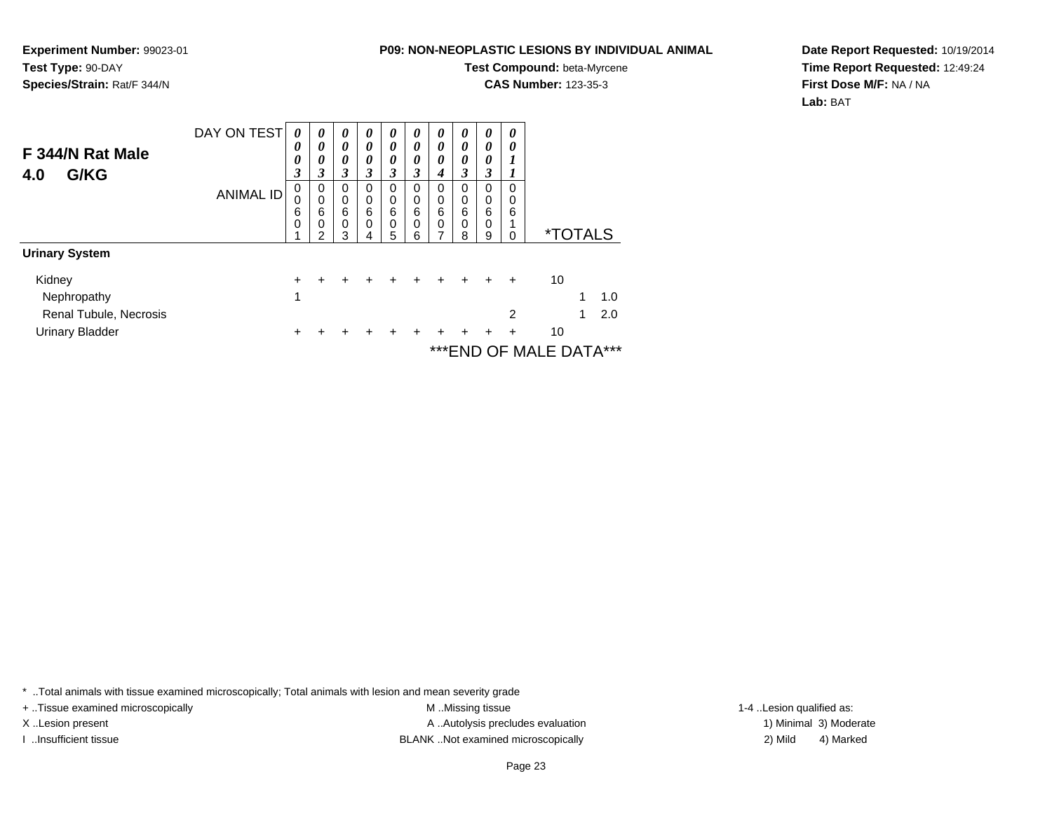**Experiment Number:** 99023-01
**Test Type:** 90-DAY
**Species/Strain:** Rat/F 344/N

**P09: NON-NEOPLASTIC LESIONS BY INDIVIDUAL ANIMAL**
**Test Compound:** beta-Myrcene
**CAS Number:** 123-35-3

**Date Report Requested:** 10/19/2014
**Time Report Requested:** 12:49:24
**First Dose M/F:** NA / NA
**Lab:** BAT

## F 344/N Rat Male
## 4.0 G/KG

| DAY ON TEST | 0003 | 0003 | 0003 | 0003 | 0003 | 0003 | 0004 | 0003 | 0003 | 0011 | | |
|---|---|---|---|---|---|---|---|---|---|---|---|---|
| ANIMAL ID | 00601 | 00602 | 00603 | 00604 | 00605 | 00606 | 00607 | 00608 | 00609 | 00610 | *TOTALS | |
| **Urinary System** | | | | | | | | | | | | |
| Kidney | + | + | + | + | + | + | + | + | + | + | 10 | |
| Nephropathy | 1 | | | | | | | | | | 1 | 1.0 |
| Renal Tubule, Necrosis | | | | | | | | | | 2 | 1 | 2.0 |
| Urinary Bladder | + | + | + | + | + | + | + | + | + | + | 10 | |

***END OF MALE DATA***

\* ..Total animals with tissue examined microscopically; Total animals with lesion and mean severity grade
+ ..Tissue examined microscopically
X ..Lesion present
I ..Insufficient tissue
M ..Missing tissue
A ..Autolysis precludes evaluation
BLANK ..Not examined microscopically
1-4 ..Lesion qualified as:
1) Minimal 3) Moderate
2) Mild 4) Marked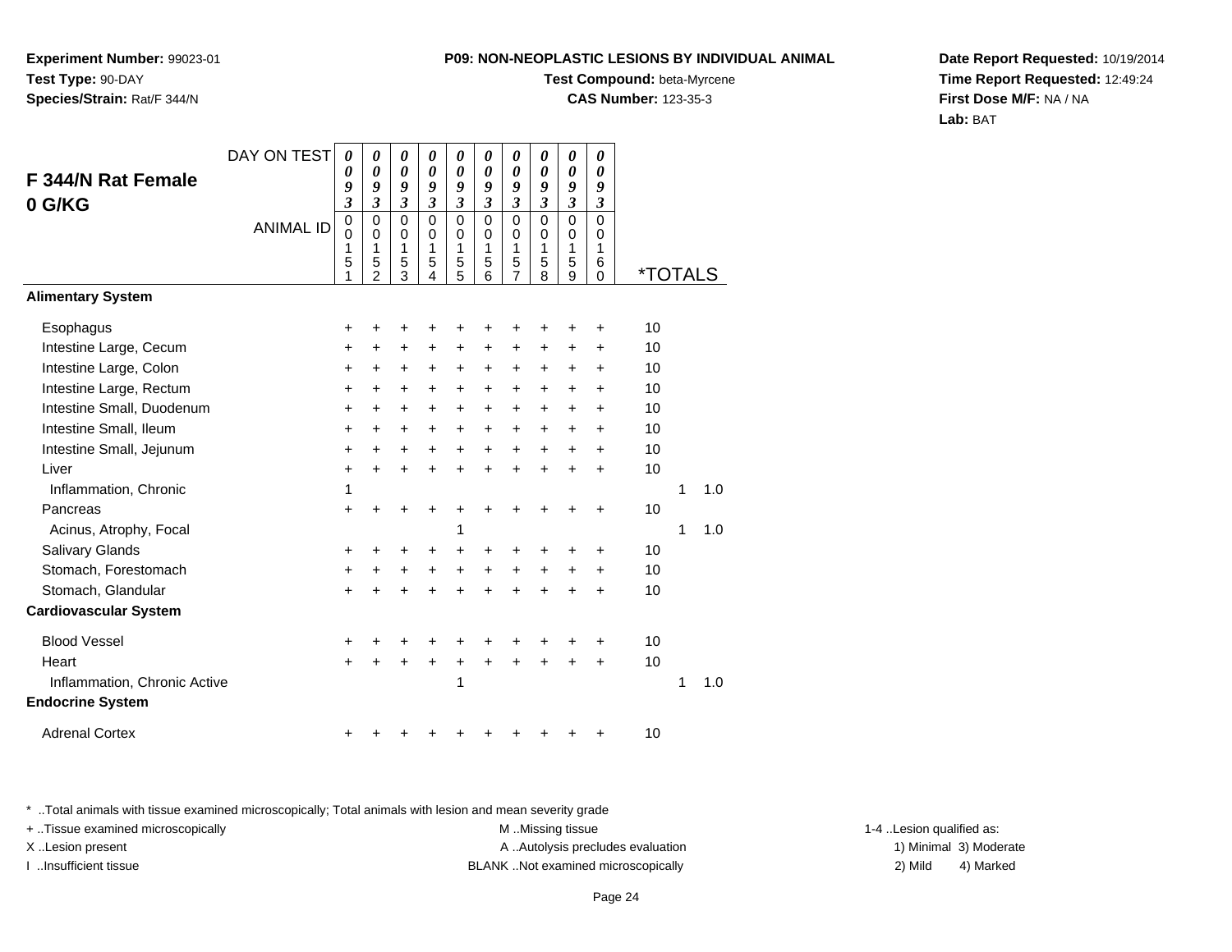**Experiment Number:** 99023-01
**Test Type:** 90-DAY
**Species/Strain:** Rat/F 344/N

**P09: NON-NEOPLASTIC LESIONS BY INDIVIDUAL ANIMAL**
**Test Compound:** beta-Myrcene
**CAS Number:** 123-35-3

**Date Report Requested:** 10/19/2014
**Time Report Requested:** 12:49:24
**First Dose M/F:** NA / NA
**Lab:** BAT

## F 344/N Rat Female 0 G/KG

| DAY ON TEST | 0093 | 0093 | 0093 | 0093 | 0093 | 0093 | 0093 | 0093 | 0093 | 0093 | | | |
|---|---|---|---|---|---|---|---|---|---|---|---|---|---|
| ANIMAL ID | 00151 | 00152 | 00153 | 00154 | 00155 | 00156 | 00157 | 00158 | 00159 | 00160 | *TOTALS | | |
| **Alimentary System** | | | | | | | | | | | | | |
| Esophagus | + | + | + | + | + | + | + | + | + | + | 10 | | |
| Intestine Large, Cecum | + | + | + | + | + | + | + | + | + | + | 10 | | |
| Intestine Large, Colon | + | + | + | + | + | + | + | + | + | + | 10 | | |
| Intestine Large, Rectum | + | + | + | + | + | + | + | + | + | + | 10 | | |
| Intestine Small, Duodenum | + | + | + | + | + | + | + | + | + | + | 10 | | |
| Intestine Small, Ileum | + | + | + | + | + | + | + | + | + | + | 10 | | |
| Intestine Small, Jejunum | + | + | + | + | + | + | + | + | + | + | 10 | | |
| Liver | + | + | + | + | + | + | + | + | + | + | 10 | | |
| Inflammation, Chronic | 1 | | | | | | | | | | | 1 | 1.0 |
| Pancreas | + | + | + | + | + | + | + | + | + | + | 10 | | |
| Acinus, Atrophy, Focal | | | | | 1 | | | | | | | 1 | 1.0 |
| Salivary Glands | + | + | + | + | + | + | + | + | + | + | 10 | | |
| Stomach, Forestomach | + | + | + | + | + | + | + | + | + | + | 10 | | |
| Stomach, Glandular | + | + | + | + | + | + | + | + | + | + | 10 | | |
| **Cardiovascular System** | | | | | | | | | | | | | |
| Blood Vessel | + | + | + | + | + | + | + | + | + | + | 10 | | |
| Heart | + | + | + | + | + | + | + | + | + | + | 10 | | |
| Inflammation, Chronic Active | | | | | 1 | | | | | | | 1 | 1.0 |
| **Endocrine System** | | | | | | | | | | | | | |
| Adrenal Cortex | + | + | + | + | + | + | + | + | + | + | 10 | | |

\* ..Total animals with tissue examined microscopically; Total animals with lesion and mean severity grade
\+ ..Tissue examined microscopically
X ..Lesion present
I ..Insufficient tissue
M ..Missing tissue
A ..Autolysis precludes evaluation
BLANK ..Not examined microscopically
1-4 ..Lesion qualified as:
1) Minimal 2) Mild 3) Moderate 4) Marked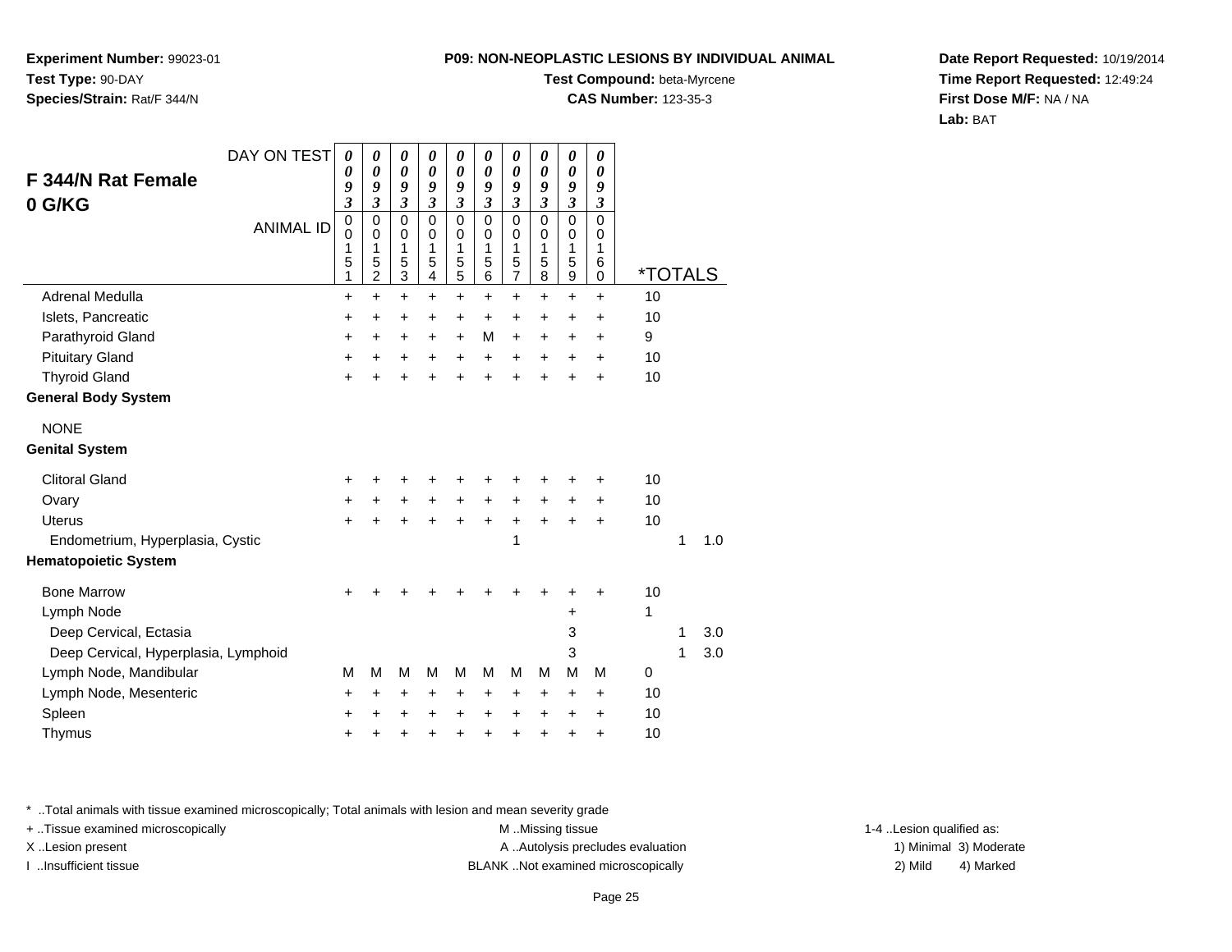**Experiment Number:** 99023-01
**Test Type:** 90-DAY
**Species/Strain:** Rat/F 344/N

**P09: NON-NEOPLASTIC LESIONS BY INDIVIDUAL ANIMAL**
**Test Compound:** beta-Myrcene
**CAS Number:** 123-35-3

**Date Report Requested:** 10/19/2014
**Time Report Requested:** 12:49:24
**First Dose M/F:** NA / NA
**Lab:** BAT

## F 344/N Rat Female
## 0 G/KG

| DAY ON TEST | 0093 | 0093 | 0093 | 0093 | 0093 | 0093 | 0093 | 0093 | 0093 | 0093 | *TOTALS | | |
|---|---|---|---|---|---|---|---|---|---|---|---|---|---|
| ANIMAL ID | 00151 | 00152 | 00153 | 00154 | 00155 | 00156 | 00157 | 00158 | 00159 | 00160 | | | |
| Adrenal Medulla | + | + | + | + | + | + | + | + | + | + | 10 | | |
| Islets, Pancreatic | + | + | + | + | + | + | + | + | + | + | 10 | | |
| Parathyroid Gland | + | + | + | + | + | M | + | + | + | + | 9 | | |
| Pituitary Gland | + | + | + | + | + | + | + | + | + | + | 10 | | |
| Thyroid Gland | + | + | + | + | + | + | + | + | + | + | 10 | | |
| **General Body System** | | | | | | | | | | | | | |
| NONE | | | | | | | | | | | | | |
| **Genital System** | | | | | | | | | | | | | |
| Clitoral Gland | + | + | + | + | + | + | + | + | + | + | 10 | | |
| Ovary | + | + | + | + | + | + | + | + | + | + | 10 | | |
| Uterus | + | + | + | + | + | + | + | + | + | + | 10 | | |
| Endometrium, Hyperplasia, Cystic | | | | | | | 1 | | | | | 1 | 1.0 |
| **Hematopoietic System** | | | | | | | | | | | | | |
| Bone Marrow | + | + | + | + | + | + | + | + | + | + | 10 | | |
| Lymph Node | | | | | | | | | + | | 1 | | |
| Deep Cervical, Ectasia | | | | | | | | | 3 | | | 1 | 3.0 |
| Deep Cervical, Hyperplasia, Lymphoid | | | | | | | | | 3 | | | 1 | 3.0 |
| Lymph Node, Mandibular | M | M | M | M | M | M | M | M | M | M | 0 | | |
| Lymph Node, Mesenteric | + | + | + | + | + | + | + | + | + | + | 10 | | |
| Spleen | + | + | + | + | + | + | + | + | + | + | 10 | | |
| Thymus | + | + | + | + | + | + | + | + | + | + | 10 | | |

* ..Total animals with tissue examined microscopically; Total animals with lesion and mean severity grade
+ ..Tissue examined microscopically
X ..Lesion present
I ..Insufficient tissue

M ..Missing tissue
A ..Autolysis precludes evaluation
BLANK ..Not examined microscopically

1-4 ..Lesion qualified as:
1) Minimal 3) Moderate
2) Mild 4) Marked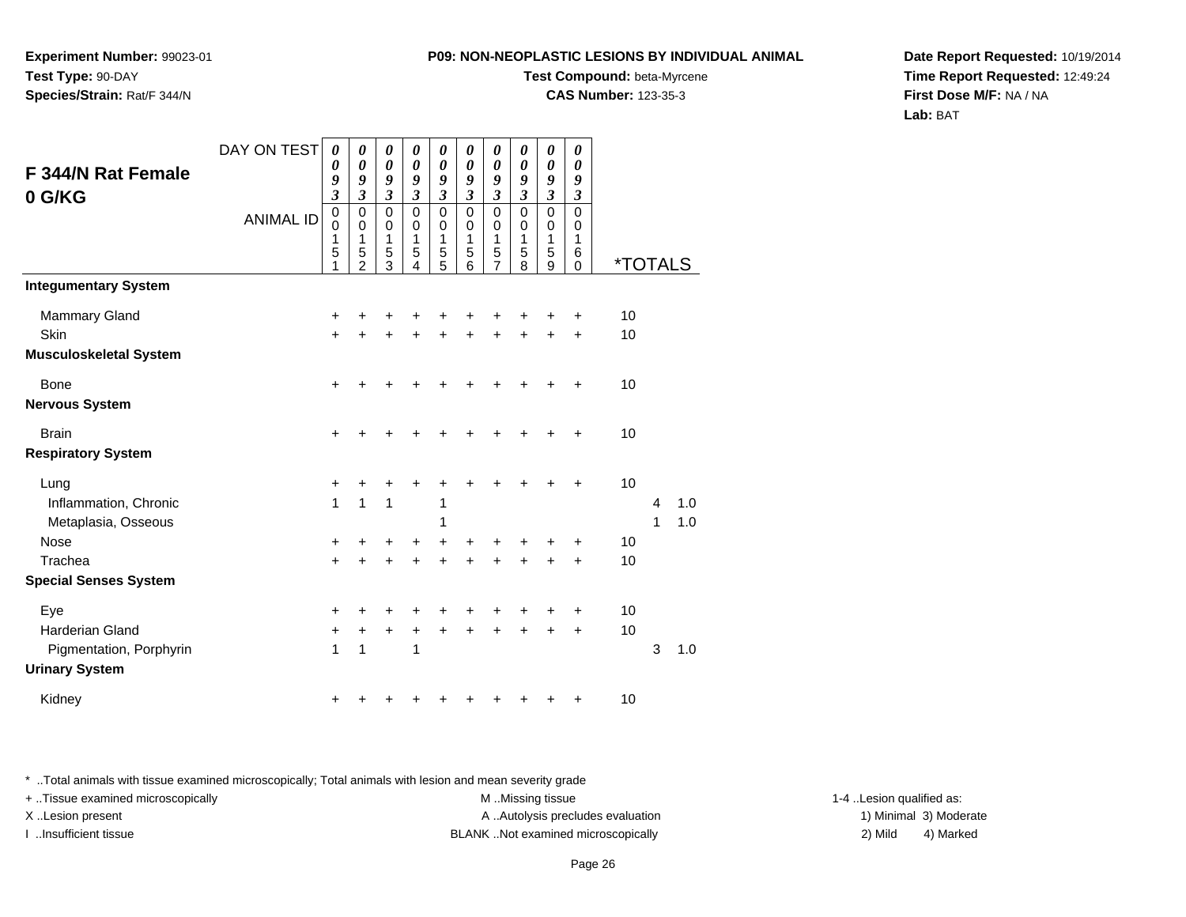**Experiment Number:** 99023-01
**Test Type:** 90-DAY
**Species/Strain:** Rat/F 344/N

**P09: NON-NEOPLASTIC LESIONS BY INDIVIDUAL ANIMAL**
**Test Compound:** beta-Myrcene
**CAS Number:** 123-35-3

**Date Report Requested:** 10/19/2014
**Time Report Requested:** 12:49:24
**First Dose M/F:** NA / NA
**Lab:** BAT

## F 344/N Rat Female 0 G/KG

| DAY ON TEST | 0093 | 0093 | 0093 | 0093 | 0093 | 0093 | 0093 | 0093 | 0093 | 0093 | | |
|---|---|---|---|---|---|---|---|---|---|---|---|---|
| ANIMAL ID | 00151 | 00152 | 00153 | 00154 | 00155 | 00156 | 00157 | 00158 | 00159 | 00160 | *TOTALS | |
| **Integumentary System** | | | | | | | | | | | | |
| Mammary Gland | + | + | + | + | + | + | + | + | + | + | 10 | |
| Skin | + | + | + | + | + | + | + | + | + | + | 10 | |
| **Musculoskeletal System** | | | | | | | | | | | | |
| Bone | + | + | + | + | + | + | + | + | + | + | 10 | |
| **Nervous System** | | | | | | | | | | | | |
| Brain | + | + | + | + | + | + | + | + | + | + | 10 | |
| **Respiratory System** | | | | | | | | | | | | |
| Lung | + | + | + | + | + | + | + | + | + | + | 10 | |
| Inflammation, Chronic | 1 | 1 | 1 | | 1 | | | | | | 4 | 1.0 |
| Metaplasia, Osseous | | | | | 1 | | | | | | 1 | 1.0 |
| Nose | + | + | + | + | + | + | + | + | + | + | 10 | |
| Trachea | + | + | + | + | + | + | + | + | + | + | 10 | |
| **Special Senses System** | | | | | | | | | | | | |
| Eye | + | + | + | + | + | + | + | + | + | + | 10 | |
| Harderian Gland | + | + | + | + | + | + | + | + | + | + | 10 | |
| Pigmentation, Porphyrin | 1 | 1 | | 1 | | | | | | | 3 | 1.0 |
| **Urinary System** | | | | | | | | | | | | |
| Kidney | + | + | + | + | + | + | + | + | + | + | 10 | |

\* ..Total animals with tissue examined microscopically; Total animals with lesion and mean severity grade
+ ..Tissue examined microscopically
X ..Lesion present
I ..Insufficient tissue

M ..Missing tissue
A ..Autolysis precludes evaluation
BLANK ..Not examined microscopically

1-4 ..Lesion qualified as:
1) Minimal 3) Moderate
2) Mild 4) Marked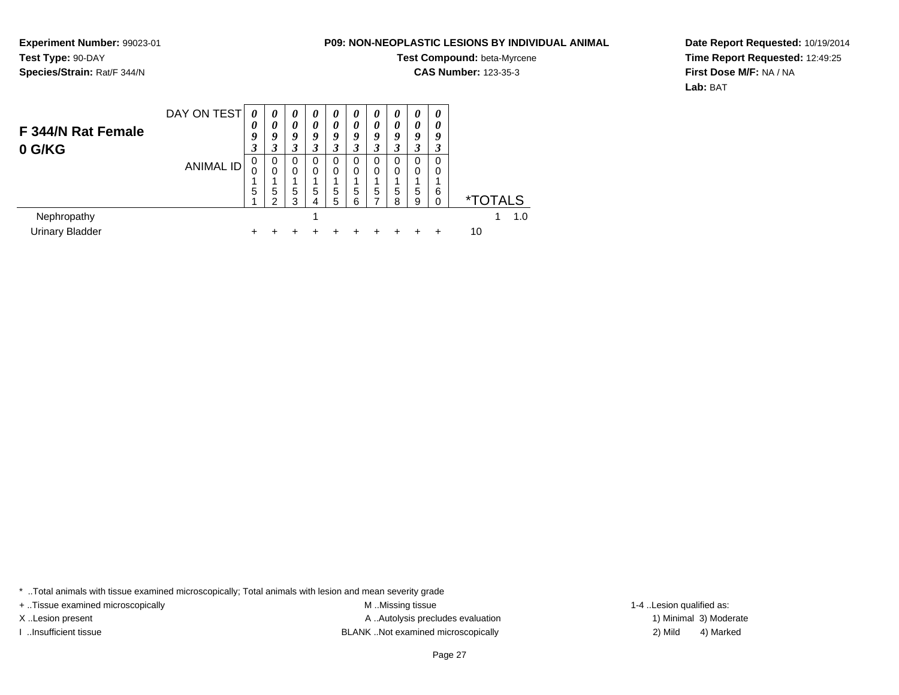**Experiment Number:** 99023-01
**Test Type:** 90-DAY
**Species/Strain:** Rat/F 344/N

**P09: NON-NEOPLASTIC LESIONS BY INDIVIDUAL ANIMAL**
**Test Compound:** beta-Myrcene
**CAS Number:** 123-35-3

**Date Report Requested:** 10/19/2014
**Time Report Requested:** 12:49:25
**First Dose M/F:** NA / NA
**Lab:** BAT

## F 344/N Rat Female
## 0 G/KG

| | | | | | | | | | | | |
|---|---|---|---|---|---|---|---|---|---|---|---|
| DAY ON TEST | 0093 | 0093 | 0093 | 0093 | 0093 | 0093 | 0093 | 0093 | 0093 | 0093 | |
| ANIMAL ID | 00151 | 00152 | 00153 | 00154 | 00155 | 00156 | 00157 | 00158 | 00159 | 00160 | *TOTALS |
| Nephropathy | | | | 1 | | | | | | | 1 1.0 |
| Urinary Bladder | + | + | + | + | + | + | + | + | + | + | 10 |

* ..Total animals with tissue examined microscopically; Total animals with lesion and mean severity grade
+ ..Tissue examined microscopically
X ..Lesion present
I ..Insufficient tissue
M ..Missing tissue
A ..Autolysis precludes evaluation
BLANK ..Not examined microscopically
1-4 ..Lesion qualified as:
1) Minimal 3) Moderate
2) Mild 4) Marked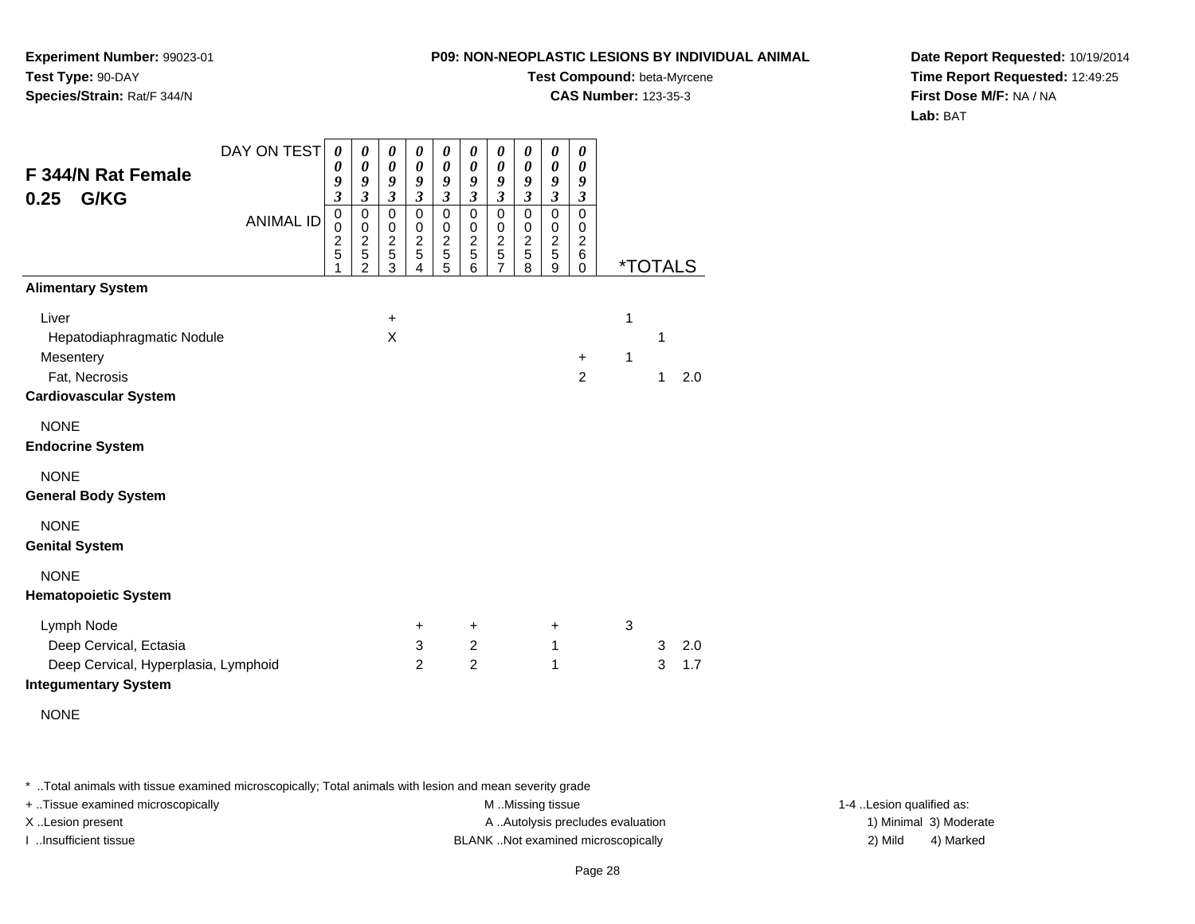**Experiment Number:** 99023-01
**Test Type:** 90-DAY
**Species/Strain:** Rat/F 344/N

**P09: NON-NEOPLASTIC LESIONS BY INDIVIDUAL ANIMAL**
**Test Compound:** beta-Myrcene
**CAS Number:** 123-35-3

**Date Report Requested:** 10/19/2014
**Time Report Requested:** 12:49:25
**First Dose M/F:** NA / NA
**Lab:** BAT

## F 344/N Rat Female 0.25 G/KG

| DAY ON TEST | 0093 | 0093 | 0093 | 0093 | 0093 | 0093 | 0093 | 0093 | 0093 | 0093 | | | |
|---|---|---|---|---|---|---|---|---|---|---|---|---|---|
| ANIMAL ID | 00251 | 00252 | 00253 | 00254 | 00255 | 00256 | 00257 | 00258 | 00259 | 00260 | *TOTALS | | |
| **Alimentary System** | | | | | | | | | | | | | |
| Liver | | | + | | | | | | | | 1 | | |
| Hepatodiaphragmatic Nodule | | | X | | | | | | | | | 1 | |
| Mesentery | | | | | | | | | | + | 1 | | |
| Fat, Necrosis | | | | | | | | | | 2 | | 1 | 2.0 |
| **Cardiovascular System** | | | | | | | | | | | | | |
| NONE | | | | | | | | | | | | | |
| **Endocrine System** | | | | | | | | | | | | | |
| NONE | | | | | | | | | | | | | |
| **General Body System** | | | | | | | | | | | | | |
| NONE | | | | | | | | | | | | | |
| **Genital System** | | | | | | | | | | | | | |
| NONE | | | | | | | | | | | | | |
| **Hematopoietic System** | | | | | | | | | | | | | |
| Lymph Node | | | | + | | + | | | + | | 3 | | |
| Deep Cervical, Ectasia | | | | 3 | | 2 | | | 1 | | | 3 | 2.0 |
| Deep Cervical, Hyperplasia, Lymphoid | | | | 2 | | 2 | | | 1 | | | 3 | 1.7 |
| **Integumentary System** | | | | | | | | | | | | | |
| NONE | | | | | | | | | | | | | |

* ..Total animals with tissue examined microscopically; Total animals with lesion and mean severity grade
+ ..Tissue examined microscopically
X ..Lesion present
I ..Insufficient tissue
M ..Missing tissue
A ..Autolysis precludes evaluation
BLANK ..Not examined microscopically
1-4 ..Lesion qualified as:
1) Minimal 3) Moderate
2) Mild 4) Marked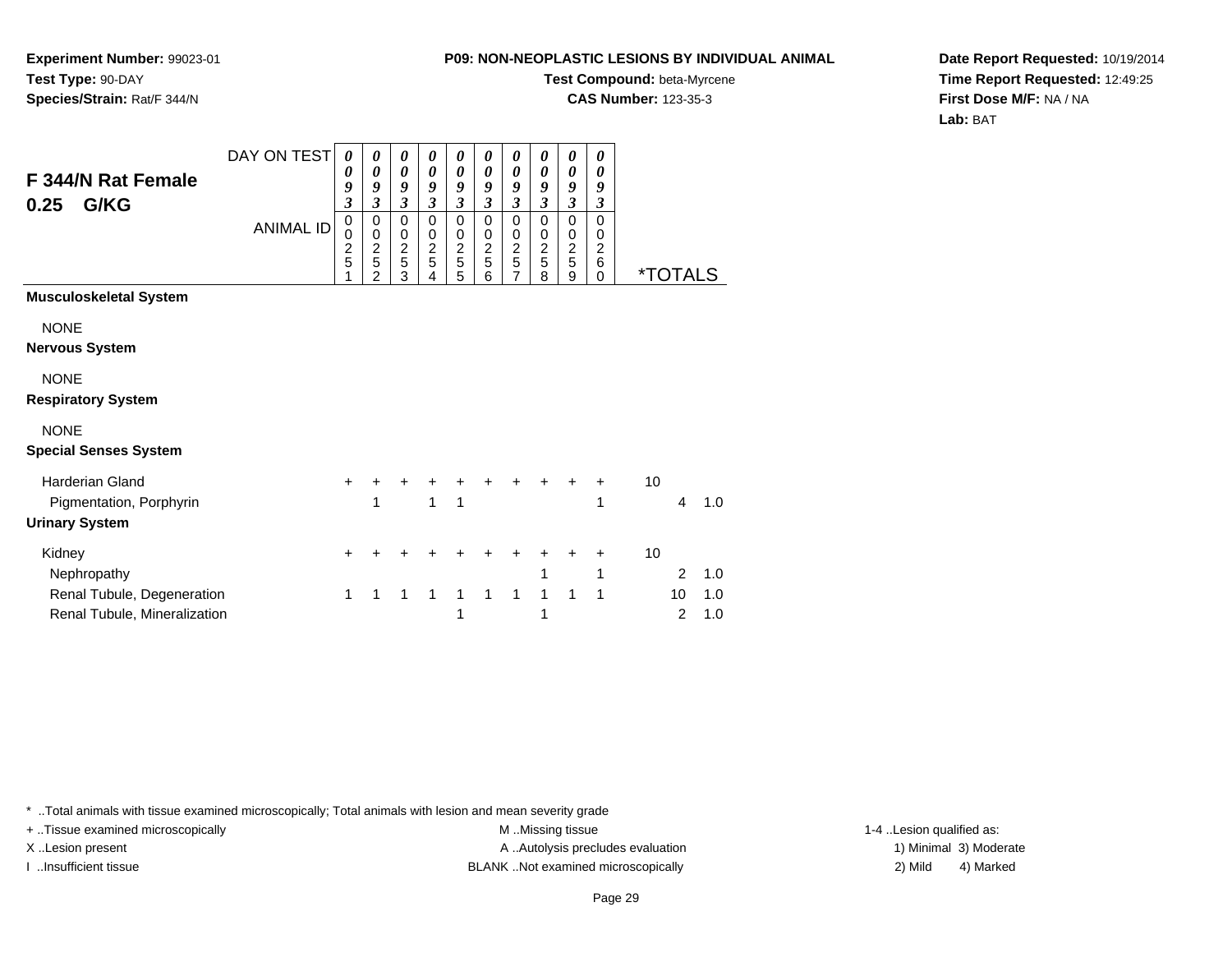**Experiment Number:** 99023-01
**Test Type:** 90-DAY
**Species/Strain:** Rat/F 344/N

**P09: NON-NEOPLASTIC LESIONS BY INDIVIDUAL ANIMAL**
**Test Compound:** beta-Myrcene
**CAS Number:** 123-35-3

**Date Report Requested:** 10/19/2014
**Time Report Requested:** 12:49:25
**First Dose M/F:** NA / NA
**Lab:** BAT

## F 344/N Rat Female 0.25 G/KG

| DAY ON TEST | 0093 | 0093 | 0093 | 0093 | 0093 | 0093 | 0093 | 0093 | 0093 | 0093 | *TOTALS | | |
|---|---|---|---|---|---|---|---|---|---|---|---|---|---|
| ANIMAL ID | 00251 | 00252 | 00253 | 00254 | 00255 | 00256 | 00257 | 00258 | 00259 | 00260 | | | |
| **Musculoskeletal System** | | | | | | | | | | | | | |
| NONE | | | | | | | | | | | | | |
| **Nervous System** | | | | | | | | | | | | | |
| NONE | | | | | | | | | | | | | |
| **Respiratory System** | | | | | | | | | | | | | |
| NONE | | | | | | | | | | | | | |
| **Special Senses System** | | | | | | | | | | | | | |
| Harderian Gland | + | + | + | + | + | + | + | + | + | + | 10 | | |
| Pigmentation, Porphyrin | | 1 | | 1 | 1 | | | | | 1 | | 4 | 1.0 |
| **Urinary System** | | | | | | | | | | | | | |
| Kidney | + | + | + | + | + | + | + | + | + | + | 10 | | |
| Nephropathy | | | | | | | | 1 | | 1 | | 2 | 1.0 |
| Renal Tubule, Degeneration | 1 | 1 | 1 | 1 | 1 | 1 | 1 | 1 | 1 | 1 | | 10 | 1.0 |
| Renal Tubule, Mineralization | | | | | 1 | | | 1 | | | | 2 | 1.0 |

\* ..Total animals with tissue examined microscopically; Total animals with lesion and mean severity grade

+ ..Tissue examined microscopically
X ..Lesion present
I ..Insufficient tissue

M ..Missing tissue
A ..Autolysis precludes evaluation
BLANK ..Not examined microscopically

1-4 ..Lesion qualified as:
1) Minimal 3) Moderate
2) Mild 4) Marked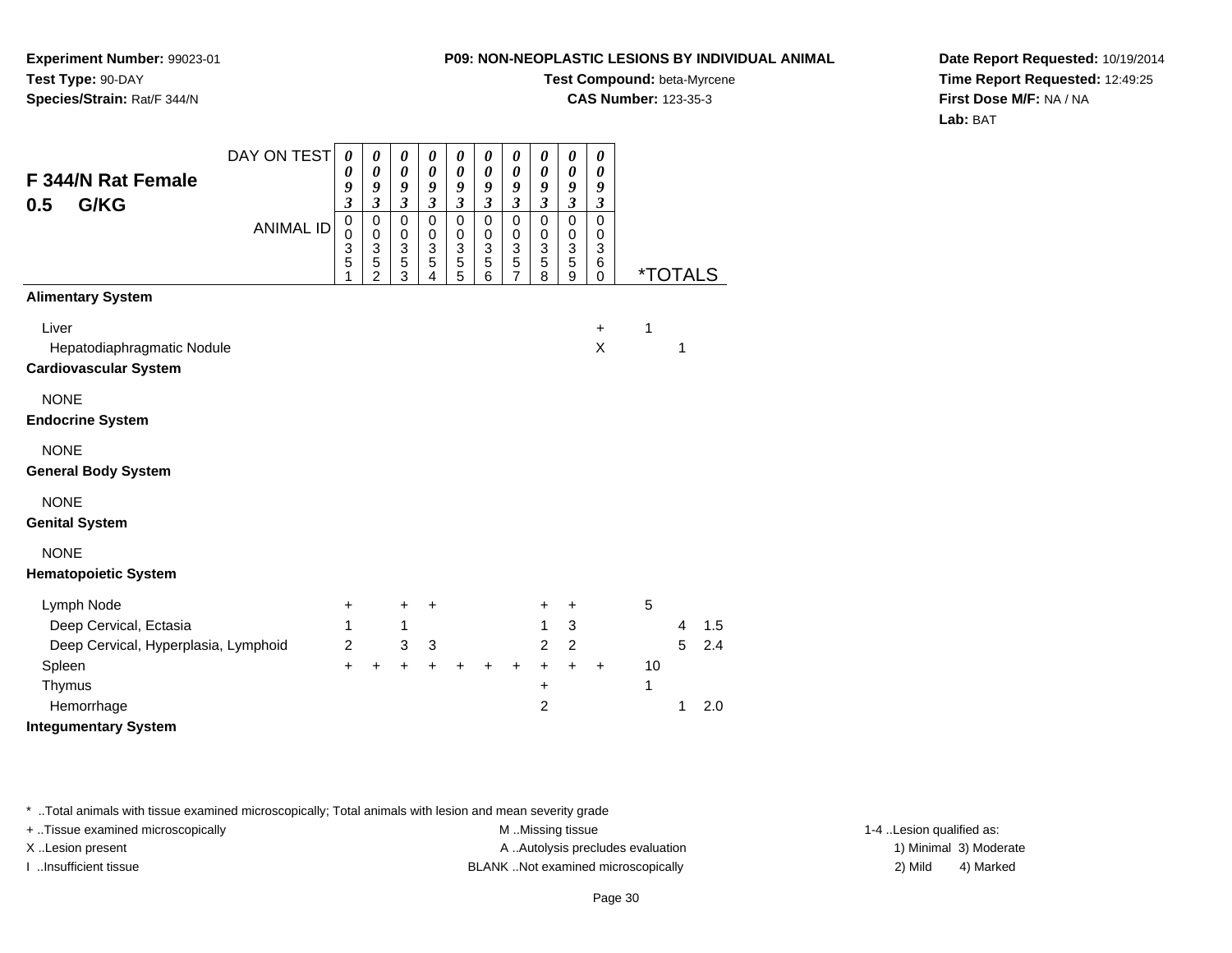**Experiment Number:** 99023-01
**Test Type:** 90-DAY
**Species/Strain:** Rat/F 344/N

**P09: NON-NEOPLASTIC LESIONS BY INDIVIDUAL ANIMAL**
**Test Compound:** beta-Myrcene
**CAS Number:** 123-35-3

**Date Report Requested:** 10/19/2014
**Time Report Requested:** 12:49:25
**First Dose M/F:** NA / NA
**Lab:** BAT

## F 344/N Rat Female
## 0.5 G/KG

| DAY ON TEST | 0093 | 0093 | 0093 | 0093 | 0093 | 0093 | 0093 | 0093 | 0093 | 0093 | | | |
|---|---|---|---|---|---|---|---|---|---|---|---|---|---|
| ANIMAL ID | 00351 | 00352 | 00353 | 00354 | 00355 | 00356 | 00357 | 00358 | 00359 | 00360 | *TOTALS | | |
| **Alimentary System** | | | | | | | | | | | | | |
| Liver | | | | | | | | | | + | 1 | | |
| Hepatodiaphragmatic Nodule | | | | | | | | | | X | | 1 | |
| **Cardiovascular System** | | | | | | | | | | | | | |
| NONE | | | | | | | | | | | | | |
| **Endocrine System** | | | | | | | | | | | | | |
| NONE | | | | | | | | | | | | | |
| **General Body System** | | | | | | | | | | | | | |
| NONE | | | | | | | | | | | | | |
| **Genital System** | | | | | | | | | | | | | |
| NONE | | | | | | | | | | | | | |
| **Hematopoietic System** | | | | | | | | | | | | | |
| Lymph Node | + | | + | + | | | | + | + | | 5 | | |
| Deep Cervical, Ectasia | 1 | | 1 | | | | | 1 | 3 | | | 4 | 1.5 |
| Deep Cervical, Hyperplasia, Lymphoid | 2 | | 3 | 3 | | | | 2 | 2 | | | 5 | 2.4 |
| Spleen | + | + | + | + | + | + | + | + | + | + | 10 | | |
| Thymus | | | | | | | | + | | | 1 | | |
| Hemorrhage | | | | | | | | 2 | | | | 1 | 2.0 |
| **Integumentary System** | | | | | | | | | | | | | |

\* ..Total animals with tissue examined microscopically; Total animals with lesion and mean severity grade
+ ..Tissue examined microscopically
X ..Lesion present
I ..Insufficient tissue
M ..Missing tissue
A ..Autolysis precludes evaluation
BLANK ..Not examined microscopically
1-4 ..Lesion qualified as:
1) Minimal 3) Moderate
2) Mild 4) Marked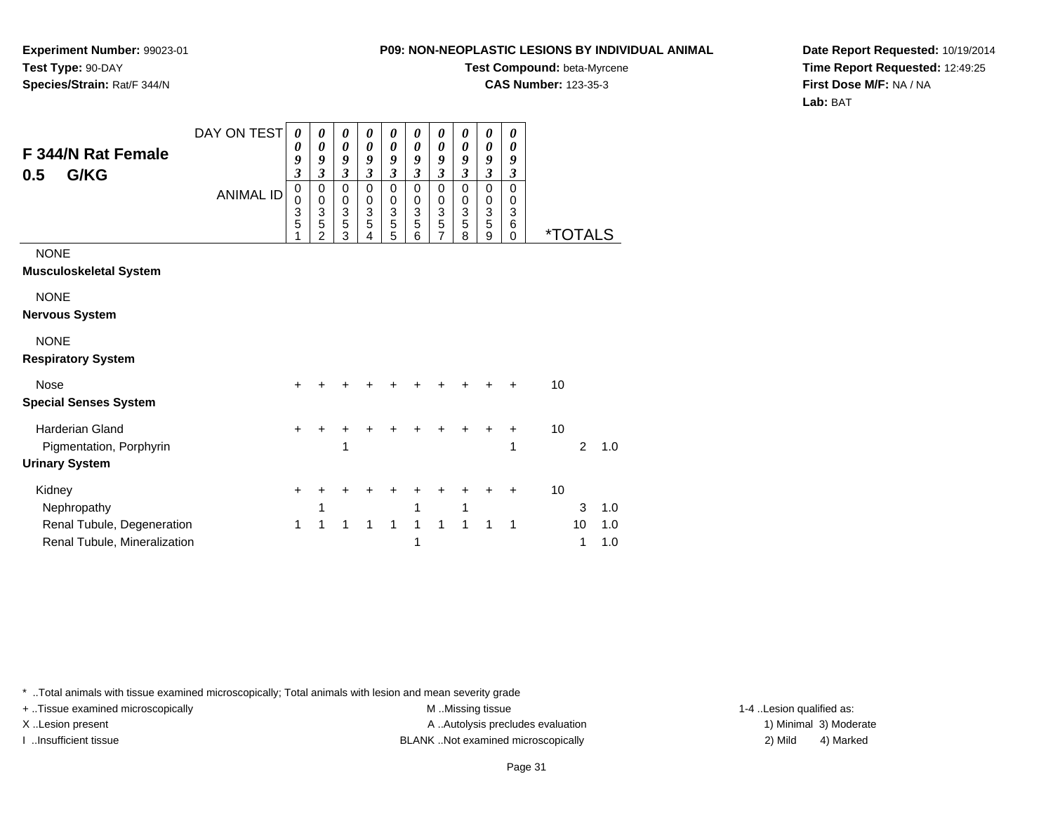**Experiment Number:** 99023-01
**Test Type:** 90-DAY
**Species/Strain:** Rat/F 344/N

**P09: NON-NEOPLASTIC LESIONS BY INDIVIDUAL ANIMAL**
**Test Compound:** beta-Myrcene
**CAS Number:** 123-35-3

**Date Report Requested:** 10/19/2014
**Time Report Requested:** 12:49:25
**First Dose M/F:** NA / NA
**Lab:** BAT

## F 344/N Rat Female 0.5 G/KG

| DAY ON TEST | 0093 | 0093 | 0093 | 0093 | 0093 | 0093 | 0093 | 0093 | 0093 | 0093 | *TOTALS | | |
|---|---|---|---|---|---|---|---|---|---|---|---|---|---|
| ANIMAL ID | 00351 | 00352 | 00353 | 00354 | 00355 | 00356 | 00357 | 00358 | 00359 | 00360 | | | |
| NONE | | | | | | | | | | | | | |
| **Musculoskeletal System** | | | | | | | | | | | | | |
| NONE | | | | | | | | | | | | | |
| **Nervous System** | | | | | | | | | | | | | |
| NONE | | | | | | | | | | | | | |
| **Respiratory System** | | | | | | | | | | | | | |
| Nose | + | + | + | + | + | + | + | + | + | + | 10 | | |
| **Special Senses System** | | | | | | | | | | | | | |
| Harderian Gland | + | + | + | + | + | + | + | + | + | + | 10 | | |
| Pigmentation, Porphyrin | | | 1 | | | | | | | 1 | | 2 | 1.0 |
| **Urinary System** | | | | | | | | | | | | | |
| Kidney | + | + | + | + | + | + | + | + | + | + | 10 | | |
| Nephropathy | | 1 | | | | 1 | | 1 | | | | 3 | 1.0 |
| Renal Tubule, Degeneration | 1 | 1 | 1 | 1 | 1 | 1 | 1 | 1 | 1 | 1 | | 10 | 1.0 |
| Renal Tubule, Mineralization | | | | | | 1 | | | | | | 1 | 1.0 |

* ..Total animals with tissue examined microscopically; Total animals with lesion and mean severity grade
+ ..Tissue examined microscopically
X ..Lesion present
I ..Insufficient tissue

M ..Missing tissue
A ..Autolysis precludes evaluation
BLANK ..Not examined microscopically

1-4 ..Lesion qualified as:
1) Minimal 3) Moderate
2) Mild 4) Marked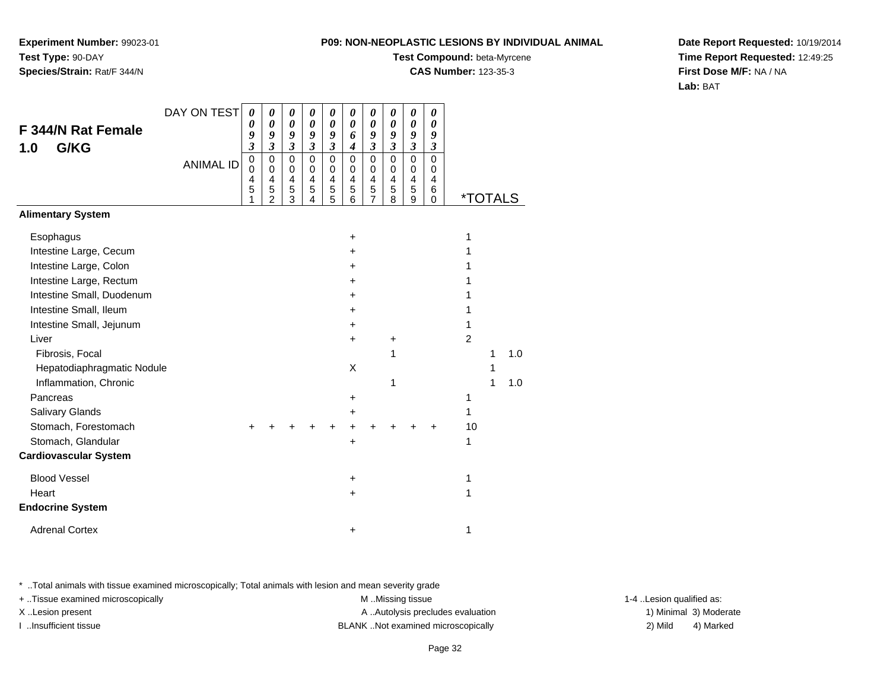**Experiment Number:** 99023-01
**Test Type:** 90-DAY
**Species/Strain:** Rat/F 344/N

**P09: NON-NEOPLASTIC LESIONS BY INDIVIDUAL ANIMAL**
**Test Compound:** beta-Myrcene
**CAS Number:** 123-35-3

**Date Report Requested:** 10/19/2014
**Time Report Requested:** 12:49:25
**First Dose M/F:** NA / NA
**Lab:** BAT

## F 344/N Rat Female
## 1.0 G/KG

| DAY ON TEST | 0093 | 0093 | 0093 | 0093 | 0093 | 0064 | 0093 | 0093 | 0093 | 0093 | | |
|---|---|---|---|---|---|---|---|---|---|---|---|---|
| ANIMAL ID | 00451 | 00452 | 00453 | 00454 | 00455 | 00456 | 00457 | 00458 | 00459 | 00460 | *TOTALS | |
| **Alimentary System** | | | | | | | | | | | | |
| Esophagus | | | | | | + | | | | | 1 | |
| Intestine Large, Cecum | | | | | | + | | | | | 1 | |
| Intestine Large, Colon | | | | | | + | | | | | 1 | |
| Intestine Large, Rectum | | | | | | + | | | | | 1 | |
| Intestine Small, Duodenum | | | | | | + | | | | | 1 | |
| Intestine Small, Ileum | | | | | | + | | | | | 1 | |
| Intestine Small, Jejunum | | | | | | + | | | | | 1 | |
| Liver | | | | | | + | | + | | | 2 | |
| Fibrosis, Focal | | | | | | | | 1 | | | 1 | 1.0 |
| Hepatodiaphragmatic Nodule | | | | | | X | | | | | 1 | |
| Inflammation, Chronic | | | | | | | | 1 | | | 1 | 1.0 |
| Pancreas | | | | | | + | | | | | 1 | |
| Salivary Glands | | | | | | + | | | | | 1 | |
| Stomach, Forestomach | + | + | + | + | + | + | + | + | + | + | 10 | |
| Stomach, Glandular | | | | | | + | | | | | 1 | |
| **Cardiovascular System** | | | | | | | | | | | | |
| Blood Vessel | | | | | | + | | | | | 1 | |
| Heart | | | | | | + | | | | | 1 | |
| **Endocrine System** | | | | | | | | | | | | |
| Adrenal Cortex | | | | | | + | | | | | 1 | |

* ..Total animals with tissue examined microscopically; Total animals with lesion and mean severity grade
+ ..Tissue examined microscopically
X ..Lesion present
I ..Insufficient tissue

M ..Missing tissue
A ..Autolysis precludes evaluation
BLANK ..Not examined microscopically

1-4 ..Lesion qualified as:
1) Minimal 3) Moderate
2) Mild 4) Marked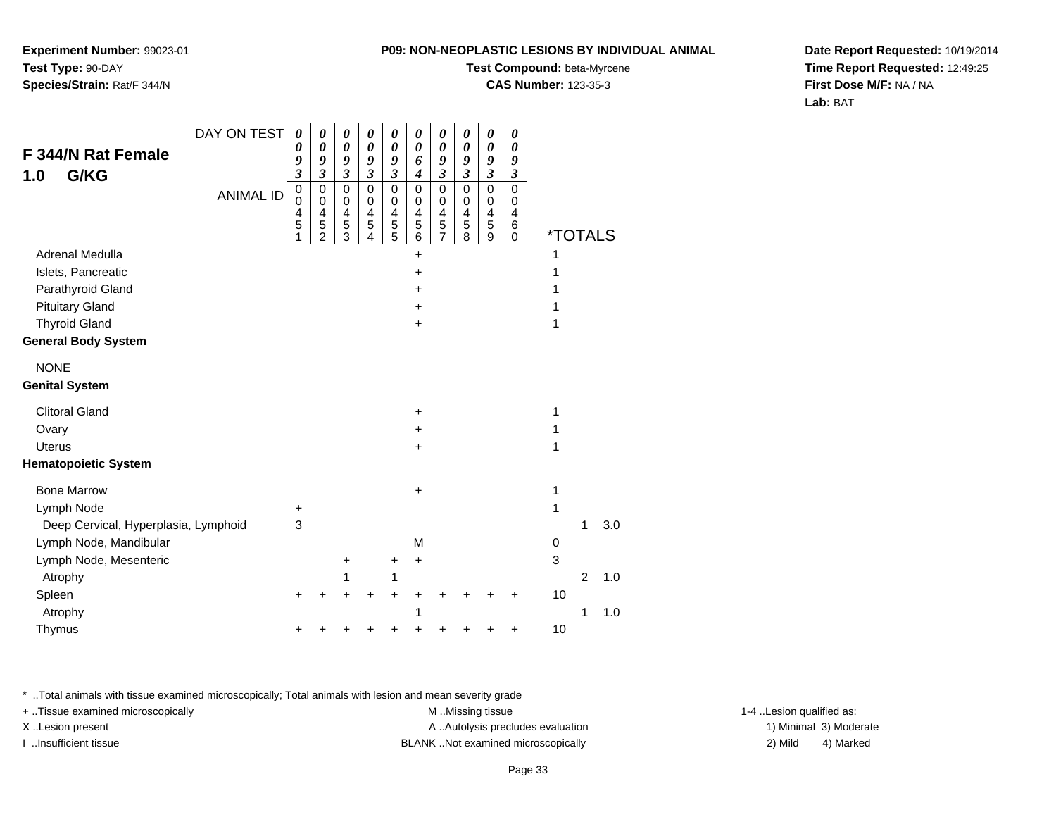**Experiment Number:** 99023-01
**Test Type:** 90-DAY
**Species/Strain:** Rat/F 344/N

**P09: NON-NEOPLASTIC LESIONS BY INDIVIDUAL ANIMAL**
**Test Compound:** beta-Myrcene
**CAS Number:** 123-35-3

**Date Report Requested:** 10/19/2014
**Time Report Requested:** 12:49:25
**First Dose M/F:** NA / NA
**Lab:** BAT

## F 344/N Rat Female
## 1.0 G/KG

| DAY ON TEST | 0093 | 0093 | 0093 | 0093 | 0093 | 0064 | 0093 | 0093 | 0093 | 0093 | | | |
|---|---|---|---|---|---|---|---|---|---|---|---|---|---|
| ANIMAL ID | 00451 | 00452 | 00453 | 00454 | 00455 | 00456 | 00457 | 00458 | 00459 | 00460 | *TOTALS | | |
| Adrenal Medulla | | | | | | + | | | | | 1 | | |
| Islets, Pancreatic | | | | | | + | | | | | 1 | | |
| Parathyroid Gland | | | | | | + | | | | | 1 | | |
| Pituitary Gland | | | | | | + | | | | | 1 | | |
| Thyroid Gland | | | | | | + | | | | | 1 | | |
| **General Body System** | | | | | | | | | | | | | |
| NONE | | | | | | | | | | | | | |
| **Genital System** | | | | | | | | | | | | | |
| Clitoral Gland | | | | | | + | | | | | 1 | | |
| Ovary | | | | | | + | | | | | 1 | | |
| Uterus | | | | | | + | | | | | 1 | | |
| **Hematopoietic System** | | | | | | | | | | | | | |
| Bone Marrow | | | | | | + | | | | | 1 | | |
| Lymph Node | + | | | | | | | | | | 1 | | |
| Deep Cervical, Hyperplasia, Lymphoid | 3 | | | | | | | | | | | 1 | 3.0 |
| Lymph Node, Mandibular | | | | | | M | | | | | 0 | | |
| Lymph Node, Mesenteric | | | + | | + | + | | | | | 3 | | |
| Atrophy | | | 1 | | 1 | | | | | | | 2 | 1.0 |
| Spleen | + | + | + | + | + | + | + | + | + | + | 10 | | |
| Atrophy | | | | | | 1 | | | | | | 1 | 1.0 |
| Thymus | + | + | + | + | + | + | + | + | + | + | 10 | | |

\* ..Total animals with tissue examined microscopically; Total animals with lesion and mean severity grade
+ ..Tissue examined microscopically
X ..Lesion present
I ..Insufficient tissue
M ..Missing tissue
A ..Autolysis precludes evaluation
BLANK ..Not examined microscopically
1-4 ..Lesion qualified as:
1) Minimal 3) Moderate
2) Mild 4) Marked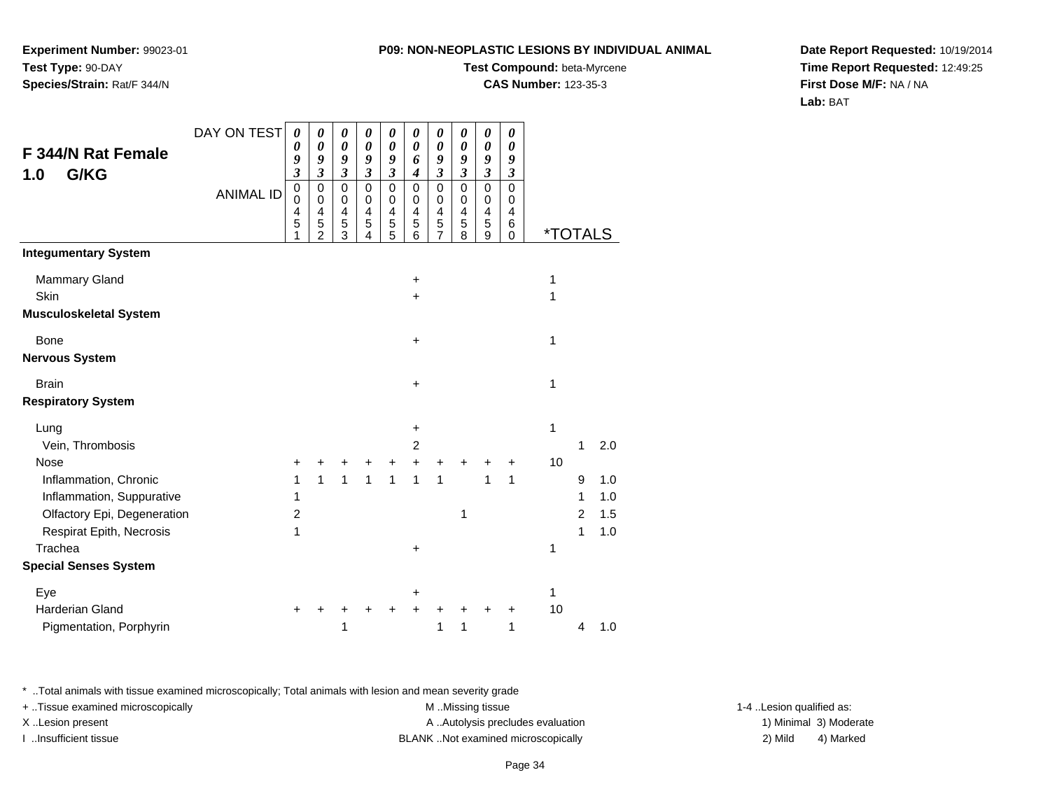**Experiment Number:** 99023-01
**Test Type:** 90-DAY
**Species/Strain:** Rat/F 344/N

**P09: NON-NEOPLASTIC LESIONS BY INDIVIDUAL ANIMAL**
**Test Compound:** beta-Myrcene
**CAS Number:** 123-35-3

**Date Report Requested:** 10/19/2014
**Time Report Requested:** 12:49:25
**First Dose M/F:** NA / NA
**Lab:** BAT

## F 344/N Rat Female 1.0 G/KG

| DAY ON TEST | 0093 | 0093 | 0093 | 0093 | 0093 | 0064 | 0093 | 0093 | 0093 | 0093 | | | |
|---|---|---|---|---|---|---|---|---|---|---|---|---|---|
| ANIMAL ID | 00451 | 00452 | 00453 | 00454 | 00455 | 00456 | 00457 | 00458 | 00459 | 00460 | *TOTALS | | |
| **Integumentary System** | | | | | | | | | | | | | |
| Mammary Gland | | | | | | + | | | | | 1 | | |
| Skin | | | | | | + | | | | | 1 | | |
| **Musculoskeletal System** | | | | | | | | | | | | | |
| Bone | | | | | | + | | | | | 1 | | |
| **Nervous System** | | | | | | | | | | | | | |
| Brain | | | | | | + | | | | | 1 | | |
| **Respiratory System** | | | | | | | | | | | | | |
| Lung | | | | | | + | | | | | 1 | | |
| Vein, Thrombosis | | | | | | 2 | | | | | | 1 | 2.0 |
| Nose | + | + | + | + | + | + | + | + | + | + | 10 | | |
| Inflammation, Chronic | 1 | 1 | 1 | 1 | 1 | 1 | 1 | | 1 | 1 | | 9 | 1.0 |
| Inflammation, Suppurative | 1 | | | | | | | | | | | 1 | 1.0 |
| Olfactory Epi, Degeneration | 2 | | | | | | | 1 | | | | 2 | 1.5 |
| Respirat Epith, Necrosis | 1 | | | | | | | | | | | 1 | 1.0 |
| Trachea | | | | | | + | | | | | 1 | | |
| **Special Senses System** | | | | | | | | | | | | | |
| Eye | | | | | | + | | | | | 1 | | |
| Harderian Gland | + | + | + | + | + | + | + | + | + | + | 10 | | |
| Pigmentation, Porphyrin | | | 1 | | | | 1 | 1 | | 1 | | 4 | 1.0 |

\* ..Total animals with tissue examined microscopically; Total animals with lesion and mean severity grade
+ ..Tissue examined microscopically
X ..Lesion present
I ..Insufficient tissue
M ..Missing tissue
A ..Autolysis precludes evaluation
BLANK ..Not examined microscopically
1-4 ..Lesion qualified as:
1) Minimal 2) Mild 3) Moderate 4) Marked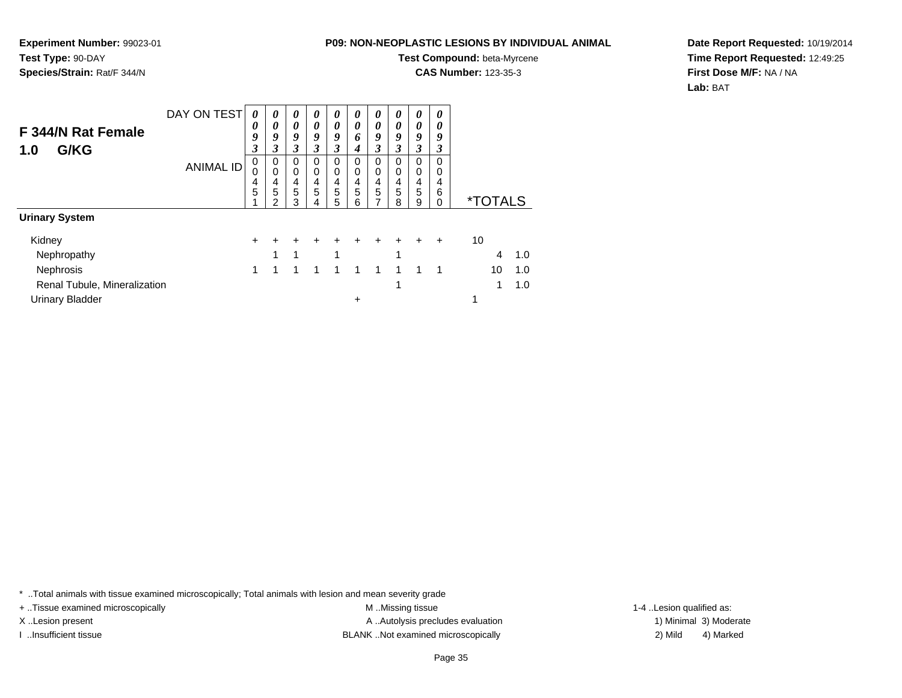**Experiment Number:** 99023-01
**Test Type:** 90-DAY
**Species/Strain:** Rat/F 344/N

**P09: NON-NEOPLASTIC LESIONS BY INDIVIDUAL ANIMAL**
**Test Compound:** beta-Myrcene
**CAS Number:** 123-35-3

**Date Report Requested:** 10/19/2014
**Time Report Requested:** 12:49:25
**First Dose M/F:** NA / NA
**Lab:** BAT

## F 344/N Rat Female 1.0 G/KG

| DAY ON TEST | 0093 | 0093 | 0093 | 0093 | 0093 | 0064 | 0093 | 0093 | 0093 | 0093 | *TOTALS | |
|---|---|---|---|---|---|---|---|---|---|---|---|---|
| ANIMAL ID | 00451 | 00452 | 00453 | 00454 | 00455 | 00456 | 00457 | 00458 | 00459 | 00460 | | |
| **Urinary System** | | | | | | | | | | | | |
| Kidney | + | + | + | + | + | + | + | + | + | + | 10 | |
| Nephropathy | | 1 | 1 | | 1 | | | 1 | | | 4 | 1.0 |
| Nephrosis | 1 | 1 | 1 | 1 | 1 | 1 | 1 | 1 | 1 | 1 | 10 | 1.0 |
| Renal Tubule, Mineralization | | | | | | | | 1 | | | 1 | 1.0 |
| Urinary Bladder | | | | | | + | | | | | 1 | |

* ..Total animals with tissue examined microscopically; Total animals with lesion and mean severity grade
+ ..Tissue examined microscopically
X ..Lesion present
I ..Insufficient tissue
M ..Missing tissue
A ..Autolysis precludes evaluation
BLANK ..Not examined microscopically
1-4 ..Lesion qualified as:
1) Minimal 3) Moderate
2) Mild 4) Marked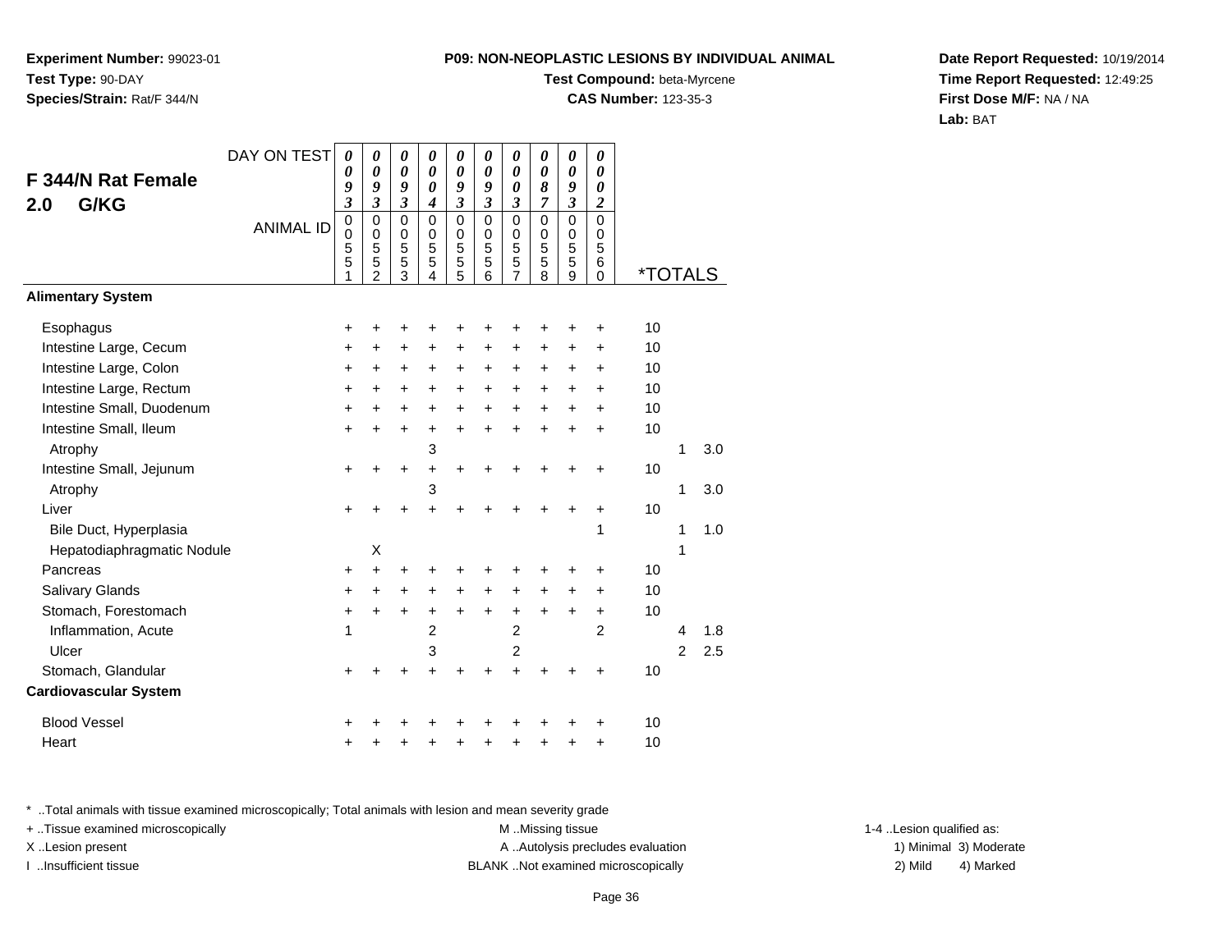**Experiment Number:** 99023-01
**Test Type:** 90-DAY
**Species/Strain:** Rat/F 344/N

**P09: NON-NEOPLASTIC LESIONS BY INDIVIDUAL ANIMAL**
**Test Compound:** beta-Myrcene
**CAS Number:** 123-35-3

**Date Report Requested:** 10/19/2014
**Time Report Requested:** 12:49:25
**First Dose M/F:** NA / NA
**Lab:** BAT

## F 344/N Rat Female 2.0 G/KG

| DAY ON TEST | 0093 | 0093 | 0093 | 0004 | 0093 | 0093 | 0003 | 0087 | 0093 | 0002 | | | |
|---|---|---|---|---|---|---|---|---|---|---|---|---|---|
| ANIMAL ID | 00551 | 00552 | 00553 | 00554 | 00555 | 00556 | 00557 | 00558 | 00559 | 00560 | *TOTALS | | |
| **Alimentary System** | | | | | | | | | | | | | |
| Esophagus | + | + | + | + | + | + | + | + | + | + | 10 | | |
| Intestine Large, Cecum | + | + | + | + | + | + | + | + | + | + | 10 | | |
| Intestine Large, Colon | + | + | + | + | + | + | + | + | + | + | 10 | | |
| Intestine Large, Rectum | + | + | + | + | + | + | + | + | + | + | 10 | | |
| Intestine Small, Duodenum | + | + | + | + | + | + | + | + | + | + | 10 | | |
| Intestine Small, Ileum | + | + | + | + | + | + | + | + | + | + | 10 | | |
| Atrophy | | | | 3 | | | | | | | | 1 | 3.0 |
| Intestine Small, Jejunum | + | + | + | + | + | + | + | + | + | + | 10 | | |
| Atrophy | | | | 3 | | | | | | | | 1 | 3.0 |
| Liver | + | + | + | + | + | + | + | + | + | + | 10 | | |
| Bile Duct, Hyperplasia | | | | | | | | | | 1 | | 1 | 1.0 |
| Hepatodiaphragmatic Nodule | | X | | | | | | | | | | 1 | |
| Pancreas | + | + | + | + | + | + | + | + | + | + | 10 | | |
| Salivary Glands | + | + | + | + | + | + | + | + | + | + | 10 | | |
| Stomach, Forestomach | + | + | + | + | + | + | + | + | + | + | 10 | | |
| Inflammation, Acute | 1 | | | 2 | | | 2 | | | 2 | | 4 | 1.8 |
| Ulcer | | | | 3 | | | 2 | | | | | 2 | 2.5 |
| Stomach, Glandular | + | + | + | + | + | + | + | + | + | + | 10 | | |
| **Cardiovascular System** | | | | | | | | | | | | | |
| Blood Vessel | + | + | + | + | + | + | + | + | + | + | 10 | | |
| Heart | + | + | + | + | + | + | + | + | + | + | 10 | | |

\* ..Total animals with tissue examined microscopically; Total animals with lesion and mean severity grade
+ ..Tissue examined microscopically
X ..Lesion present
I ..Insufficient tissue

M ..Missing tissue
A ..Autolysis precludes evaluation
BLANK ..Not examined microscopically

1-4 ..Lesion qualified as:
1) Minimal 3) Moderate
2) Mild 4) Marked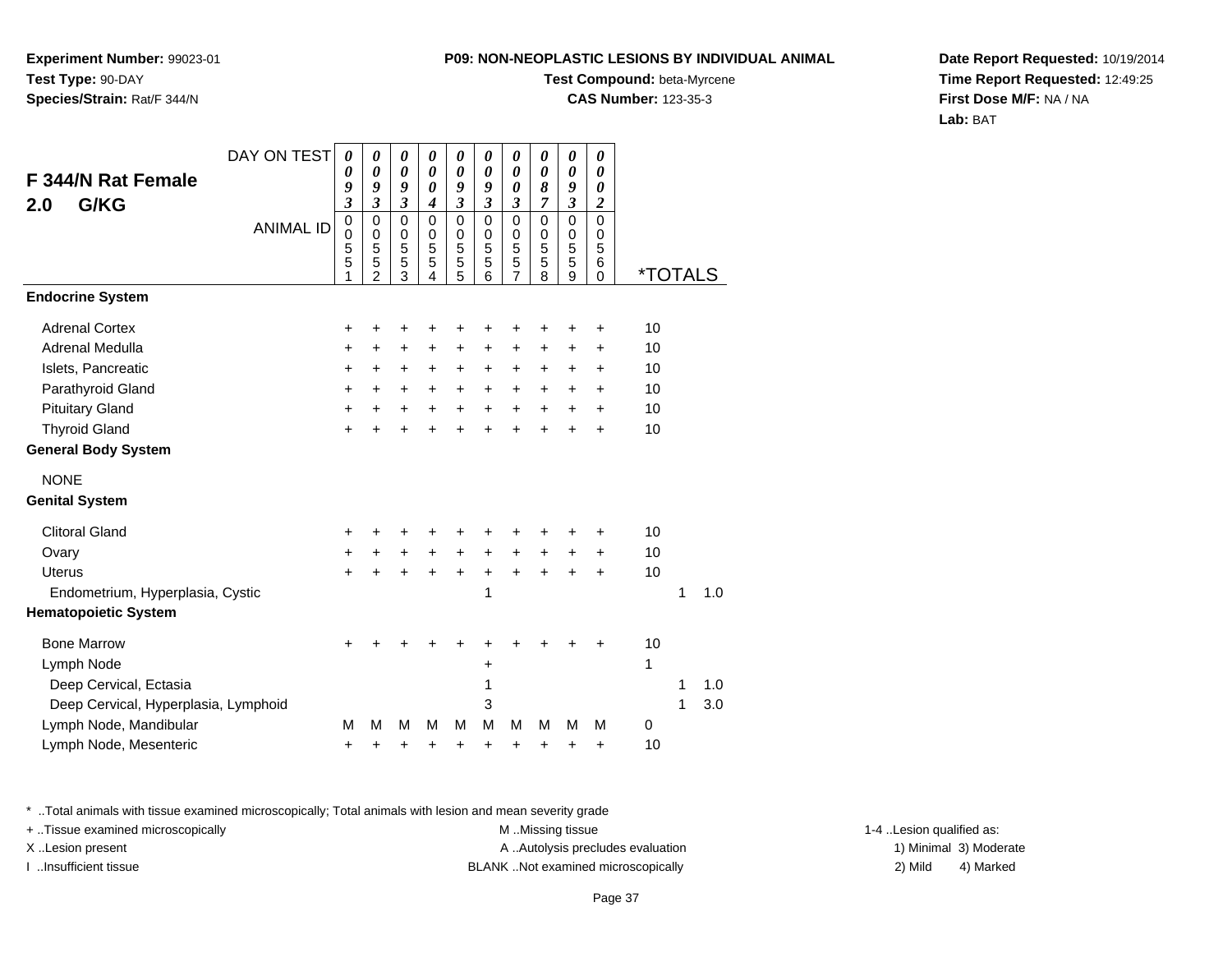**Experiment Number:** 99023-01
**Test Type:** 90-DAY
**Species/Strain:** Rat/F 344/N

**P09: NON-NEOPLASTIC LESIONS BY INDIVIDUAL ANIMAL**
**Test Compound:** beta-Myrcene
**CAS Number:** 123-35-3

**Date Report Requested:** 10/19/2014
**Time Report Requested:** 12:49:25
**First Dose M/F:** NA / NA
**Lab:** BAT

# F 344/N Rat Female
## 2.0 G/KG

| DAY ON TEST | 0093 | 0093 | 0093 | 0004 | 0093 | 0093 | 0003 | 0087 | 0093 | 0002 | *TOTALS | | |
|---|---|---|---|---|---|---|---|---|---|---|---|---|---|
| ANIMAL ID | 00551 | 00552 | 00553 | 00554 | 00555 | 00556 | 00557 | 00558 | 00559 | 00560 | | | |
| **Endocrine System** | | | | | | | | | | | | | |
| Adrenal Cortex | + | + | + | + | + | + | + | + | + | + | 10 | | |
| Adrenal Medulla | + | + | + | + | + | + | + | + | + | + | 10 | | |
| Islets, Pancreatic | + | + | + | + | + | + | + | + | + | + | 10 | | |
| Parathyroid Gland | + | + | + | + | + | + | + | + | + | + | 10 | | |
| Pituitary Gland | + | + | + | + | + | + | + | + | + | + | 10 | | |
| Thyroid Gland | + | + | + | + | + | + | + | + | + | + | 10 | | |
| **General Body System** | | | | | | | | | | | | | |
| NONE | | | | | | | | | | | | | |
| **Genital System** | | | | | | | | | | | | | |
| Clitoral Gland | + | + | + | + | + | + | + | + | + | + | 10 | | |
| Ovary | + | + | + | + | + | + | + | + | + | + | 10 | | |
| Uterus | + | + | + | + | + | + | + | + | + | + | 10 | | |
| Endometrium, Hyperplasia, Cystic | | | | | | 1 | | | | | | 1 | 1.0 |
| **Hematopoietic System** | | | | | | | | | | | | | |
| Bone Marrow | + | + | + | + | + | + | + | + | + | + | 10 | | |
| Lymph Node | | | | | | + | | | | | 1 | | |
| Deep Cervical, Ectasia | | | | | | 1 | | | | | | 1 | 1.0 |
| Deep Cervical, Hyperplasia, Lymphoid | | | | | | 3 | | | | | | 1 | 3.0 |
| Lymph Node, Mandibular | M | M | M | M | M | M | M | M | M | M | 0 | | |
| Lymph Node, Mesenteric | + | + | + | + | + | + | + | + | + | + | 10 | | |

* ..Total animals with tissue examined microscopically; Total animals with lesion and mean severity grade
+ ..Tissue examined microscopically
X ..Lesion present
I ..Insufficient tissue
M ..Missing tissue
A ..Autolysis precludes evaluation
BLANK ..Not examined microscopically
1-4 ..Lesion qualified as:
1) Minimal 3) Moderate
2) Mild 4) Marked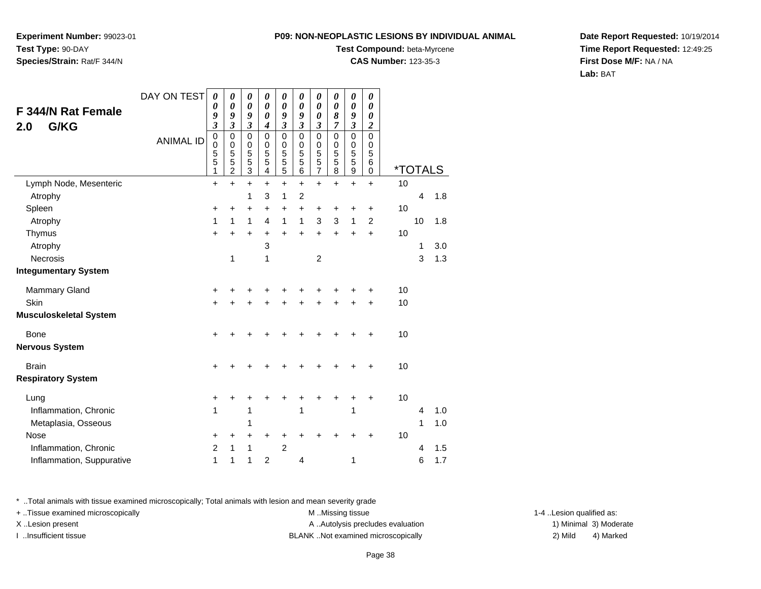**Experiment Number:** 99023-01
**Test Type:** 90-DAY
**Species/Strain:** Rat/F 344/N

**P09: NON-NEOPLASTIC LESIONS BY INDIVIDUAL ANIMAL**
**Test Compound:** beta-Myrcene
**CAS Number:** 123-35-3

**Date Report Requested:** 10/19/2014
**Time Report Requested:** 12:49:25
**First Dose M/F:** NA / NA
**Lab:** BAT

## F 344/N Rat Female 2.0 G/KG

| DAY ON TEST | 0093 | 0093 | 0093 | 0004 | 0093 | 0093 | 0003 | 0087 | 0093 | 0002 | *TOTALS | | |
|---|---|---|---|---|---|---|---|---|---|---|---|---|---|
| ANIMAL ID | 00551 | 00552 | 00553 | 00554 | 00555 | 00556 | 00557 | 00558 | 00559 | 00560 | | | |
| Lymph Node, Mesenteric | + | + | + | + | + | + | + | + | + | + | 10 | | |
| Atrophy | | | 1 | 3 | 1 | 2 | | | | | | 4 | 1.8 |
| Spleen | + | + | + | + | + | + | + | + | + | + | 10 | | |
| Atrophy | 1 | 1 | 1 | 4 | 1 | 1 | 3 | 3 | 1 | 2 | | 10 | 1.8 |
| Thymus | + | + | + | + | + | + | + | + | + | + | 10 | | |
| Atrophy | | | | 3 | | | | | | | | 1 | 3.0 |
| Necrosis | | 1 | | 1 | | | 2 | | | | | 3 | 1.3 |
| **Integumentary System** | | | | | | | | | | | | | |
| Mammary Gland | + | + | + | + | + | + | + | + | + | + | 10 | | |
| Skin | + | + | + | + | + | + | + | + | + | + | 10 | | |
| **Musculoskeletal System** | | | | | | | | | | | | | |
| Bone | + | + | + | + | + | + | + | + | + | + | 10 | | |
| **Nervous System** | | | | | | | | | | | | | |
| Brain | + | + | + | + | + | + | + | + | + | + | 10 | | |
| **Respiratory System** | | | | | | | | | | | | | |
| Lung | + | + | + | + | + | + | + | + | + | + | 10 | | |
| Inflammation, Chronic | 1 | | 1 | | | 1 | | | 1 | | | 4 | 1.0 |
| Metaplasia, Osseous | | | 1 | | | | | | | | | 1 | 1.0 |
| Nose | + | + | + | + | + | + | + | + | + | + | 10 | | |
| Inflammation, Chronic | 2 | 1 | 1 | | 2 | | | | | | | 4 | 1.5 |
| Inflammation, Suppurative | 1 | 1 | 1 | 2 | | 4 | | | 1 | | | 6 | 1.7 |

* ..Total animals with tissue examined microscopically; Total animals with lesion and mean severity grade
+ ..Tissue examined microscopically
X ..Lesion present
I ..Insufficient tissue

M ..Missing tissue
A ..Autolysis precludes evaluation
BLANK ..Not examined microscopically

1-4 ..Lesion qualified as:
1) Minimal 3) Moderate
2) Mild 4) Marked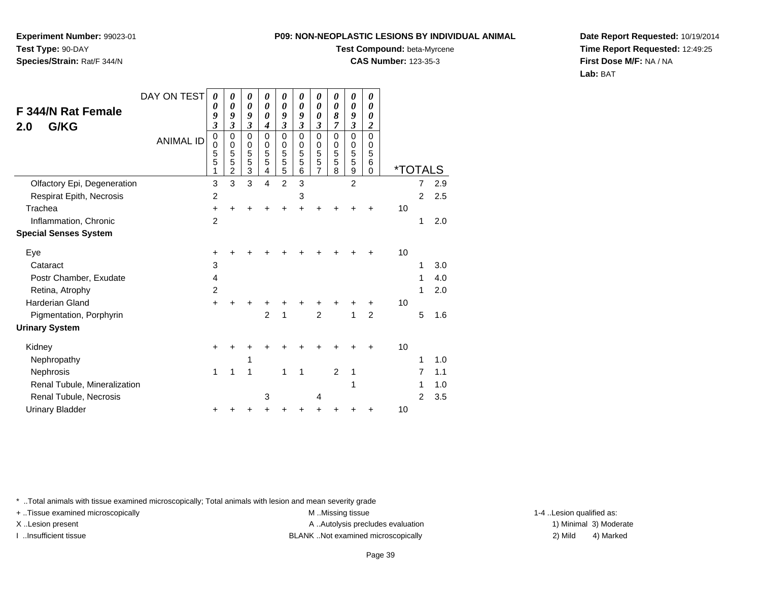**Experiment Number:** 99023-01
**Test Type:** 90-DAY
**Species/Strain:** Rat/F 344/N

**P09: NON-NEOPLASTIC LESIONS BY INDIVIDUAL ANIMAL**
**Test Compound:** beta-Myrcene
**CAS Number:** 123-35-3

**Date Report Requested:** 10/19/2014
**Time Report Requested:** 12:49:25
**First Dose M/F:** NA / NA
**Lab:** BAT

## F 344/N Rat Female
## 2.0 G/KG

| DAY ON TEST | 0093 | 0093 | 0093 | 0004 | 0093 | 0093 | 0003 | 0087 | 0093 | 0002 | *TOTALS | | |
|---|---|---|---|---|---|---|---|---|---|---|---|---|---|
| ANIMAL ID | 00551 | 00552 | 00553 | 00554 | 00555 | 00556 | 00557 | 00558 | 00559 | 00560 | | | |
| Olfactory Epi, Degeneration | 3 | 3 | 3 | 4 | 2 | 3 | | | 2 | | | 7 | 2.9 |
| Respirat Epith, Necrosis | 2 | | | | | 3 | | | | | | 2 | 2.5 |
| Trachea | + | + | + | + | + | + | + | + | + | + | 10 | | |
| Inflammation, Chronic | 2 | | | | | | | | | | | 1 | 2.0 |
| **Special Senses System** | | | | | | | | | | | | | |
| Eye | + | + | + | + | + | + | + | + | + | + | 10 | | |
| Cataract | 3 | | | | | | | | | | | 1 | 3.0 |
| Postr Chamber, Exudate | 4 | | | | | | | | | | | 1 | 4.0 |
| Retina, Atrophy | 2 | | | | | | | | | | | 1 | 2.0 |
| Harderian Gland | + | + | + | + | + | + | + | + | + | + | 10 | | |
| Pigmentation, Porphyrin | | | | 2 | 1 | | 2 | | 1 | 2 | | 5 | 1.6 |
| **Urinary System** | | | | | | | | | | | | | |
| Kidney | + | + | + | + | + | + | + | + | + | + | 10 | | |
| Nephropathy | | | 1 | | | | | | | | | 1 | 1.0 |
| Nephrosis | 1 | 1 | 1 | | 1 | 1 | | 2 | 1 | | | 7 | 1.1 |
| Renal Tubule, Mineralization | | | | | | | | | 1 | | | 1 | 1.0 |
| Renal Tubule, Necrosis | | | | 3 | | | 4 | | | | | 2 | 3.5 |
| Urinary Bladder | + | + | + | + | + | + | + | + | + | + | 10 | | |

\* ..Total animals with tissue examined microscopically; Total animals with lesion and mean severity grade
+ ..Tissue examined microscopically
X ..Lesion present
I ..Insufficient tissue

M ..Missing tissue
A ..Autolysis precludes evaluation
BLANK ..Not examined microscopically

1-4 ..Lesion qualified as:
1) Minimal 3) Moderate
2) Mild 4) Marked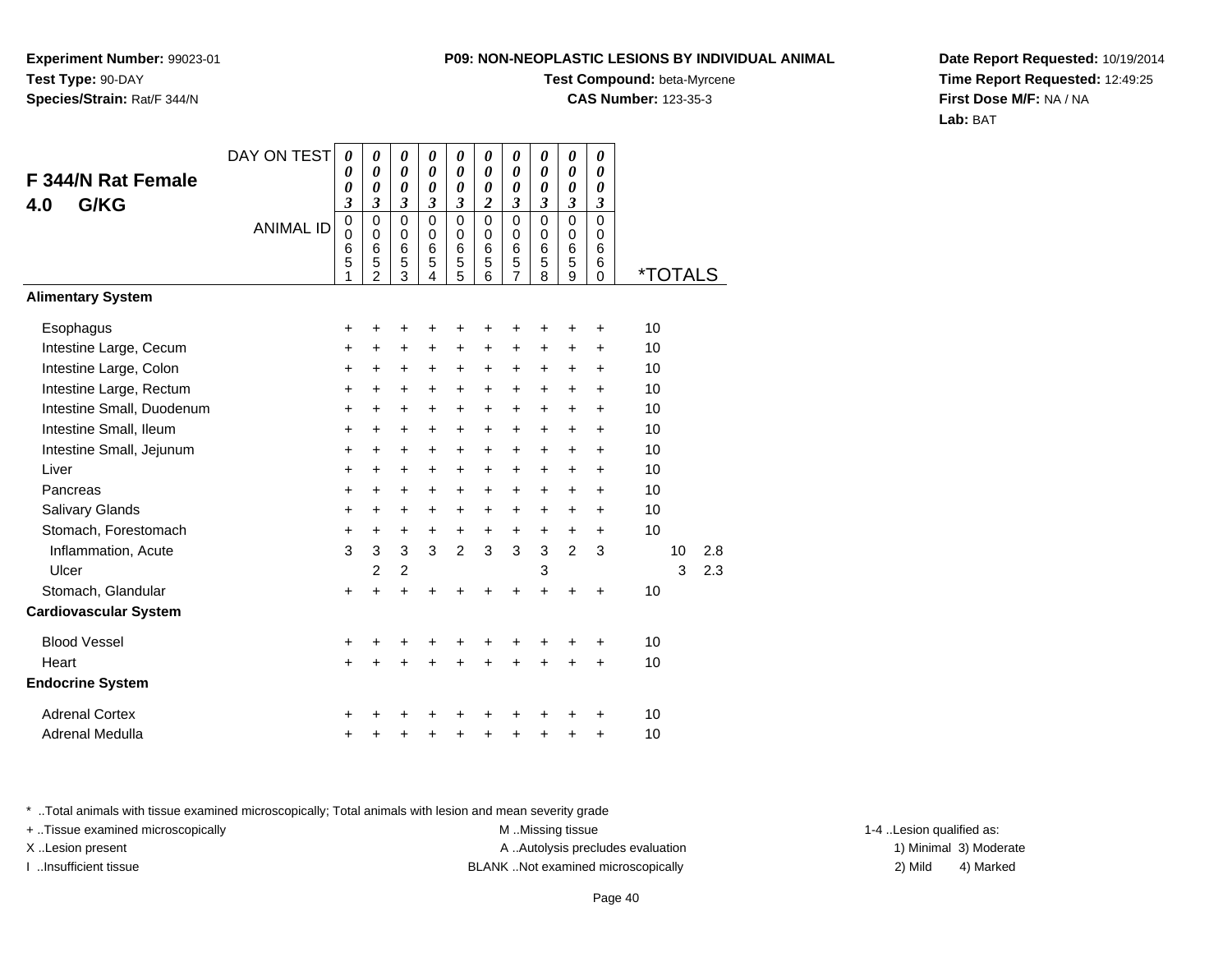**Experiment Number:** 99023-01
**Test Type:** 90-DAY
**Species/Strain:** Rat/F 344/N

**P09: NON-NEOPLASTIC LESIONS BY INDIVIDUAL ANIMAL**
**Test Compound:** beta-Myrcene
**CAS Number:** 123-35-3

**Date Report Requested:** 10/19/2014
**Time Report Requested:** 12:49:25
**First Dose M/F:** NA / NA
**Lab:** BAT

## F 344/N Rat Female
## 4.0 G/KG

| DAY ON TEST | 0003 | 0003 | 0003 | 0003 | 0003 | 0002 | 0003 | 0003 | 0003 | 0003 | | |
|---|---|---|---|---|---|---|---|---|---|---|---|---|
| ANIMAL ID | 00651 | 00652 | 00653 | 00654 | 00655 | 00656 | 00657 | 00658 | 00659 | 00660 | *TOTALS | |
| **Alimentary System** | | | | | | | | | | | | |
| Esophagus | + | + | + | + | + | + | + | + | + | + | 10 | |
| Intestine Large, Cecum | + | + | + | + | + | + | + | + | + | + | 10 | |
| Intestine Large, Colon | + | + | + | + | + | + | + | + | + | + | 10 | |
| Intestine Large, Rectum | + | + | + | + | + | + | + | + | + | + | 10 | |
| Intestine Small, Duodenum | + | + | + | + | + | + | + | + | + | + | 10 | |
| Intestine Small, Ileum | + | + | + | + | + | + | + | + | + | + | 10 | |
| Intestine Small, Jejunum | + | + | + | + | + | + | + | + | + | + | 10 | |
| Liver | + | + | + | + | + | + | + | + | + | + | 10 | |
| Pancreas | + | + | + | + | + | + | + | + | + | + | 10 | |
| Salivary Glands | + | + | + | + | + | + | + | + | + | + | 10 | |
| Stomach, Forestomach | + | + | + | + | + | + | + | + | + | + | 10 | |
| Inflammation, Acute | 3 | 3 | 3 | 3 | 2 | 3 | 3 | 3 | 2 | 3 | 10 | 2.8 |
| Ulcer | | 2 | 2 | | | | | 3 | | | 3 | 2.3 |
| Stomach, Glandular | + | + | + | + | + | + | + | + | + | + | 10 | |
| **Cardiovascular System** | | | | | | | | | | | | |
| Blood Vessel | + | + | + | + | + | + | + | + | + | + | 10 | |
| Heart | + | + | + | + | + | + | + | + | + | + | 10 | |
| **Endocrine System** | | | | | | | | | | | | |
| Adrenal Cortex | + | + | + | + | + | + | + | + | + | + | 10 | |
| Adrenal Medulla | + | + | + | + | + | + | + | + | + | + | 10 | |

* ..Total animals with tissue examined microscopically; Total animals with lesion and mean severity grade
+ ..Tissue examined microscopically
X ..Lesion present
I ..Insufficient tissue

M ..Missing tissue
A ..Autolysis precludes evaluation
BLANK ..Not examined microscopically

1-4 ..Lesion qualified as:
1) Minimal 3) Moderate
2) Mild 4) Marked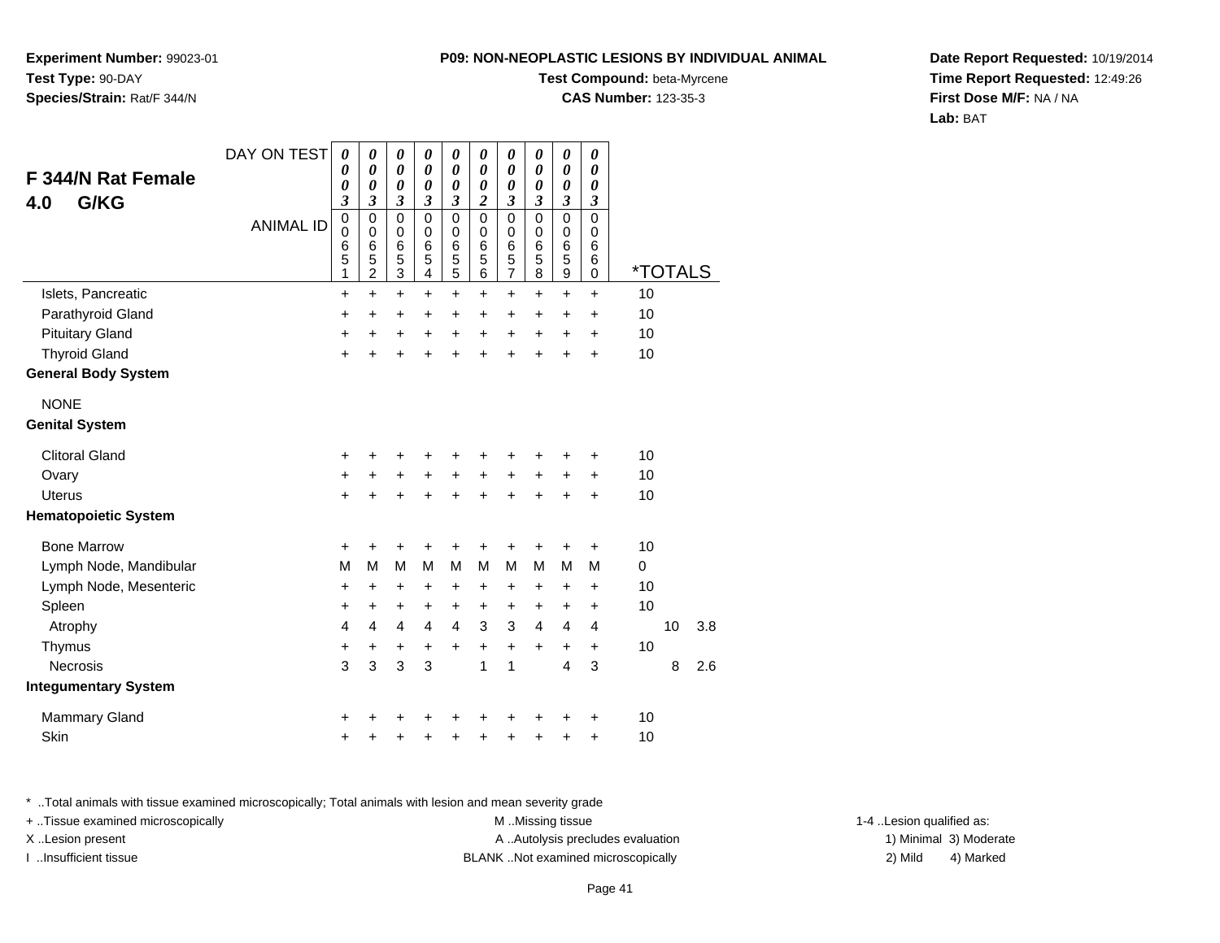**Experiment Number:** 99023-01
**Test Type:** 90-DAY
**Species/Strain:** Rat/F 344/N

**P09: NON-NEOPLASTIC LESIONS BY INDIVIDUAL ANIMAL**
**Test Compound:** beta-Myrcene
**CAS Number:** 123-35-3

**Date Report Requested:** 10/19/2014
**Time Report Requested:** 12:49:26
**First Dose M/F:** NA / NA
**Lab:** BAT

## F 344/N Rat Female 4.0 G/KG

| DAY ON TEST | 0003 | 0003 | 0003 | 0003 | 0003 | 0002 | 0003 | 0003 | 0003 | 0003 | | | |
|---|---|---|---|---|---|---|---|---|---|---|---|---|---|
| ANIMAL ID | 00651 | 00652 | 00653 | 00654 | 00655 | 00656 | 00657 | 00658 | 00659 | 00660 | *TOTALS | | |
| Islets, Pancreatic | + | + | + | + | + | + | + | + | + | + | 10 | | |
| Parathyroid Gland | + | + | + | + | + | + | + | + | + | + | 10 | | |
| Pituitary Gland | + | + | + | + | + | + | + | + | + | + | 10 | | |
| Thyroid Gland | + | + | + | + | + | + | + | + | + | + | 10 | | |
| **General Body System** | | | | | | | | | | | | | |
| NONE | | | | | | | | | | | | | |
| **Genital System** | | | | | | | | | | | | | |
| Clitoral Gland | + | + | + | + | + | + | + | + | + | + | 10 | | |
| Ovary | + | + | + | + | + | + | + | + | + | + | 10 | | |
| Uterus | + | + | + | + | + | + | + | + | + | + | 10 | | |
| **Hematopoietic System** | | | | | | | | | | | | | |
| Bone Marrow | + | + | + | + | + | + | + | + | + | + | 10 | | |
| Lymph Node, Mandibular | M | M | M | M | M | M | M | M | M | M | 0 | | |
| Lymph Node, Mesenteric | + | + | + | + | + | + | + | + | + | + | 10 | | |
| Spleen | + | + | + | + | + | + | + | + | + | + | 10 | | |
| Atrophy | 4 | 4 | 4 | 4 | 4 | 3 | 3 | 4 | 4 | 4 | | 10 | 3.8 |
| Thymus | + | + | + | + | + | + | + | + | + | + | 10 | | |
| Necrosis | 3 | 3 | 3 | 3 | | 1 | 1 | | 4 | 3 | | 8 | 2.6 |
| **Integumentary System** | | | | | | | | | | | | | |
| Mammary Gland | + | + | + | + | + | + | + | + | + | + | 10 | | |
| Skin | + | + | + | + | + | + | + | + | + | + | 10 | | |

\* ..Total animals with tissue examined microscopically; Total animals with lesion and mean severity grade

+ ..Tissue examined microscopically
X ..Lesion present
I ..Insufficient tissue

M ..Missing tissue
A ..Autolysis precludes evaluation
BLANK ..Not examined microscopically

1-4 ..Lesion qualified as:
1) Minimal 3) Moderate
2) Mild 4) Marked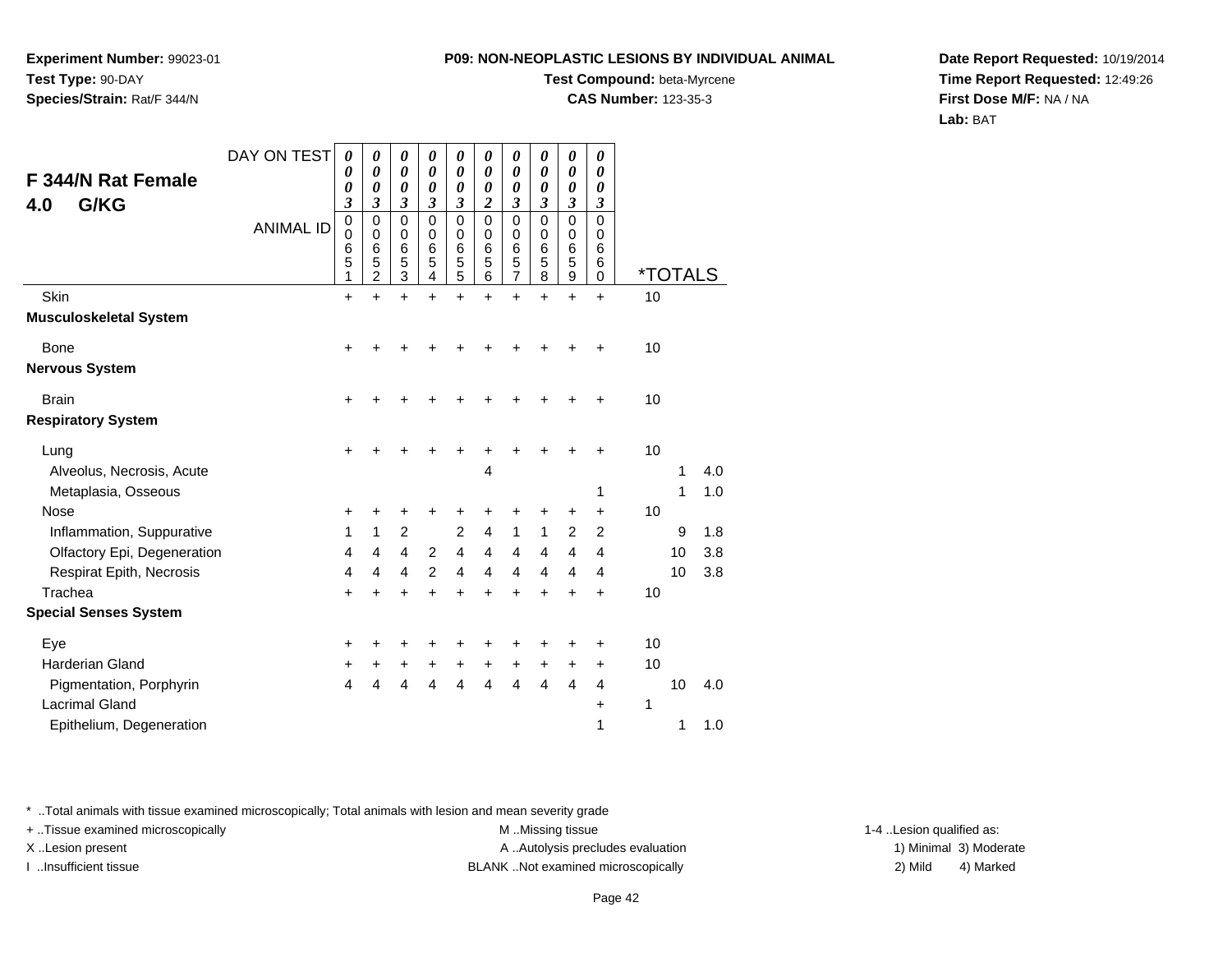**Experiment Number:** 99023-01
**Test Type:** 90-DAY
**Species/Strain:** Rat/F 344/N

**P09: NON-NEOPLASTIC LESIONS BY INDIVIDUAL ANIMAL**
**Test Compound:** beta-Myrcene
**CAS Number:** 123-35-3

**Date Report Requested:** 10/19/2014
**Time Report Requested:** 12:49:26
**First Dose M/F:** NA / NA
**Lab:** BAT

## F 344/N Rat Female
## 4.0 G/KG

| DAY ON TEST | 0003 | 0003 | 0003 | 0003 | 0003 | 0002 | 0003 | 0003 | 0003 | 0003 | | |
|---|---|---|---|---|---|---|---|---|---|---|---|---|
| ANIMAL ID | 00651 | 00652 | 00653 | 00654 | 00655 | 00656 | 00657 | 00658 | 00659 | 00660 | *TOTALS | |
| Skin | + | + | + | + | + | + | + | + | + | + | 10 | |
| **Musculoskeletal System** | | | | | | | | | | | | |
| Bone | + | + | + | + | + | + | + | + | + | + | 10 | |
| **Nervous System** | | | | | | | | | | | | |
| Brain | + | + | + | + | + | + | + | + | + | + | 10 | |
| **Respiratory System** | | | | | | | | | | | | |
| Lung | + | + | + | + | + | + | + | + | + | + | 10 | |
| Alveolus, Necrosis, Acute | | | | | | 4 | | | | | 1 | 4.0 |
| Metaplasia, Osseous | | | | | | | | | | 1 | 1 | 1.0 |
| Nose | + | + | + | + | + | + | + | + | + | + | 10 | |
| Inflammation, Suppurative | 1 | 1 | 2 | | 2 | 4 | 1 | 1 | 2 | 2 | 9 | 1.8 |
| Olfactory Epi, Degeneration | 4 | 4 | 4 | 2 | 4 | 4 | 4 | 4 | 4 | 4 | 10 | 3.8 |
| Respirat Epith, Necrosis | 4 | 4 | 4 | 2 | 4 | 4 | 4 | 4 | 4 | 4 | 10 | 3.8 |
| Trachea | + | + | + | + | + | + | + | + | + | + | 10 | |
| **Special Senses System** | | | | | | | | | | | | |
| Eye | + | + | + | + | + | + | + | + | + | + | 10 | |
| Harderian Gland | + | + | + | + | + | + | + | + | + | + | 10 | |
| Pigmentation, Porphyrin | 4 | 4 | 4 | 4 | 4 | 4 | 4 | 4 | 4 | 4 | 10 | 4.0 |
| Lacrimal Gland | | | | | | | | | | + | 1 | |
| Epithelium, Degeneration | | | | | | | | | | 1 | 1 | 1.0 |

* ..Total animals with tissue examined microscopically; Total animals with lesion and mean severity grade
+ ..Tissue examined microscopically
X ..Lesion present
I ..Insufficient tissue

M ..Missing tissue
A ..Autolysis precludes evaluation
BLANK ..Not examined microscopically

1-4 ..Lesion qualified as:
1) Minimal 3) Moderate
2) Mild 4) Marked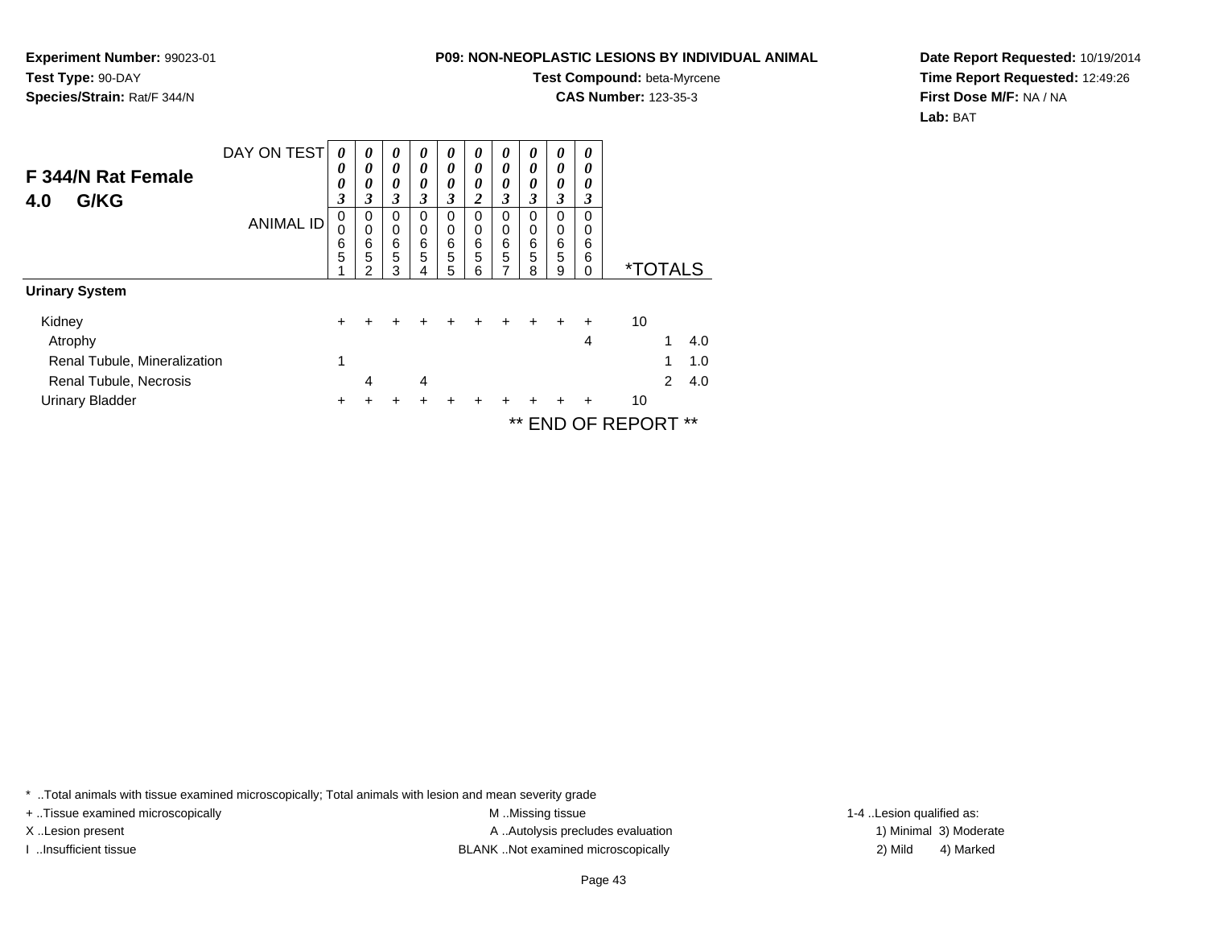**Experiment Number:** 99023-01
**Test Type:** 90-DAY
**Species/Strain:** Rat/F 344/N

**P09: NON-NEOPLASTIC LESIONS BY INDIVIDUAL ANIMAL**
**Test Compound:** beta-Myrcene
**CAS Number:** 123-35-3

**Date Report Requested:** 10/19/2014
**Time Report Requested:** 12:49:26
**First Dose M/F:** NA / NA
**Lab:** BAT

## F 344/N Rat Female
## 4.0 G/KG

| DAY ON TEST | 0003 | 0003 | 0003 | 0003 | 0003 | 0002 | 0003 | 0003 | 0003 | 0003 | *TOTALS | | |
|---|---|---|---|---|---|---|---|---|---|---|---|---|---|
| ANIMAL ID | 00651 | 00652 | 00653 | 00654 | 00655 | 00656 | 00657 | 00658 | 00659 | 00660 | | | |
| **Urinary System** | | | | | | | | | | | | | |
| Kidney | + | + | + | + | + | + | + | + | + | + | 10 | | |
| Atrophy | | | | | | | | | | 4 | | 1 | 4.0 |
| Renal Tubule, Mineralization | 1 | | | | | | | | | | | 1 | 1.0 |
| Renal Tubule, Necrosis | | 4 | | 4 | | | | | | | | 2 | 4.0 |
| Urinary Bladder | + | + | + | + | + | + | + | + | + | + | 10 | | |

** END OF REPORT **

* ..Total animals with tissue examined microscopically; Total animals with lesion and mean severity grade
+ ..Tissue examined microscopically
X ..Lesion present
I ..Insufficient tissue

M ..Missing tissue
A ..Autolysis precludes evaluation
BLANK ..Not examined microscopically

1-4 ..Lesion qualified as:
1) Minimal 3) Moderate
2) Mild 4) Marked